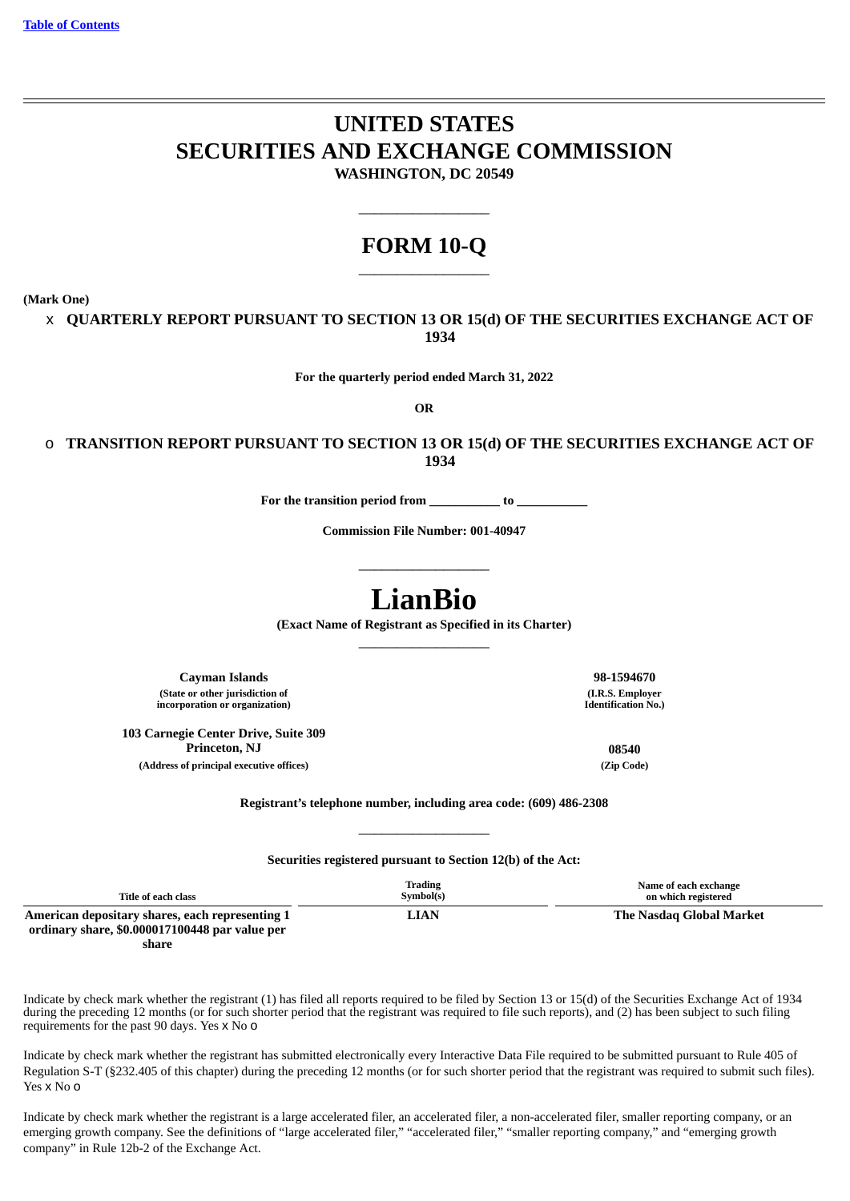[Table of Contents](#)

# UNITED STATES
# SECURITIES AND EXCHANGE COMMISSION
**WASHINGTON, DC 20549**

---

# FORM 10-Q

---

**(Mark One)**

x **QUARTERLY REPORT PURSUANT TO SECTION 13 OR 15(d) OF THE SECURITIES EXCHANGE ACT OF 1934**

**For the quarterly period ended March 31, 2022**

**OR**

o **TRANSITION REPORT PURSUANT TO SECTION 13 OR 15(d) OF THE SECURITIES EXCHANGE ACT OF 1934**

**For the transition period from \_\_\_\_\_\_\_\_\_\_\_ to \_\_\_\_\_\_\_\_\_\_\_**

**Commission File Number: 001-40947**

---

# LianBio

**(Exact Name of Registrant as Specified in its Charter)**

---

| **Cayman Islands** | **98-1594670** |
|---|---|
| **(State or other jurisdiction of incorporation or organization)** | **(I.R.S. Employer Identification No.)** |
| **103 Carnegie Center Drive, Suite 309 Princeton, NJ** | **08540** |
| **(Address of principal executive offices)** | **(Zip Code)** |

**Registrant's telephone number, including area code: (609) 486-2308**

---

**Securities registered pursuant to Section 12(b) of the Act:**

| Title of each class | Trading Symbol(s) | Name of each exchange on which registered |
|---|---|---|
| **American depositary shares, each representing 1 ordinary share, $0.000017100448 par value per share** | **LIAN** | **The Nasdaq Global Market** |

Indicate by check mark whether the registrant (1) has filed all reports required to be filed by Section 13 or 15(d) of the Securities Exchange Act of 1934 during the preceding 12 months (or for such shorter period that the registrant was required to file such reports), and (2) has been subject to such filing requirements for the past 90 days. Yes x No o

Indicate by check mark whether the registrant has submitted electronically every Interactive Data File required to be submitted pursuant to Rule 405 of Regulation S-T (§232.405 of this chapter) during the preceding 12 months (or for such shorter period that the registrant was required to submit such files). Yes x No o

Indicate by check mark whether the registrant is a large accelerated filer, an accelerated filer, a non-accelerated filer, smaller reporting company, or an emerging growth company. See the definitions of "large accelerated filer," "accelerated filer," "smaller reporting company," and "emerging growth company" in Rule 12b-2 of the Exchange Act.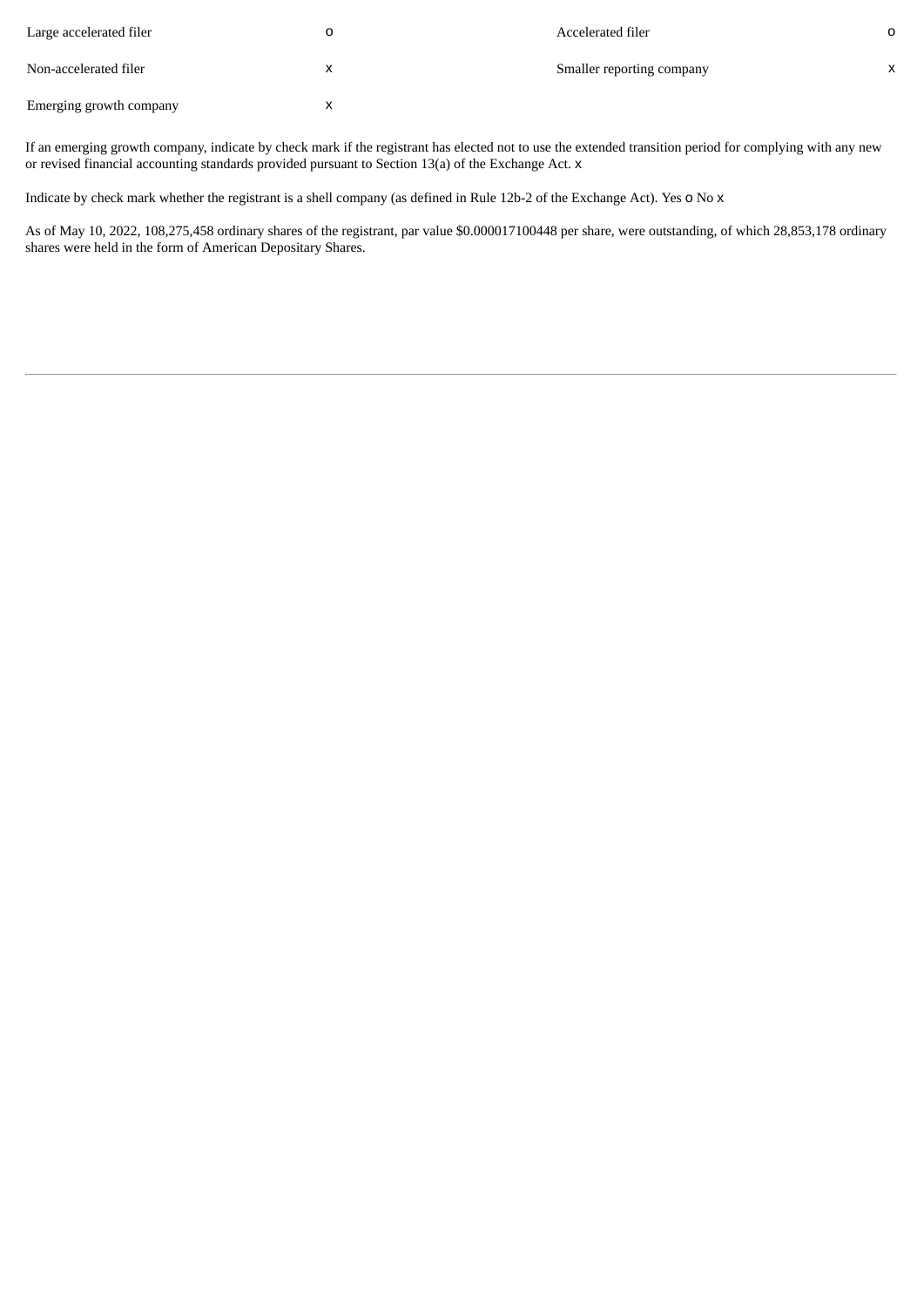| Large accelerated filer | o | Accelerated filer | o |
| --- | --- | --- | --- |
| Non-accelerated filer | x | Smaller reporting company | x |
| Emerging growth company | x | | |

If an emerging growth company, indicate by check mark if the registrant has elected not to use the extended transition period for complying with any new or revised financial accounting standards provided pursuant to Section 13(a) of the Exchange Act. x

Indicate by check mark whether the registrant is a shell company (as defined in Rule 12b-2 of the Exchange Act). Yes o No x

As of May 10, 2022, 108,275,458 ordinary shares of the registrant, par value $0.000017100448 per share, were outstanding, of which 28,853,178 ordinary shares were held in the form of American Depositary Shares.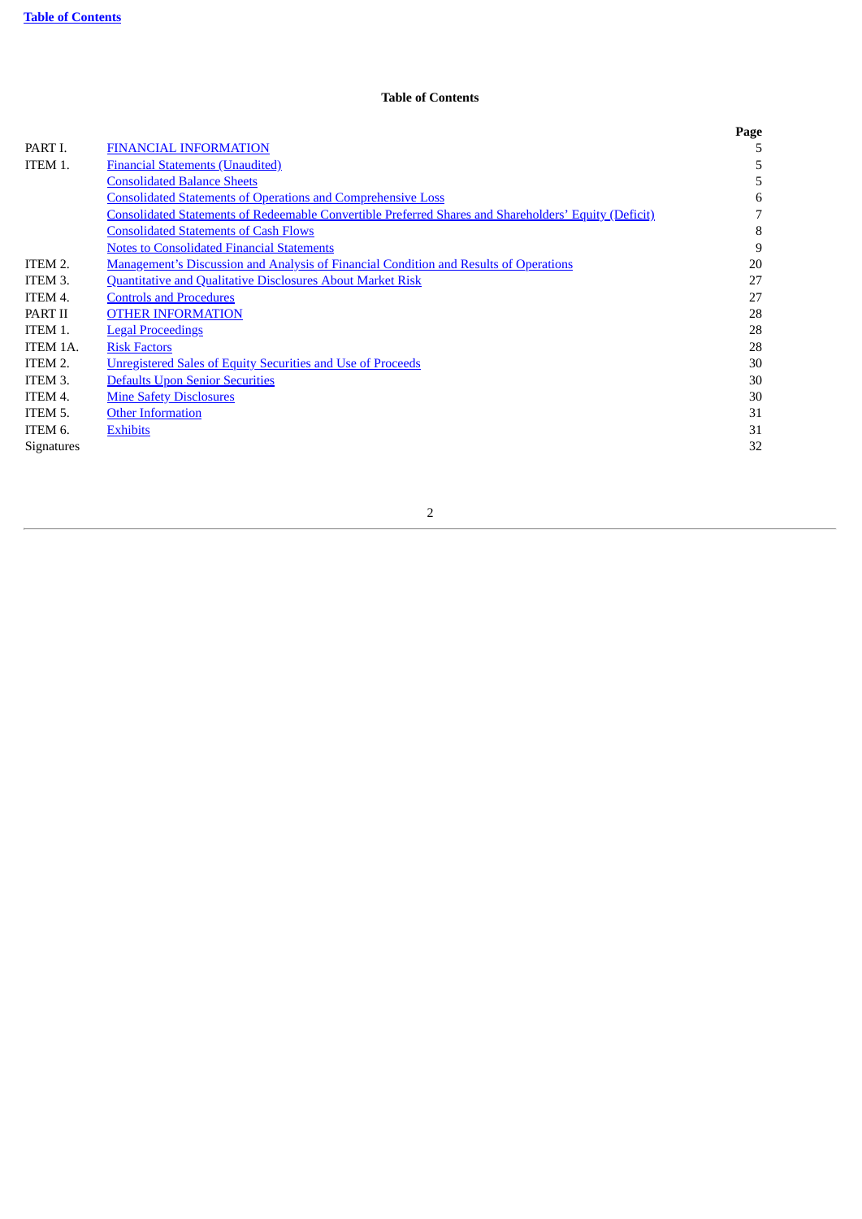**Table of Contents**

## Table of Contents

| | | Page |
|---|---|---|
| PART I. | FINANCIAL INFORMATION | 5 |
| ITEM 1. | Financial Statements (Unaudited) | 5 |
| | Consolidated Balance Sheets | 5 |
| | Consolidated Statements of Operations and Comprehensive Loss | 6 |
| | Consolidated Statements of Redeemable Convertible Preferred Shares and Shareholders' Equity (Deficit) | 7 |
| | Consolidated Statements of Cash Flows | 8 |
| | Notes to Consolidated Financial Statements | 9 |
| ITEM 2. | Management's Discussion and Analysis of Financial Condition and Results of Operations | 20 |
| ITEM 3. | Quantitative and Qualitative Disclosures About Market Risk | 27 |
| ITEM 4. | Controls and Procedures | 27 |
| PART II | OTHER INFORMATION | 28 |
| ITEM 1. | Legal Proceedings | 28 |
| ITEM 1A. | Risk Factors | 28 |
| ITEM 2. | Unregistered Sales of Equity Securities and Use of Proceeds | 30 |
| ITEM 3. | Defaults Upon Senior Securities | 30 |
| ITEM 4. | Mine Safety Disclosures | 30 |
| ITEM 5. | Other Information | 31 |
| ITEM 6. | Exhibits | 31 |
| Signatures | | 32 |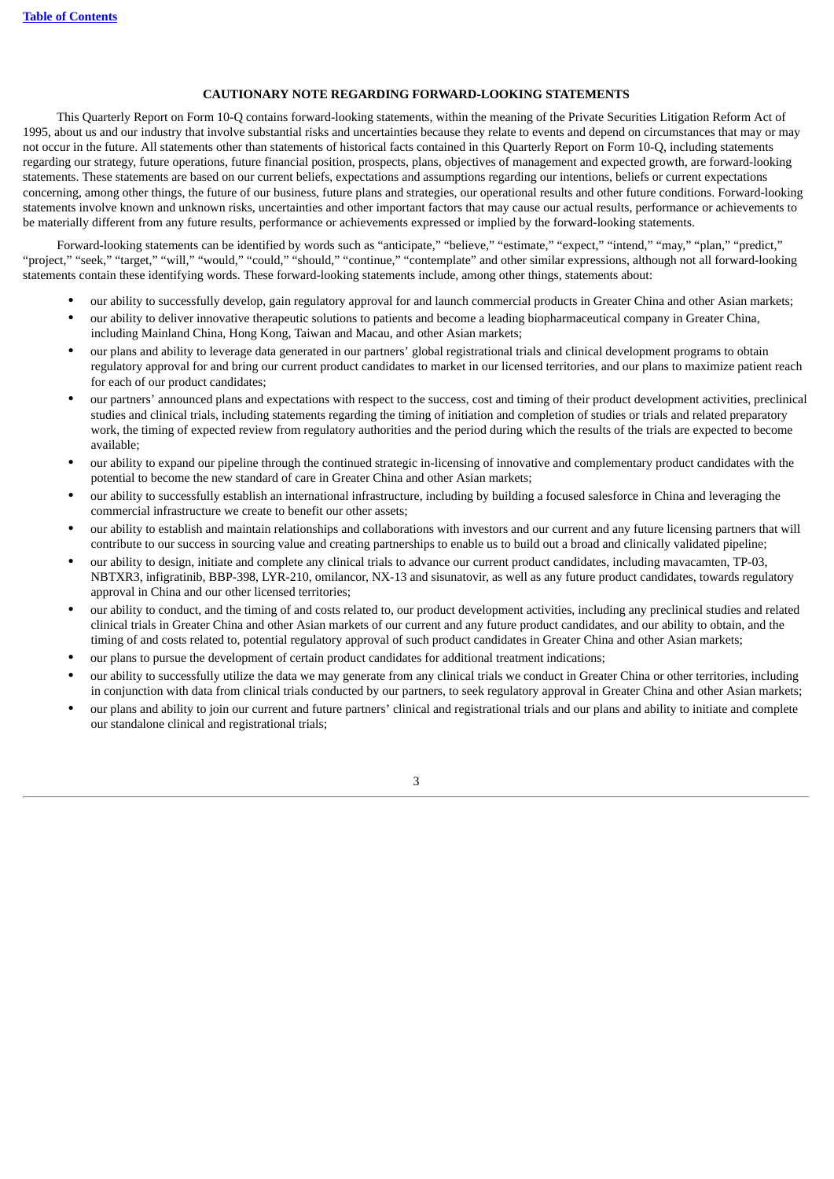**CAUTIONARY NOTE REGARDING FORWARD-LOOKING STATEMENTS**

This Quarterly Report on Form 10-Q contains forward-looking statements, within the meaning of the Private Securities Litigation Reform Act of 1995, about us and our industry that involve substantial risks and uncertainties because they relate to events and depend on circumstances that may or may not occur in the future. All statements other than statements of historical facts contained in this Quarterly Report on Form 10-Q, including statements regarding our strategy, future operations, future financial position, prospects, plans, objectives of management and expected growth, are forward-looking statements. These statements are based on our current beliefs, expectations and assumptions regarding our intentions, beliefs or current expectations concerning, among other things, the future of our business, future plans and strategies, our operational results and other future conditions. Forward-looking statements involve known and unknown risks, uncertainties and other important factors that may cause our actual results, performance or achievements to be materially different from any future results, performance or achievements expressed or implied by the forward-looking statements.

Forward-looking statements can be identified by words such as "anticipate," "believe," "estimate," "expect," "intend," "may," "plan," "predict," "project," "seek," "target," "will," "would," "could," "should," "continue," "contemplate" and other similar expressions, although not all forward-looking statements contain these identifying words. These forward-looking statements include, among other things, statements about:

- our ability to successfully develop, gain regulatory approval for and launch commercial products in Greater China and other Asian markets;
- our ability to deliver innovative therapeutic solutions to patients and become a leading biopharmaceutical company in Greater China, including Mainland China, Hong Kong, Taiwan and Macau, and other Asian markets;
- our plans and ability to leverage data generated in our partners' global registrational trials and clinical development programs to obtain regulatory approval for and bring our current product candidates to market in our licensed territories, and our plans to maximize patient reach for each of our product candidates;
- our partners' announced plans and expectations with respect to the success, cost and timing of their product development activities, preclinical studies and clinical trials, including statements regarding the timing of initiation and completion of studies or trials and related preparatory work, the timing of expected review from regulatory authorities and the period during which the results of the trials are expected to become available;
- our ability to expand our pipeline through the continued strategic in-licensing of innovative and complementary product candidates with the potential to become the new standard of care in Greater China and other Asian markets;
- our ability to successfully establish an international infrastructure, including by building a focused salesforce in China and leveraging the commercial infrastructure we create to benefit our other assets;
- our ability to establish and maintain relationships and collaborations with investors and our current and any future licensing partners that will contribute to our success in sourcing value and creating partnerships to enable us to build out a broad and clinically validated pipeline;
- our ability to design, initiate and complete any clinical trials to advance our current product candidates, including mavacamten, TP-03, NBTXR3, infigratinib, BBP-398, LYR-210, omilancor, NX-13 and sisunatovir, as well as any future product candidates, towards regulatory approval in China and our other licensed territories;
- our ability to conduct, and the timing of and costs related to, our product development activities, including any preclinical studies and related clinical trials in Greater China and other Asian markets of our current and any future product candidates, and our ability to obtain, and the timing of and costs related to, potential regulatory approval of such product candidates in Greater China and other Asian markets;
- our plans to pursue the development of certain product candidates for additional treatment indications;
- our ability to successfully utilize the data we may generate from any clinical trials we conduct in Greater China or other territories, including in conjunction with data from clinical trials conducted by our partners, to seek regulatory approval in Greater China and other Asian markets;
- our plans and ability to join our current and future partners' clinical and registrational trials and our plans and ability to initiate and complete our standalone clinical and registrational trials;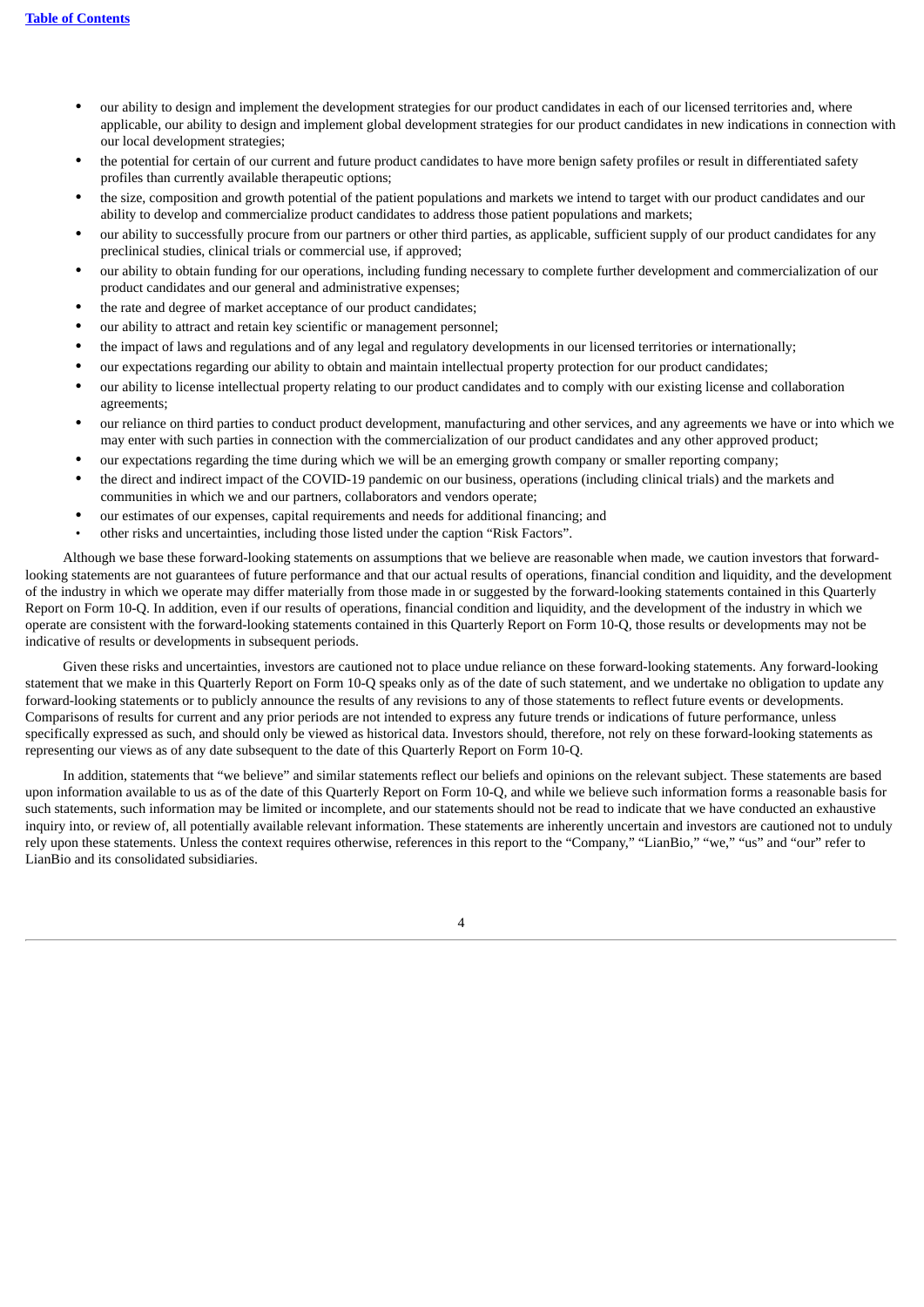- our ability to design and implement the development strategies for our product candidates in each of our licensed territories and, where applicable, our ability to design and implement global development strategies for our product candidates in new indications in connection with our local development strategies;
- the potential for certain of our current and future product candidates to have more benign safety profiles or result in differentiated safety profiles than currently available therapeutic options;
- the size, composition and growth potential of the patient populations and markets we intend to target with our product candidates and our ability to develop and commercialize product candidates to address those patient populations and markets;
- our ability to successfully procure from our partners or other third parties, as applicable, sufficient supply of our product candidates for any preclinical studies, clinical trials or commercial use, if approved;
- our ability to obtain funding for our operations, including funding necessary to complete further development and commercialization of our product candidates and our general and administrative expenses;
- the rate and degree of market acceptance of our product candidates;
- our ability to attract and retain key scientific or management personnel;
- the impact of laws and regulations and of any legal and regulatory developments in our licensed territories or internationally;
- our expectations regarding our ability to obtain and maintain intellectual property protection for our product candidates;
- our ability to license intellectual property relating to our product candidates and to comply with our existing license and collaboration agreements;
- our reliance on third parties to conduct product development, manufacturing and other services, and any agreements we have or into which we may enter with such parties in connection with the commercialization of our product candidates and any other approved product;
- our expectations regarding the time during which we will be an emerging growth company or smaller reporting company;
- the direct and indirect impact of the COVID-19 pandemic on our business, operations (including clinical trials) and the markets and communities in which we and our partners, collaborators and vendors operate;
- our estimates of our expenses, capital requirements and needs for additional financing; and
- other risks and uncertainties, including those listed under the caption "Risk Factors".

Although we base these forward-looking statements on assumptions that we believe are reasonable when made, we caution investors that forward-looking statements are not guarantees of future performance and that our actual results of operations, financial condition and liquidity, and the development of the industry in which we operate may differ materially from those made in or suggested by the forward-looking statements contained in this Quarterly Report on Form 10-Q. In addition, even if our results of operations, financial condition and liquidity, and the development of the industry in which we operate are consistent with the forward-looking statements contained in this Quarterly Report on Form 10-Q, those results or developments may not be indicative of results or developments in subsequent periods.

Given these risks and uncertainties, investors are cautioned not to place undue reliance on these forward-looking statements. Any forward-looking statement that we make in this Quarterly Report on Form 10-Q speaks only as of the date of such statement, and we undertake no obligation to update any forward-looking statements or to publicly announce the results of any revisions to any of those statements to reflect future events or developments. Comparisons of results for current and any prior periods are not intended to express any future trends or indications of future performance, unless specifically expressed as such, and should only be viewed as historical data. Investors should, therefore, not rely on these forward-looking statements as representing our views as of any date subsequent to the date of this Quarterly Report on Form 10-Q.

In addition, statements that "we believe" and similar statements reflect our beliefs and opinions on the relevant subject. These statements are based upon information available to us as of the date of this Quarterly Report on Form 10-Q, and while we believe such information forms a reasonable basis for such statements, such information may be limited or incomplete, and our statements should not be read to indicate that we have conducted an exhaustive inquiry into, or review of, all potentially available relevant information. These statements are inherently uncertain and investors are cautioned not to unduly rely upon these statements. Unless the context requires otherwise, references in this report to the "Company," "LianBio," "we," "us" and "our" refer to LianBio and its consolidated subsidiaries.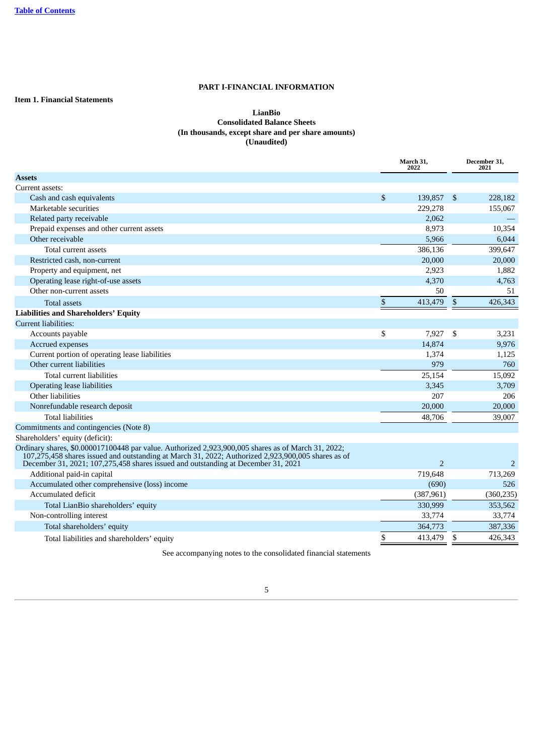# PART I-FINANCIAL INFORMATION

**Item 1. Financial Statements**

**LianBio**
**Consolidated Balance Sheets**
**(In thousands, except share and per share amounts)**
**(Unaudited)**

| | March 31, 2022 | December 31, 2021 |
|---|---|---|
| **Assets** | | |
| Current assets: | | |
| Cash and cash equivalents | $ 139,857 | $ 228,182 |
| Marketable securities | 229,278 | 155,067 |
| Related party receivable | 2,062 | — |
| Prepaid expenses and other current assets | 8,973 | 10,354 |
| Other receivable | 5,966 | 6,044 |
| Total current assets | 386,136 | 399,647 |
| Restricted cash, non-current | 20,000 | 20,000 |
| Property and equipment, net | 2,923 | 1,882 |
| Operating lease right-of-use assets | 4,370 | 4,763 |
| Other non-current assets | 50 | 51 |
| Total assets | $ 413,479 | $ 426,343 |
| **Liabilities and Shareholders' Equity** | | |
| Current liabilities: | | |
| Accounts payable | $ 7,927 | $ 3,231 |
| Accrued expenses | 14,874 | 9,976 |
| Current portion of operating lease liabilities | 1,374 | 1,125 |
| Other current liabilities | 979 | 760 |
| Total current liabilities | 25,154 | 15,092 |
| Operating lease liabilities | 3,345 | 3,709 |
| Other liabilities | 207 | 206 |
| Nonrefundable research deposit | 20,000 | 20,000 |
| Total liabilities | 48,706 | 39,007 |
| Commitments and contingencies (Note 8) | | |
| Shareholders' equity (deficit): | | |
| Ordinary shares, $0.000017100448 par value. Authorized 2,923,900,005 shares as of March 31, 2022; 107,275,458 shares issued and outstanding at March 31, 2022; Authorized 2,923,900,005 shares as of December 31, 2021; 107,275,458 shares issued and outstanding at December 31, 2021 | 2 | 2 |
| Additional paid-in capital | 719,648 | 713,269 |
| Accumulated other comprehensive (loss) income | (690) | 526 |
| Accumulated deficit | (387,961) | (360,235) |
| Total LianBio shareholders' equity | 330,999 | 353,562 |
| Non-controlling interest | 33,774 | 33,774 |
| Total shareholders' equity | 364,773 | 387,336 |
| Total liabilities and shareholders' equity | $ 413,479 | $ 426,343 |

See accompanying notes to the consolidated financial statements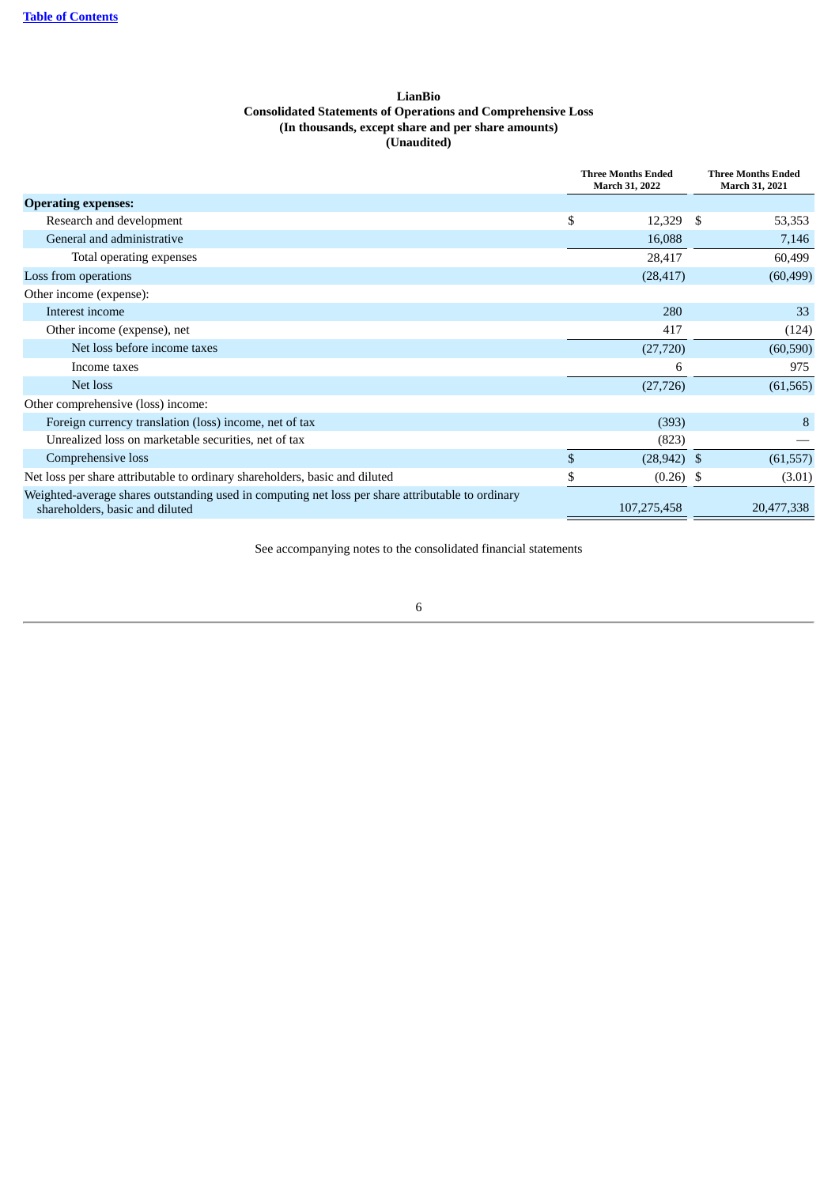**LianBio**
**Consolidated Statements of Operations and Comprehensive Loss**
**(In thousands, except share and per share amounts)**
**(Unaudited)**

| | Three Months Ended March 31, 2022 | Three Months Ended March 31, 2021 |
|---|---|---|
| **Operating expenses:** | | |
| Research and development | $ 12,329 | $ 53,353 |
| General and administrative | 16,088 | 7,146 |
| Total operating expenses | 28,417 | 60,499 |
| Loss from operations | (28,417) | (60,499) |
| Other income (expense): | | |
| Interest income | 280 | 33 |
| Other income (expense), net | 417 | (124) |
| Net loss before income taxes | (27,720) | (60,590) |
| Income taxes | 6 | 975 |
| Net loss | (27,726) | (61,565) |
| Other comprehensive (loss) income: | | |
| Foreign currency translation (loss) income, net of tax | (393) | 8 |
| Unrealized loss on marketable securities, net of tax | (823) | — |
| Comprehensive loss | $ (28,942) | $ (61,557) |
| Net loss per share attributable to ordinary shareholders, basic and diluted | $ (0.26) | $ (3.01) |
| Weighted-average shares outstanding used in computing net loss per share attributable to ordinary shareholders, basic and diluted | 107,275,458 | 20,477,338 |

See accompanying notes to the consolidated financial statements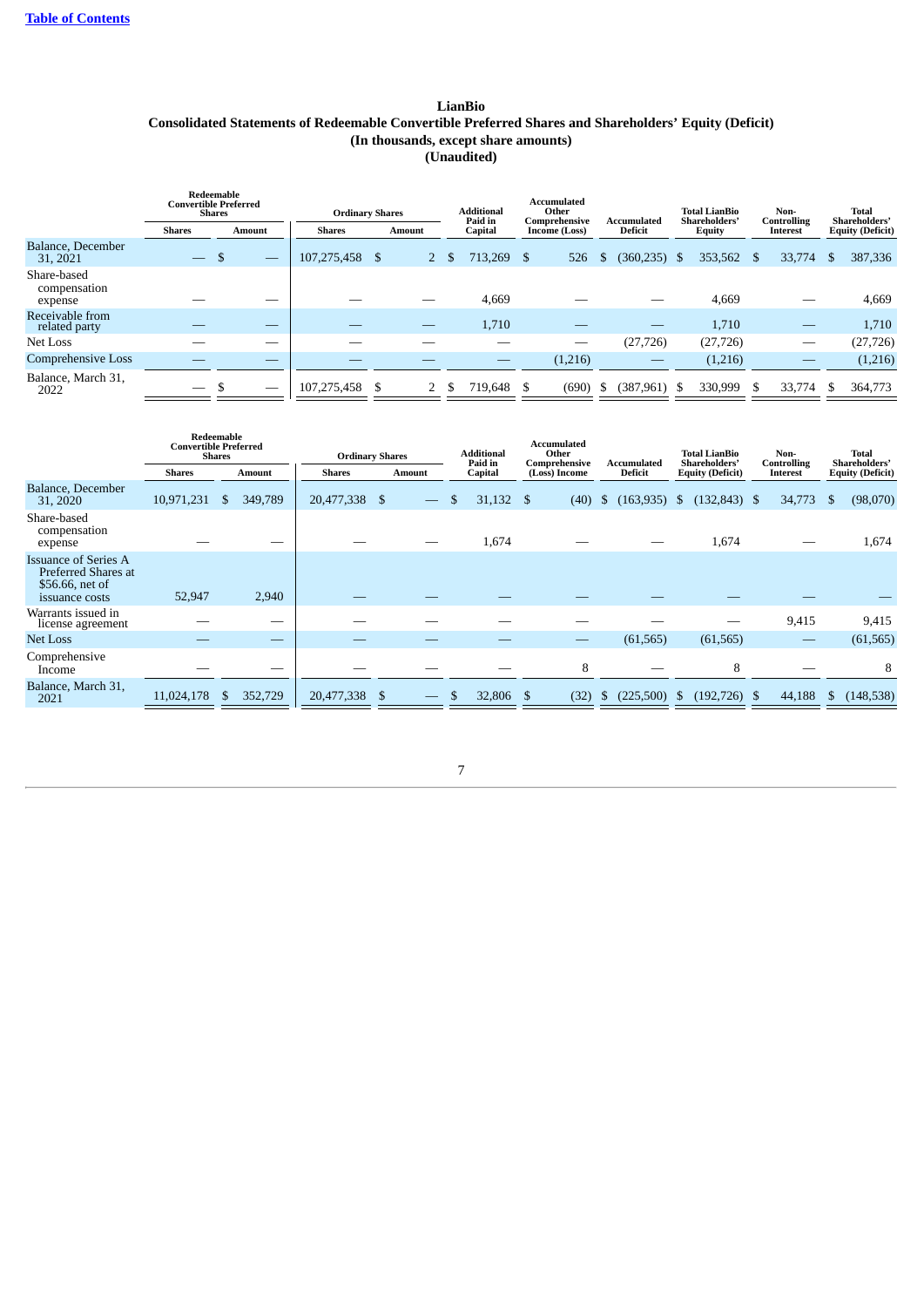# LianBio

## Consolidated Statements of Redeemable Convertible Preferred Shares and Shareholders' Equity (Deficit)

### (In thousands, except share amounts)

### (Unaudited)

| | Redeemable Convertible Preferred Shares | | Ordinary Shares | | Additional Paid in Capital | Accumulated Other Comprehensive Income (Loss) | Accumulated Deficit | Total LianBio Shareholders' Equity | Non-Controlling Interest | Total Shareholders' Equity (Deficit) |
|---|---|---|---|---|---|---|---|---|---|---|
| | Shares | Amount | Shares | Amount | | | | | | |
| Balance, December 31, 2021 | — | $ — | 107,275,458 | $ 2 | $ 713,269 | $ 526 | $ (360,235) | $ 353,562 | $ 33,774 | $ 387,336 |
| Share-based compensation expense | — | — | — | — | 4,669 | — | — | 4,669 | — | 4,669 |
| Receivable from related party | — | — | — | — | 1,710 | — | — | 1,710 | — | 1,710 |
| Net Loss | — | — | — | — | — | — | (27,726) | (27,726) | — | (27,726) |
| Comprehensive Loss | — | — | — | — | — | (1,216) | — | (1,216) | — | (1,216) |
| Balance, March 31, 2022 | — | $ — | 107,275,458 | $ 2 | $ 719,648 | $ (690) | $ (387,961) | $ 330,999 | $ 33,774 | $ 364,773 |

| | Redeemable Convertible Preferred Shares | | Ordinary Shares | | Additional Paid in Capital | Accumulated Other Comprehensive (Loss) Income | Accumulated Deficit | Total LianBio Shareholders' Equity (Deficit) | Non-Controlling Interest | Total Shareholders' Equity (Deficit) |
|---|---|---|---|---|---|---|---|---|---|---|
| | Shares | Amount | Shares | Amount | | | | | | |
| Balance, December 31, 2020 | 10,971,231 | $ 349,789 | 20,477,338 | $ — | $ 31,132 | $ (40) | $ (163,935) | $ (132,843) | $ 34,773 | $ (98,070) |
| Share-based compensation expense | — | — | — | — | 1,674 | — | — | 1,674 | — | 1,674 |
| Issuance of Series A Preferred Shares at $56.66, net of issuance costs | 52,947 | 2,940 | — | — | — | — | — | — | — | — |
| Warrants issued in license agreement | — | — | — | — | — | — | — | — | 9,415 | 9,415 |
| Net Loss | — | — | — | — | — | — | (61,565) | (61,565) | — | (61,565) |
| Comprehensive Income | — | — | — | — | — | 8 | — | 8 | — | 8 |
| Balance, March 31, 2021 | 11,024,178 | $ 352,729 | 20,477,338 | $ — | $ 32,806 | $ (32) | $ (225,500) | $ (192,726) | $ 44,188 | $ (148,538) |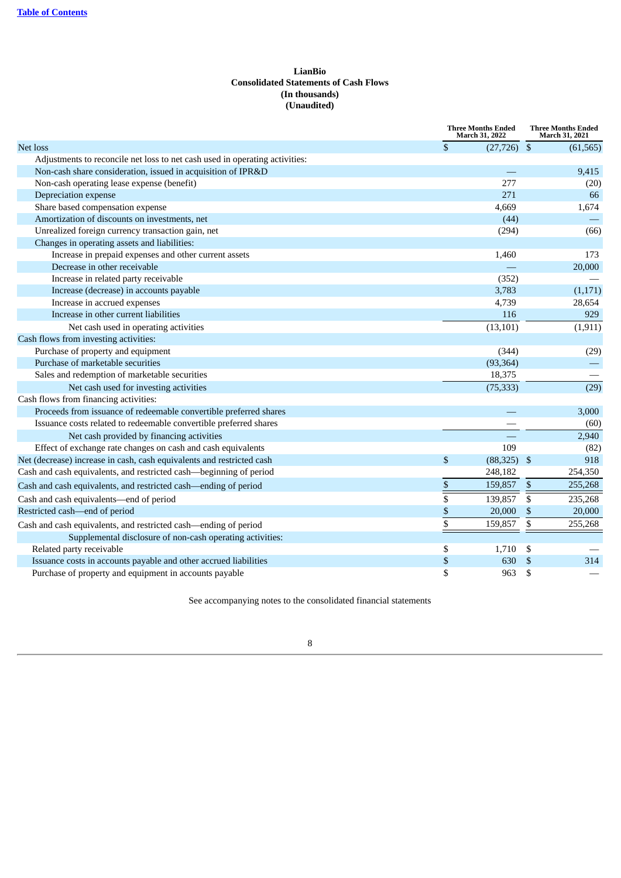**LianBio**
**Consolidated Statements of Cash Flows**
**(In thousands)**
**(Unaudited)**

| | Three Months Ended March 31, 2022 | Three Months Ended March 31, 2021 |
|---|---|---|
| Net loss | $ (27,726) | $ (61,565) |
| Adjustments to reconcile net loss to net cash used in operating activities: | | |
| Non-cash share consideration, issued in acquisition of IPR&D | — | 9,415 |
| Non-cash operating lease expense (benefit) | 277 | (20) |
| Depreciation expense | 271 | 66 |
| Share based compensation expense | 4,669 | 1,674 |
| Amortization of discounts on investments, net | (44) | — |
| Unrealized foreign currency transaction gain, net | (294) | (66) |
| Changes in operating assets and liabilities: | | |
| Increase in prepaid expenses and other current assets | 1,460 | 173 |
| Decrease in other receivable | — | 20,000 |
| Increase in related party receivable | (352) | — |
| Increase (decrease) in accounts payable | 3,783 | (1,171) |
| Increase in accrued expenses | 4,739 | 28,654 |
| Increase in other current liabilities | 116 | 929 |
| Net cash used in operating activities | (13,101) | (1,911) |
| Cash flows from investing activities: | | |
| Purchase of property and equipment | (344) | (29) |
| Purchase of marketable securities | (93,364) | — |
| Sales and redemption of marketable securities | 18,375 | — |
| Net cash used for investing activities | (75,333) | (29) |
| Cash flows from financing activities: | | |
| Proceeds from issuance of redeemable convertible preferred shares | — | 3,000 |
| Issuance costs related to redeemable convertible preferred shares | — | (60) |
| Net cash provided by financing activities | — | 2,940 |
| Effect of exchange rate changes on cash and cash equivalents | 109 | (82) |
| Net (decrease) increase in cash, cash equivalents and restricted cash | $ (88,325) | $ 918 |
| Cash and cash equivalents, and restricted cash—beginning of period | 248,182 | 254,350 |
| Cash and cash equivalents, and restricted cash—ending of period | $ 159,857 | $ 255,268 |
| Cash and cash equivalents—end of period | $ 139,857 | $ 235,268 |
| Restricted cash—end of period | $ 20,000 | $ 20,000 |
| Cash and cash equivalents, and restricted cash—ending of period | $ 159,857 | $ 255,268 |
| Supplemental disclosure of non-cash operating activities: | | |
| Related party receivable | $ 1,710 | $ — |
| Issuance costs in accounts payable and other accrued liabilities | $ 630 | $ 314 |
| Purchase of property and equipment in accounts payable | $ 963 | $ — |

See accompanying notes to the consolidated financial statements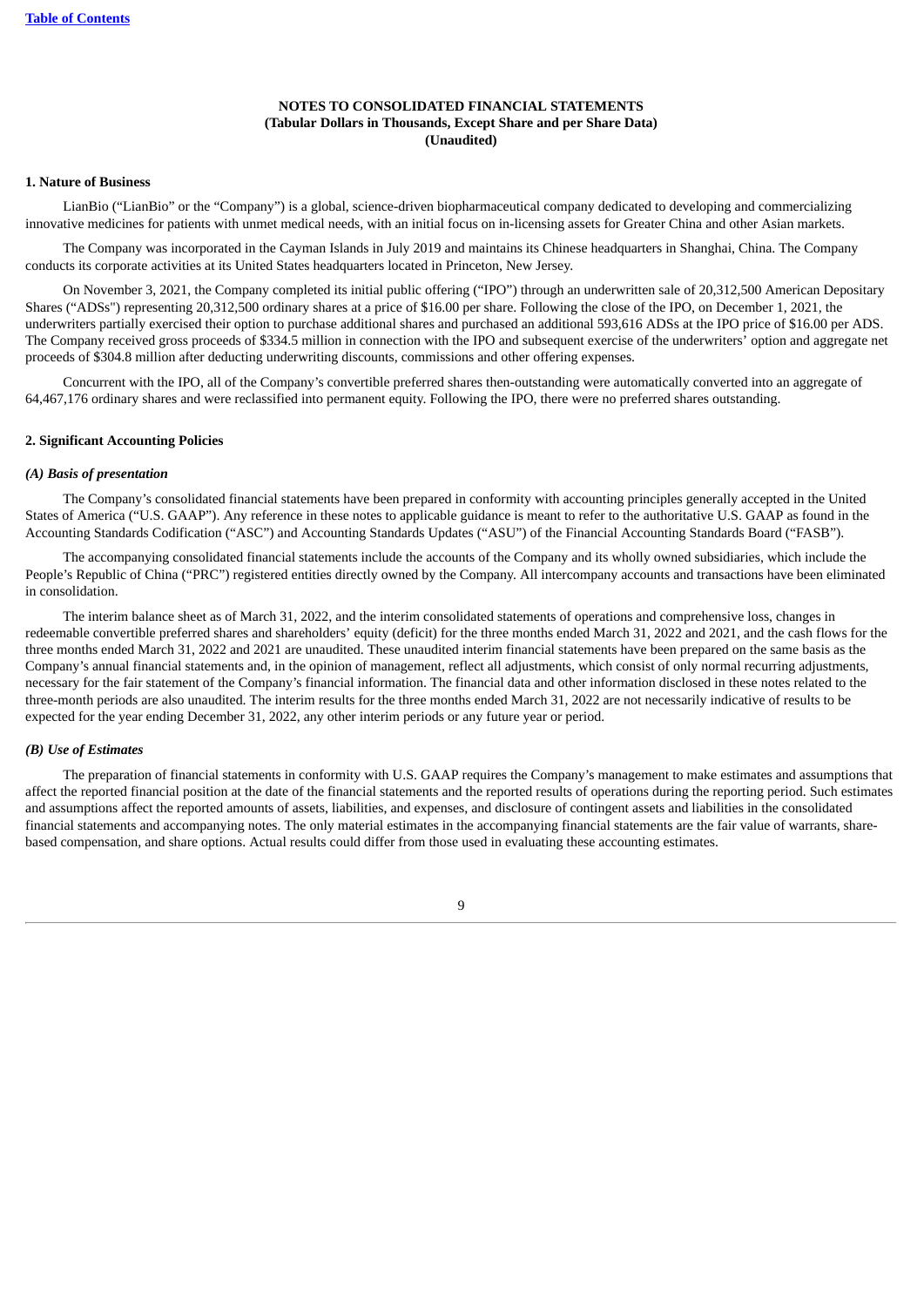**NOTES TO CONSOLIDATED FINANCIAL STATEMENTS**
**(Tabular Dollars in Thousands, Except Share and per Share Data)**
**(Unaudited)**

**1. Nature of Business**

LianBio ("LianBio" or the "Company") is a global, science-driven biopharmaceutical company dedicated to developing and commercializing innovative medicines for patients with unmet medical needs, with an initial focus on in-licensing assets for Greater China and other Asian markets.

The Company was incorporated in the Cayman Islands in July 2019 and maintains its Chinese headquarters in Shanghai, China. The Company conducts its corporate activities at its United States headquarters located in Princeton, New Jersey.

On November 3, 2021, the Company completed its initial public offering ("IPO") through an underwritten sale of 20,312,500 American Depositary Shares ("ADSs") representing 20,312,500 ordinary shares at a price of $16.00 per share. Following the close of the IPO, on December 1, 2021, the underwriters partially exercised their option to purchase additional shares and purchased an additional 593,616 ADSs at the IPO price of $16.00 per ADS. The Company received gross proceeds of $334.5 million in connection with the IPO and subsequent exercise of the underwriters' option and aggregate net proceeds of $304.8 million after deducting underwriting discounts, commissions and other offering expenses.

Concurrent with the IPO, all of the Company's convertible preferred shares then-outstanding were automatically converted into an aggregate of 64,467,176 ordinary shares and were reclassified into permanent equity. Following the IPO, there were no preferred shares outstanding.

**2. Significant Accounting Policies**

***(A) Basis of presentation***

The Company's consolidated financial statements have been prepared in conformity with accounting principles generally accepted in the United States of America ("U.S. GAAP"). Any reference in these notes to applicable guidance is meant to refer to the authoritative U.S. GAAP as found in the Accounting Standards Codification ("ASC") and Accounting Standards Updates ("ASU") of the Financial Accounting Standards Board ("FASB").

The accompanying consolidated financial statements include the accounts of the Company and its wholly owned subsidiaries, which include the People's Republic of China ("PRC") registered entities directly owned by the Company. All intercompany accounts and transactions have been eliminated in consolidation.

The interim balance sheet as of March 31, 2022, and the interim consolidated statements of operations and comprehensive loss, changes in redeemable convertible preferred shares and shareholders' equity (deficit) for the three months ended March 31, 2022 and 2021, and the cash flows for the three months ended March 31, 2022 and 2021 are unaudited. These unaudited interim financial statements have been prepared on the same basis as the Company's annual financial statements and, in the opinion of management, reflect all adjustments, which consist of only normal recurring adjustments, necessary for the fair statement of the Company's financial information. The financial data and other information disclosed in these notes related to the three-month periods are also unaudited. The interim results for the three months ended March 31, 2022 are not necessarily indicative of results to be expected for the year ending December 31, 2022, any other interim periods or any future year or period.

***(B) Use of Estimates***

The preparation of financial statements in conformity with U.S. GAAP requires the Company's management to make estimates and assumptions that affect the reported financial position at the date of the financial statements and the reported results of operations during the reporting period. Such estimates and assumptions affect the reported amounts of assets, liabilities, and expenses, and disclosure of contingent assets and liabilities in the consolidated financial statements and accompanying notes. The only material estimates in the accompanying financial statements are the fair value of warrants, share-based compensation, and share options. Actual results could differ from those used in evaluating these accounting estimates.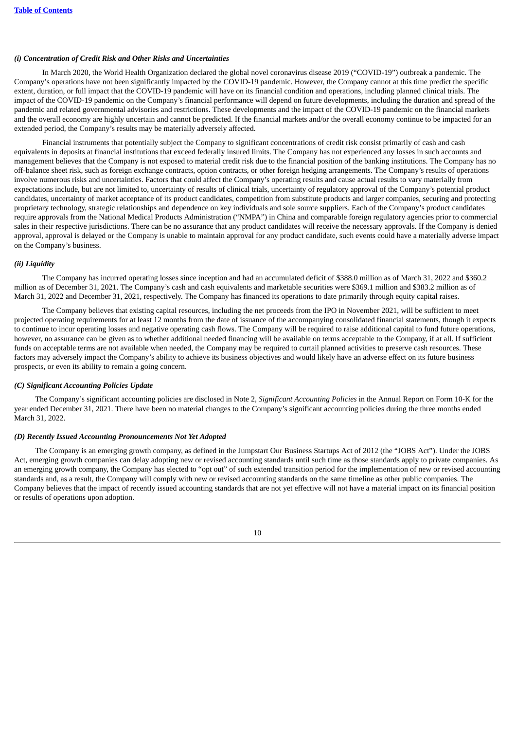*(i) Concentration of Credit Risk and Other Risks and Uncertainties*

In March 2020, the World Health Organization declared the global novel coronavirus disease 2019 ("COVID-19") outbreak a pandemic. The Company's operations have not been significantly impacted by the COVID-19 pandemic. However, the Company cannot at this time predict the specific extent, duration, or full impact that the COVID-19 pandemic will have on its financial condition and operations, including planned clinical trials. The impact of the COVID-19 pandemic on the Company's financial performance will depend on future developments, including the duration and spread of the pandemic and related governmental advisories and restrictions. These developments and the impact of the COVID-19 pandemic on the financial markets and the overall economy are highly uncertain and cannot be predicted. If the financial markets and/or the overall economy continue to be impacted for an extended period, the Company's results may be materially adversely affected.

Financial instruments that potentially subject the Company to significant concentrations of credit risk consist primarily of cash and cash equivalents in deposits at financial institutions that exceed federally insured limits. The Company has not experienced any losses in such accounts and management believes that the Company is not exposed to material credit risk due to the financial position of the banking institutions. The Company has no off-balance sheet risk, such as foreign exchange contracts, option contracts, or other foreign hedging arrangements. The Company's results of operations involve numerous risks and uncertainties. Factors that could affect the Company's operating results and cause actual results to vary materially from expectations include, but are not limited to, uncertainty of results of clinical trials, uncertainty of regulatory approval of the Company's potential product candidates, uncertainty of market acceptance of its product candidates, competition from substitute products and larger companies, securing and protecting proprietary technology, strategic relationships and dependence on key individuals and sole source suppliers. Each of the Company's product candidates require approvals from the National Medical Products Administration ("NMPA") in China and comparable foreign regulatory agencies prior to commercial sales in their respective jurisdictions. There can be no assurance that any product candidates will receive the necessary approvals. If the Company is denied approval, approval is delayed or the Company is unable to maintain approval for any product candidate, such events could have a materially adverse impact on the Company's business.

*(ii) Liquidity*

The Company has incurred operating losses since inception and had an accumulated deficit of $388.0 million as of March 31, 2022 and $360.2 million as of December 31, 2021. The Company's cash and cash equivalents and marketable securities were $369.1 million and $383.2 million as of March 31, 2022 and December 31, 2021, respectively. The Company has financed its operations to date primarily through equity capital raises.

The Company believes that existing capital resources, including the net proceeds from the IPO in November 2021, will be sufficient to meet projected operating requirements for at least 12 months from the date of issuance of the accompanying consolidated financial statements, though it expects to continue to incur operating losses and negative operating cash flows. The Company will be required to raise additional capital to fund future operations, however, no assurance can be given as to whether additional needed financing will be available on terms acceptable to the Company, if at all. If sufficient funds on acceptable terms are not available when needed, the Company may be required to curtail planned activities to preserve cash resources. These factors may adversely impact the Company's ability to achieve its business objectives and would likely have an adverse effect on its future business prospects, or even its ability to remain a going concern.

*(C) Significant Accounting Policies Update*

The Company's significant accounting policies are disclosed in Note 2, *Significant Accounting Policies* in the Annual Report on Form 10-K for the year ended December 31, 2021. There have been no material changes to the Company's significant accounting policies during the three months ended March 31, 2022.

*(D) Recently Issued Accounting Pronouncements Not Yet Adopted*

The Company is an emerging growth company, as defined in the Jumpstart Our Business Startups Act of 2012 (the "JOBS Act"). Under the JOBS Act, emerging growth companies can delay adopting new or revised accounting standards until such time as those standards apply to private companies. As an emerging growth company, the Company has elected to "opt out" of such extended transition period for the implementation of new or revised accounting standards and, as a result, the Company will comply with new or revised accounting standards on the same timeline as other public companies. The Company believes that the impact of recently issued accounting standards that are not yet effective will not have a material impact on its financial position or results of operations upon adoption.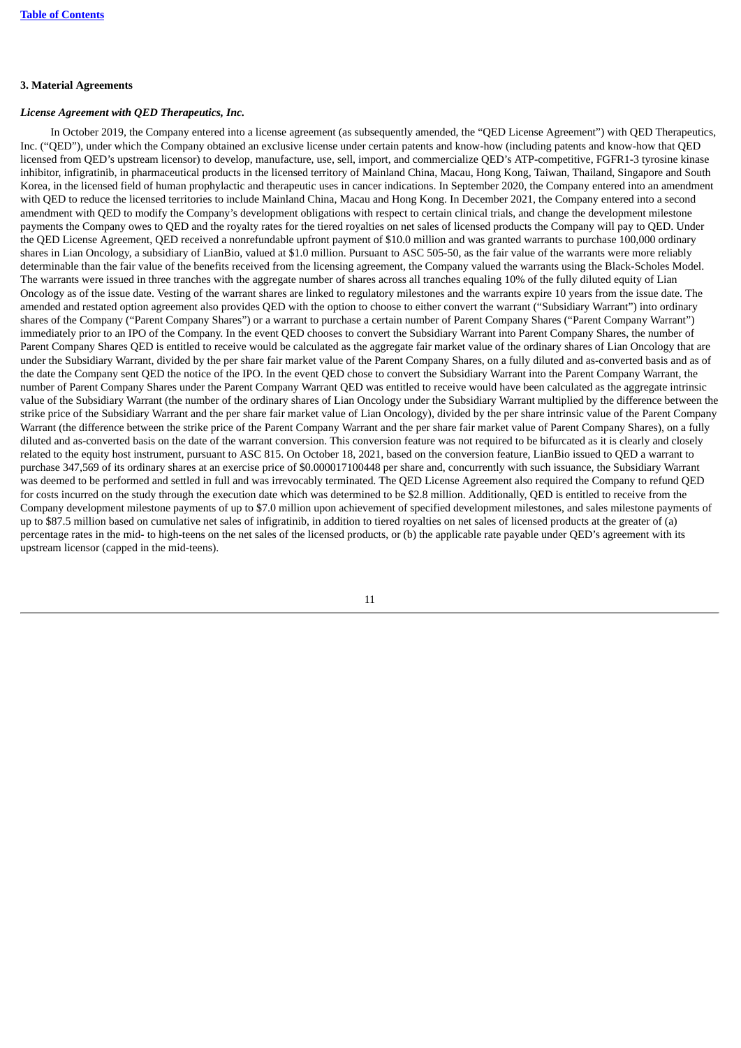### 3. Material Agreements

***License Agreement with QED Therapeutics, Inc.***

In October 2019, the Company entered into a license agreement (as subsequently amended, the "QED License Agreement") with QED Therapeutics, Inc. ("QED"), under which the Company obtained an exclusive license under certain patents and know-how (including patents and know-how that QED licensed from QED's upstream licensor) to develop, manufacture, use, sell, import, and commercialize QED's ATP-competitive, FGFR1-3 tyrosine kinase inhibitor, infigratinib, in pharmaceutical products in the licensed territory of Mainland China, Macau, Hong Kong, Taiwan, Thailand, Singapore and South Korea, in the licensed field of human prophylactic and therapeutic uses in cancer indications. In September 2020, the Company entered into an amendment with QED to reduce the licensed territories to include Mainland China, Macau and Hong Kong. In December 2021, the Company entered into a second amendment with QED to modify the Company's development obligations with respect to certain clinical trials, and change the development milestone payments the Company owes to QED and the royalty rates for the tiered royalties on net sales of licensed products the Company will pay to QED. Under the QED License Agreement, QED received a nonrefundable upfront payment of $10.0 million and was granted warrants to purchase 100,000 ordinary shares in Lian Oncology, a subsidiary of LianBio, valued at $1.0 million. Pursuant to ASC 505-50, as the fair value of the warrants were more reliably determinable than the fair value of the benefits received from the licensing agreement, the Company valued the warrants using the Black-Scholes Model. The warrants were issued in three tranches with the aggregate number of shares across all tranches equaling 10% of the fully diluted equity of Lian Oncology as of the issue date. Vesting of the warrant shares are linked to regulatory milestones and the warrants expire 10 years from the issue date. The amended and restated option agreement also provides QED with the option to choose to either convert the warrant ("Subsidiary Warrant") into ordinary shares of the Company ("Parent Company Shares") or a warrant to purchase a certain number of Parent Company Shares ("Parent Company Warrant") immediately prior to an IPO of the Company. In the event QED chooses to convert the Subsidiary Warrant into Parent Company Shares, the number of Parent Company Shares QED is entitled to receive would be calculated as the aggregate fair market value of the ordinary shares of Lian Oncology that are under the Subsidiary Warrant, divided by the per share fair market value of the Parent Company Shares, on a fully diluted and as-converted basis and as of the date the Company sent QED the notice of the IPO. In the event QED chose to convert the Subsidiary Warrant into the Parent Company Warrant, the number of Parent Company Shares under the Parent Company Warrant QED was entitled to receive would have been calculated as the aggregate intrinsic value of the Subsidiary Warrant (the number of the ordinary shares of Lian Oncology under the Subsidiary Warrant multiplied by the difference between the strike price of the Subsidiary Warrant and the per share fair market value of Lian Oncology), divided by the per share intrinsic value of the Parent Company Warrant (the difference between the strike price of the Parent Company Warrant and the per share fair market value of Parent Company Shares), on a fully diluted and as-converted basis on the date of the warrant conversion. This conversion feature was not required to be bifurcated as it is clearly and closely related to the equity host instrument, pursuant to ASC 815. On October 18, 2021, based on the conversion feature, LianBio issued to QED a warrant to purchase 347,569 of its ordinary shares at an exercise price of $0.000017100448 per share and, concurrently with such issuance, the Subsidiary Warrant was deemed to be performed and settled in full and was irrevocably terminated. The QED License Agreement also required the Company to refund QED for costs incurred on the study through the execution date which was determined to be $2.8 million. Additionally, QED is entitled to receive from the Company development milestone payments of up to $7.0 million upon achievement of specified development milestones, and sales milestone payments of up to $87.5 million based on cumulative net sales of infigratinib, in addition to tiered royalties on net sales of licensed products at the greater of (a) percentage rates in the mid- to high-teens on the net sales of the licensed products, or (b) the applicable rate payable under QED's agreement with its upstream licensor (capped in the mid-teens).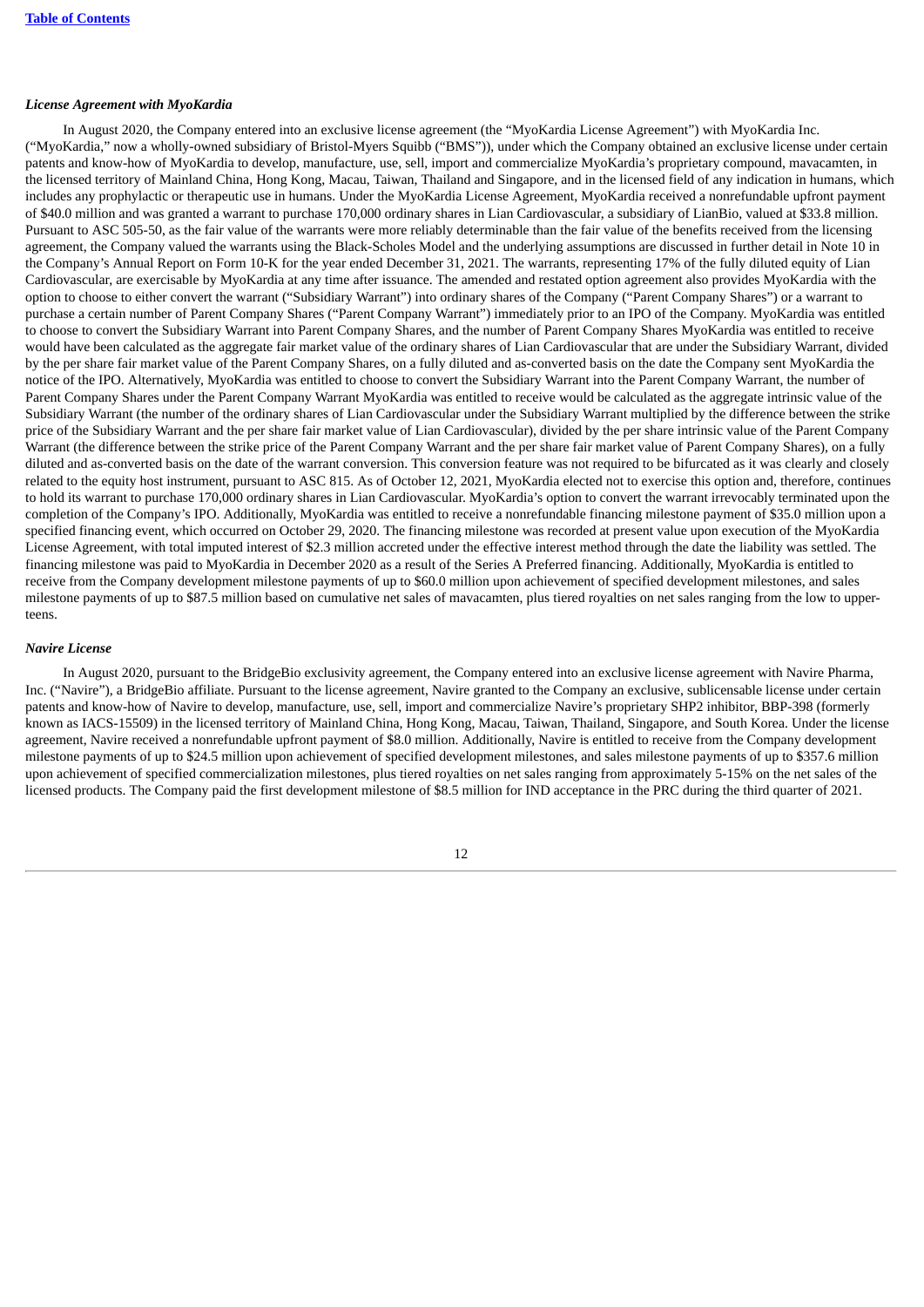### *License Agreement with MyoKardia*

In August 2020, the Company entered into an exclusive license agreement (the "MyoKardia License Agreement") with MyoKardia Inc. ("MyoKardia," now a wholly-owned subsidiary of Bristol-Myers Squibb ("BMS")), under which the Company obtained an exclusive license under certain patents and know-how of MyoKardia to develop, manufacture, use, sell, import and commercialize MyoKardia's proprietary compound, mavacamten, in the licensed territory of Mainland China, Hong Kong, Macau, Taiwan, Thailand and Singapore, and in the licensed field of any indication in humans, which includes any prophylactic or therapeutic use in humans. Under the MyoKardia License Agreement, MyoKardia received a nonrefundable upfront payment of $40.0 million and was granted a warrant to purchase 170,000 ordinary shares in Lian Cardiovascular, a subsidiary of LianBio, valued at $33.8 million. Pursuant to ASC 505-50, as the fair value of the warrants were more reliably determinable than the fair value of the benefits received from the licensing agreement, the Company valued the warrants using the Black-Scholes Model and the underlying assumptions are discussed in further detail in Note 10 in the Company's Annual Report on Form 10-K for the year ended December 31, 2021. The warrants, representing 17% of the fully diluted equity of Lian Cardiovascular, are exercisable by MyoKardia at any time after issuance. The amended and restated option agreement also provides MyoKardia with the option to choose to either convert the warrant ("Subsidiary Warrant") into ordinary shares of the Company ("Parent Company Shares") or a warrant to purchase a certain number of Parent Company Shares ("Parent Company Warrant") immediately prior to an IPO of the Company. MyoKardia was entitled to choose to convert the Subsidiary Warrant into Parent Company Shares, and the number of Parent Company Shares MyoKardia was entitled to receive would have been calculated as the aggregate fair market value of the ordinary shares of Lian Cardiovascular that are under the Subsidiary Warrant, divided by the per share fair market value of the Parent Company Shares, on a fully diluted and as-converted basis on the date the Company sent MyoKardia the notice of the IPO. Alternatively, MyoKardia was entitled to choose to convert the Subsidiary Warrant into the Parent Company Warrant, the number of Parent Company Shares under the Parent Company Warrant MyoKardia was entitled to receive would be calculated as the aggregate intrinsic value of the Subsidiary Warrant (the number of the ordinary shares of Lian Cardiovascular under the Subsidiary Warrant multiplied by the difference between the strike price of the Subsidiary Warrant and the per share fair market value of Lian Cardiovascular), divided by the per share intrinsic value of the Parent Company Warrant (the difference between the strike price of the Parent Company Warrant and the per share fair market value of Parent Company Shares), on a fully diluted and as-converted basis on the date of the warrant conversion. This conversion feature was not required to be bifurcated as it was clearly and closely related to the equity host instrument, pursuant to ASC 815. As of October 12, 2021, MyoKardia elected not to exercise this option and, therefore, continues to hold its warrant to purchase 170,000 ordinary shares in Lian Cardiovascular. MyoKardia's option to convert the warrant irrevocably terminated upon the completion of the Company's IPO. Additionally, MyoKardia was entitled to receive a nonrefundable financing milestone payment of $35.0 million upon a specified financing event, which occurred on October 29, 2020. The financing milestone was recorded at present value upon execution of the MyoKardia License Agreement, with total imputed interest of $2.3 million accreted under the effective interest method through the date the liability was settled. The financing milestone was paid to MyoKardia in December 2020 as a result of the Series A Preferred financing. Additionally, MyoKardia is entitled to receive from the Company development milestone payments of up to $60.0 million upon achievement of specified development milestones, and sales milestone payments of up to $87.5 million based on cumulative net sales of mavacamten, plus tiered royalties on net sales ranging from the low to upper-teens.

### *Navire License*

In August 2020, pursuant to the BridgeBio exclusivity agreement, the Company entered into an exclusive license agreement with Navire Pharma, Inc. ("Navire"), a BridgeBio affiliate. Pursuant to the license agreement, Navire granted to the Company an exclusive, sublicensable license under certain patents and know-how of Navire to develop, manufacture, use, sell, import and commercialize Navire's proprietary SHP2 inhibitor, BBP-398 (formerly known as IACS-15509) in the licensed territory of Mainland China, Hong Kong, Macau, Taiwan, Thailand, Singapore, and South Korea. Under the license agreement, Navire received a nonrefundable upfront payment of $8.0 million. Additionally, Navire is entitled to receive from the Company development milestone payments of up to $24.5 million upon achievement of specified development milestones, and sales milestone payments of up to $357.6 million upon achievement of specified commercialization milestones, plus tiered royalties on net sales ranging from approximately 5-15% on the net sales of the licensed products. The Company paid the first development milestone of $8.5 million for IND acceptance in the PRC during the third quarter of 2021.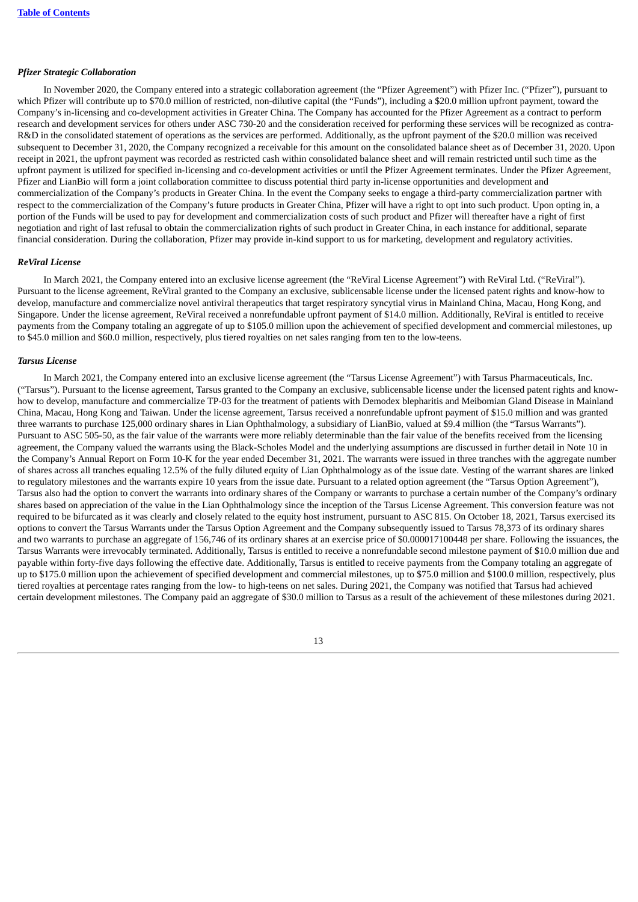#### *Pfizer Strategic Collaboration*

In November 2020, the Company entered into a strategic collaboration agreement (the "Pfizer Agreement") with Pfizer Inc. ("Pfizer"), pursuant to which Pfizer will contribute up to $70.0 million of restricted, non-dilutive capital (the "Funds"), including a $20.0 million upfront payment, toward the Company's in-licensing and co-development activities in Greater China. The Company has accounted for the Pfizer Agreement as a contract to perform research and development services for others under ASC 730-20 and the consideration received for performing these services will be recognized as contra-R&D in the consolidated statement of operations as the services are performed. Additionally, as the upfront payment of the $20.0 million was received subsequent to December 31, 2020, the Company recognized a receivable for this amount on the consolidated balance sheet as of December 31, 2020. Upon receipt in 2021, the upfront payment was recorded as restricted cash within consolidated balance sheet and will remain restricted until such time as the upfront payment is utilized for specified in-licensing and co-development activities or until the Pfizer Agreement terminates. Under the Pfizer Agreement, Pfizer and LianBio will form a joint collaboration committee to discuss potential third party in-license opportunities and development and commercialization of the Company's products in Greater China. In the event the Company seeks to engage a third-party commercialization partner with respect to the commercialization of the Company's future products in Greater China, Pfizer will have a right to opt into such product. Upon opting in, a portion of the Funds will be used to pay for development and commercialization costs of such product and Pfizer will thereafter have a right of first negotiation and right of last refusal to obtain the commercialization rights of such product in Greater China, in each instance for additional, separate financial consideration. During the collaboration, Pfizer may provide in-kind support to us for marketing, development and regulatory activities.

#### *ReViral License*

In March 2021, the Company entered into an exclusive license agreement (the "ReViral License Agreement") with ReViral Ltd. ("ReViral"). Pursuant to the license agreement, ReViral granted to the Company an exclusive, sublicensable license under the licensed patent rights and know-how to develop, manufacture and commercialize novel antiviral therapeutics that target respiratory syncytial virus in Mainland China, Macau, Hong Kong, and Singapore. Under the license agreement, ReViral received a nonrefundable upfront payment of $14.0 million. Additionally, ReViral is entitled to receive payments from the Company totaling an aggregate of up to $105.0 million upon the achievement of specified development and commercial milestones, up to $45.0 million and $60.0 million, respectively, plus tiered royalties on net sales ranging from ten to the low-teens.

#### *Tarsus License*

In March 2021, the Company entered into an exclusive license agreement (the "Tarsus License Agreement") with Tarsus Pharmaceuticals, Inc. ("Tarsus"). Pursuant to the license agreement, Tarsus granted to the Company an exclusive, sublicensable license under the licensed patent rights and know-how to develop, manufacture and commercialize TP-03 for the treatment of patients with Demodex blepharitis and Meibomian Gland Disease in Mainland China, Macau, Hong Kong and Taiwan. Under the license agreement, Tarsus received a nonrefundable upfront payment of $15.0 million and was granted three warrants to purchase 125,000 ordinary shares in Lian Ophthalmology, a subsidiary of LianBio, valued at $9.4 million (the "Tarsus Warrants"). Pursuant to ASC 505-50, as the fair value of the warrants were more reliably determinable than the fair value of the benefits received from the licensing agreement, the Company valued the warrants using the Black-Scholes Model and the underlying assumptions are discussed in further detail in Note 10 in the Company's Annual Report on Form 10-K for the year ended December 31, 2021. The warrants were issued in three tranches with the aggregate number of shares across all tranches equaling 12.5% of the fully diluted equity of Lian Ophthalmology as of the issue date. Vesting of the warrant shares are linked to regulatory milestones and the warrants expire 10 years from the issue date. Pursuant to a related option agreement (the "Tarsus Option Agreement"), Tarsus also had the option to convert the warrants into ordinary shares of the Company or warrants to purchase a certain number of the Company's ordinary shares based on appreciation of the value in the Lian Ophthalmology since the inception of the Tarsus License Agreement. This conversion feature was not required to be bifurcated as it was clearly and closely related to the equity host instrument, pursuant to ASC 815. On October 18, 2021, Tarsus exercised its options to convert the Tarsus Warrants under the Tarsus Option Agreement and the Company subsequently issued to Tarsus 78,373 of its ordinary shares and two warrants to purchase an aggregate of 156,746 of its ordinary shares at an exercise price of $0.000017100448 per share. Following the issuances, the Tarsus Warrants were irrevocably terminated. Additionally, Tarsus is entitled to receive a nonrefundable second milestone payment of $10.0 million due and payable within forty-five days following the effective date. Additionally, Tarsus is entitled to receive payments from the Company totaling an aggregate of up to $175.0 million upon the achievement of specified development and commercial milestones, up to $75.0 million and $100.0 million, respectively, plus tiered royalties at percentage rates ranging from the low- to high-teens on net sales. During 2021, the Company was notified that Tarsus had achieved certain development milestones. The Company paid an aggregate of $30.0 million to Tarsus as a result of the achievement of these milestones during 2021.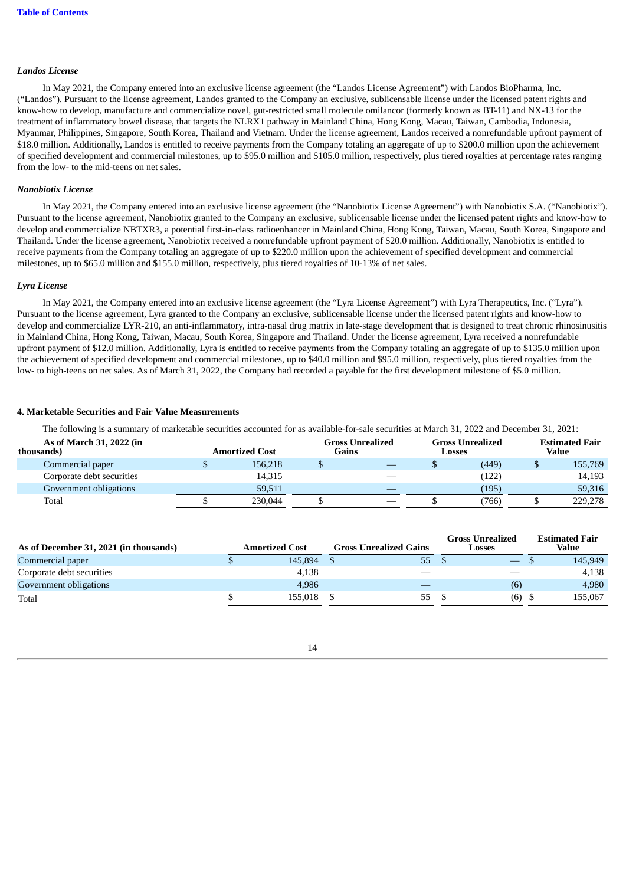Table of Contents

***Landos License***

In May 2021, the Company entered into an exclusive license agreement (the "Landos License Agreement") with Landos BioPharma, Inc. ("Landos"). Pursuant to the license agreement, Landos granted to the Company an exclusive, sublicensable license under the licensed patent rights and know-how to develop, manufacture and commercialize novel, gut-restricted small molecule omilancor (formerly known as BT-11) and NX-13 for the treatment of inflammatory bowel disease, that targets the NLRX1 pathway in Mainland China, Hong Kong, Macau, Taiwan, Cambodia, Indonesia, Myanmar, Philippines, Singapore, South Korea, Thailand and Vietnam. Under the license agreement, Landos received a nonrefundable upfront payment of $18.0 million. Additionally, Landos is entitled to receive payments from the Company totaling an aggregate of up to $200.0 million upon the achievement of specified development and commercial milestones, up to $95.0 million and $105.0 million, respectively, plus tiered royalties at percentage rates ranging from the low- to the mid-teens on net sales.

***Nanobiotix License***

In May 2021, the Company entered into an exclusive license agreement (the "Nanobiotix License Agreement") with Nanobiotix S.A. ("Nanobiotix"). Pursuant to the license agreement, Nanobiotix granted to the Company an exclusive, sublicensable license under the licensed patent rights and know-how to develop and commercialize NBTXR3, a potential first-in-class radioenhancer in Mainland China, Hong Kong, Taiwan, Macau, South Korea, Singapore and Thailand. Under the license agreement, Nanobiotix received a nonrefundable upfront payment of $20.0 million. Additionally, Nanobiotix is entitled to receive payments from the Company totaling an aggregate of up to $220.0 million upon the achievement of specified development and commercial milestones, up to $65.0 million and $155.0 million, respectively, plus tiered royalties of 10-13% of net sales.

***Lyra License***

In May 2021, the Company entered into an exclusive license agreement (the "Lyra License Agreement") with Lyra Therapeutics, Inc. ("Lyra"). Pursuant to the license agreement, Lyra granted to the Company an exclusive, sublicensable license under the licensed patent rights and know-how to develop and commercialize LYR-210, an anti-inflammatory, intra-nasal drug matrix in late-stage development that is designed to treat chronic rhinosinusitis in Mainland China, Hong Kong, Taiwan, Macau, South Korea, Singapore and Thailand. Under the license agreement, Lyra received a nonrefundable upfront payment of $12.0 million. Additionally, Lyra is entitled to receive payments from the Company totaling an aggregate of up to $135.0 million upon the achievement of specified development and commercial milestones, up to $40.0 million and $95.0 million, respectively, plus tiered royalties from the low- to high-teens on net sales. As of March 31, 2022, the Company had recorded a payable for the first development milestone of $5.0 million.

**4. Marketable Securities and Fair Value Measurements**

The following is a summary of marketable securities accounted for as available-for-sale securities at March 31, 2022 and December 31, 2021:

| As of March 31, 2022 (in thousands) | Amortized Cost | Gross Unrealized Gains | Gross Unrealized Losses | Estimated Fair Value |
|---|---|---|---|---|
| Commercial paper | $ 156,218 | $ — | $ (449) | $ 155,769 |
| Corporate debt securities | 14,315 | — | (122) | 14,193 |
| Government obligations | 59,511 | — | (195) | 59,316 |
| Total | $ 230,044 | $ — | $ (766) | $ 229,278 |

| As of December 31, 2021 (in thousands) | Amortized Cost | Gross Unrealized Gains | Gross Unrealized Losses | Estimated Fair Value |
|---|---|---|---|---|
| Commercial paper | $ 145,894 | $ 55 | $ — | $ 145,949 |
| Corporate debt securities | 4,138 | — | — | 4,138 |
| Government obligations | 4,986 | — | (6) | 4,980 |
| Total | $ 155,018 | $ 55 | $ (6) | $ 155,067 |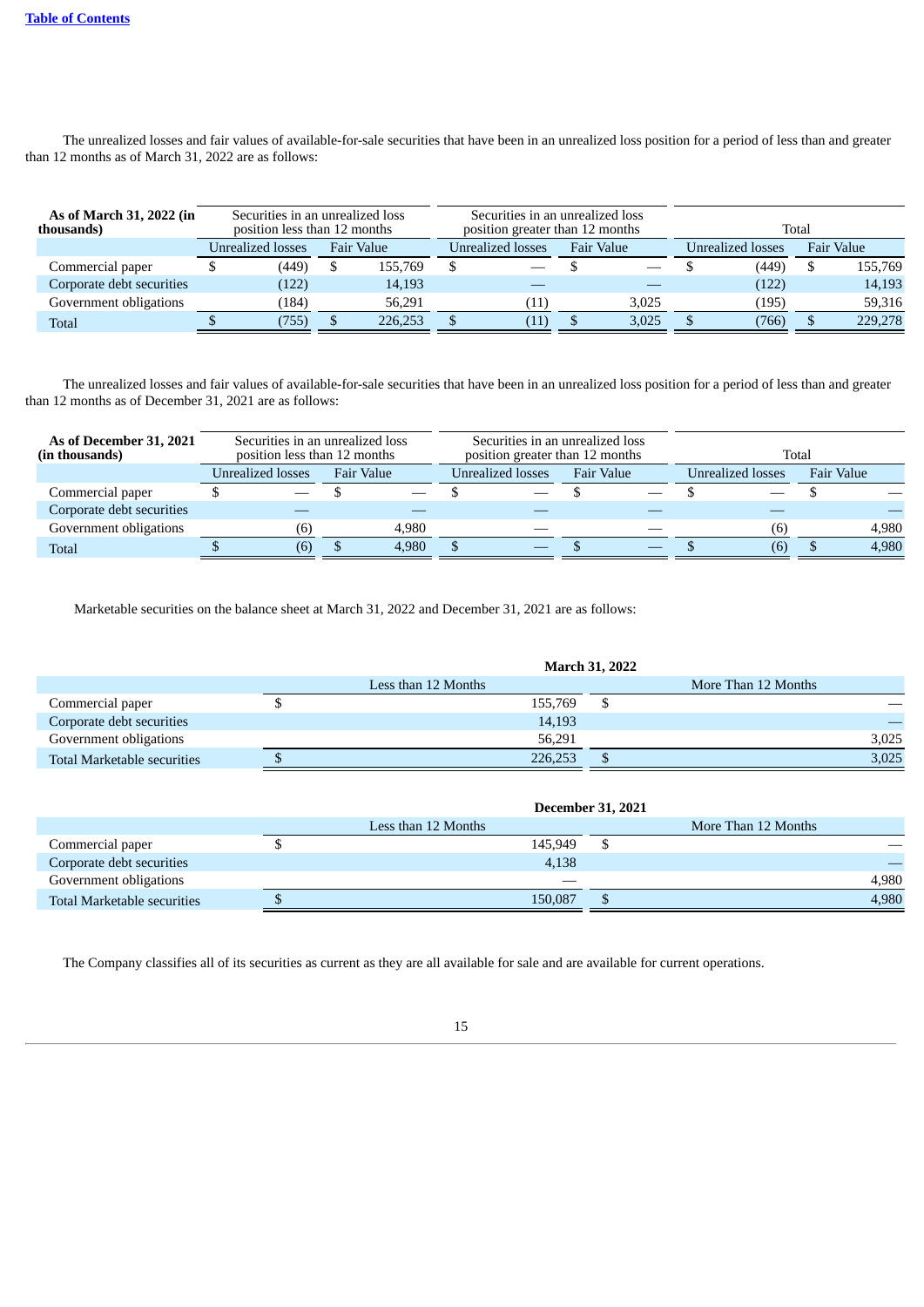The unrealized losses and fair values of available-for-sale securities that have been in an unrealized loss position for a period of less than and greater than 12 months as of March 31, 2022 are as follows:

| As of March 31, 2022 (in thousands) | Securities in an unrealized loss position less than 12 months | | Securities in an unrealized loss position greater than 12 months | | Total | |
|---|---|---|---|---|---|---|
| | Unrealized losses | Fair Value | Unrealized losses | Fair Value | Unrealized losses | Fair Value |
| Commercial paper | $ (449) | $ 155,769 | $ — | $ — | $ (449) | $ 155,769 |
| Corporate debt securities | (122) | 14,193 | — | — | (122) | 14,193 |
| Government obligations | (184) | 56,291 | (11) | 3,025 | (195) | 59,316 |
| Total | $ (755) | $ 226,253 | $ (11) | $ 3,025 | $ (766) | $ 229,278 |

The unrealized losses and fair values of available-for-sale securities that have been in an unrealized loss position for a period of less than and greater than 12 months as of December 31, 2021 are as follows:

| As of December 31, 2021 (in thousands) | Securities in an unrealized loss position less than 12 months | | Securities in an unrealized loss position greater than 12 months | | Total | |
|---|---|---|---|---|---|---|
| | Unrealized losses | Fair Value | Unrealized losses | Fair Value | Unrealized losses | Fair Value |
| Commercial paper | $ — | $ — | $ — | $ — | $ — | $ — |
| Corporate debt securities | — | — | — | — | — | — |
| Government obligations | (6) | 4,980 | — | — | (6) | 4,980 |
| Total | $ (6) | $ 4,980 | $ — | $ — | $ (6) | $ 4,980 |

Marketable securities on the balance sheet at March 31, 2022 and December 31, 2021 are as follows:

| | March 31, 2022 | |
|---|---|---|
| | Less than 12 Months | More Than 12 Months |
| Commercial paper | $ 155,769 | $ — |
| Corporate debt securities | 14,193 | — |
| Government obligations | 56,291 | 3,025 |
| Total Marketable securities | $ 226,253 | $ 3,025 |

| | December 31, 2021 | |
|---|---|---|
| | Less than 12 Months | More Than 12 Months |
| Commercial paper | $ 145,949 | $ — |
| Corporate debt securities | 4,138 | — |
| Government obligations | — | 4,980 |
| Total Marketable securities | $ 150,087 | $ 4,980 |

The Company classifies all of its securities as current as they are all available for sale and are available for current operations.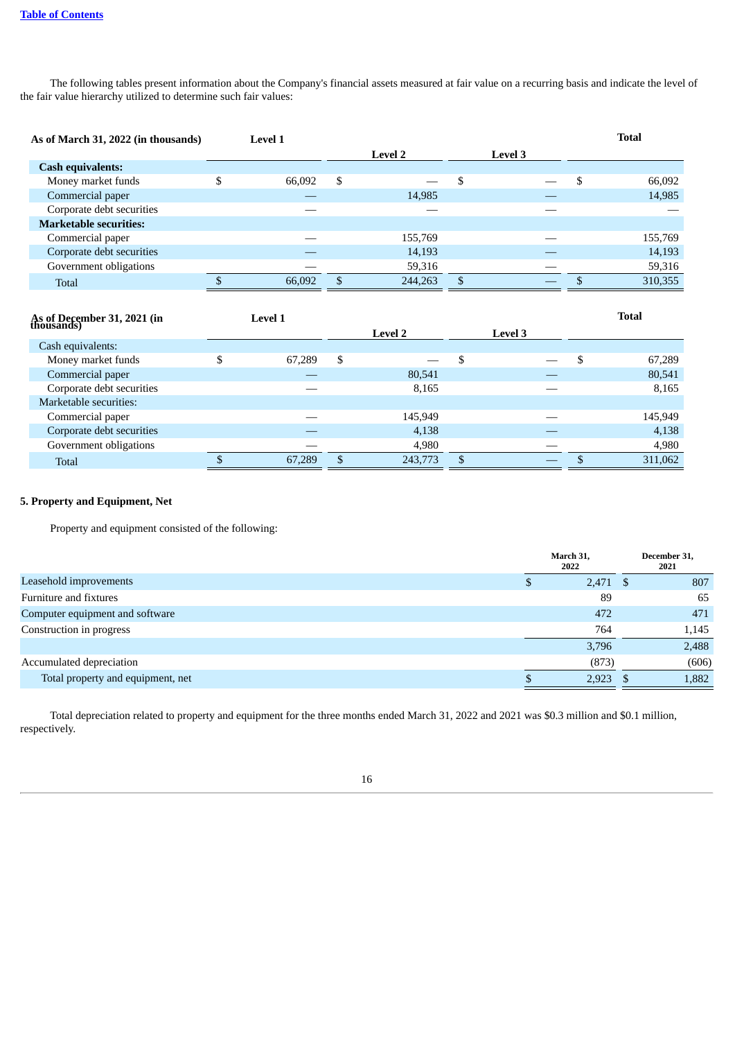The following tables present information about the Company's financial assets measured at fair value on a recurring basis and indicate the level of the fair value hierarchy utilized to determine such fair values:

| As of March 31, 2022 (in thousands) | Level 1 | Level 2 | Level 3 | Total |
|---|---|---|---|---|
| **Cash equivalents:** | | | | |
| Money market funds | $ 66,092 | $ — | $ — | $ 66,092 |
| Commercial paper | — | 14,985 | — | 14,985 |
| Corporate debt securities | — | — | — | — |
| **Marketable securities:** | | | | |
| Commercial paper | — | 155,769 | — | 155,769 |
| Corporate debt securities | — | 14,193 | — | 14,193 |
| Government obligations | — | 59,316 | — | 59,316 |
| Total | $ 66,092 | $ 244,263 | $ — | $ 310,355 |

| As of December 31, 2021 (in thousands) | Level 1 | Level 2 | Level 3 | Total |
|---|---|---|---|---|
| Cash equivalents: | | | | |
| Money market funds | $ 67,289 | $ — | $ — | $ 67,289 |
| Commercial paper | — | 80,541 | — | 80,541 |
| Corporate debt securities | — | 8,165 | — | 8,165 |
| Marketable securities: | | | | |
| Commercial paper | — | 145,949 | — | 145,949 |
| Corporate debt securities | — | 4,138 | — | 4,138 |
| Government obligations | — | 4,980 | — | 4,980 |
| Total | $ 67,289 | $ 243,773 | $ — | $ 311,062 |

## 5. Property and Equipment, Net

Property and equipment consisted of the following:

| | March 31, 2022 | December 31, 2021 |
|---|---|---|
| Leasehold improvements | $ 2,471 | $ 807 |
| Furniture and fixtures | 89 | 65 |
| Computer equipment and software | 472 | 471 |
| Construction in progress | 764 | 1,145 |
| | 3,796 | 2,488 |
| Accumulated depreciation | (873) | (606) |
| Total property and equipment, net | $ 2,923 | $ 1,882 |

Total depreciation related to property and equipment for the three months ended March 31, 2022 and 2021 was $0.3 million and $0.1 million, respectively.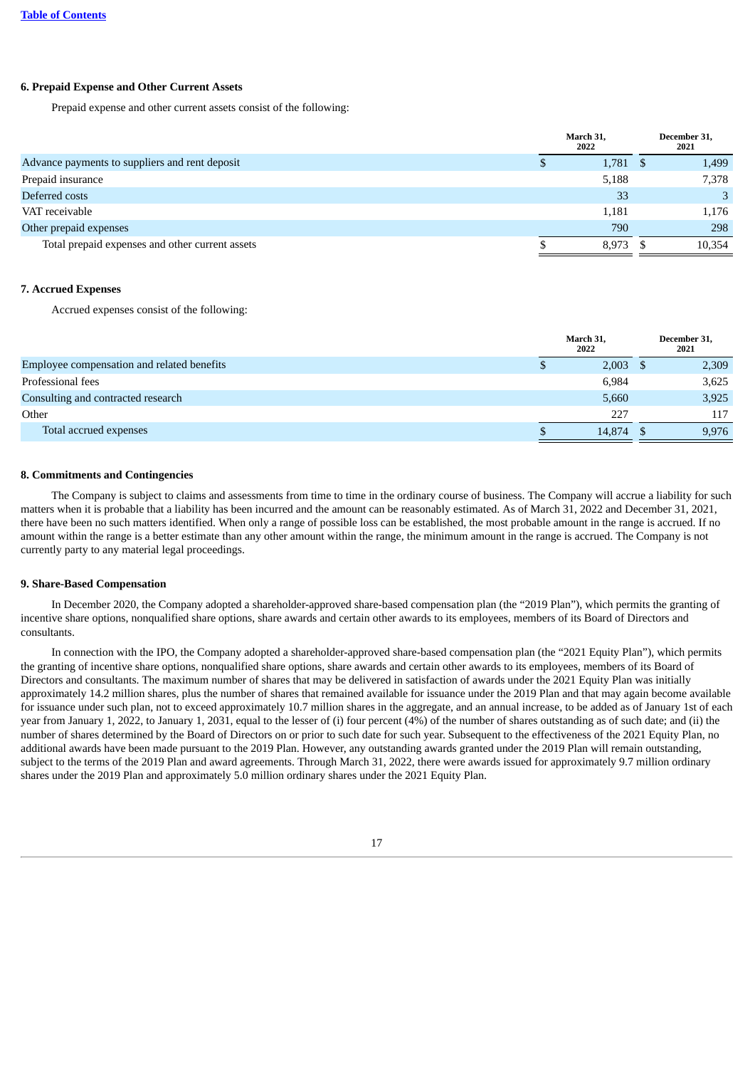### 6. Prepaid Expense and Other Current Assets

Prepaid expense and other current assets consist of the following:

| | March 31, 2022 | December 31, 2021 |
|---|---|---|
| Advance payments to suppliers and rent deposit | $ 1,781 | $ 1,499 |
| Prepaid insurance | 5,188 | 7,378 |
| Deferred costs | 33 | 3 |
| VAT receivable | 1,181 | 1,176 |
| Other prepaid expenses | 790 | 298 |
| Total prepaid expenses and other current assets | $ 8,973 | $ 10,354 |

### 7. Accrued Expenses

Accrued expenses consist of the following:

| | March 31, 2022 | December 31, 2021 |
|---|---|---|
| Employee compensation and related benefits | $ 2,003 | $ 2,309 |
| Professional fees | 6,984 | 3,625 |
| Consulting and contracted research | 5,660 | 3,925 |
| Other | 227 | 117 |
| Total accrued expenses | $ 14,874 | $ 9,976 |

### 8. Commitments and Contingencies

The Company is subject to claims and assessments from time to time in the ordinary course of business. The Company will accrue a liability for such matters when it is probable that a liability has been incurred and the amount can be reasonably estimated. As of March 31, 2022 and December 31, 2021, there have been no such matters identified. When only a range of possible loss can be established, the most probable amount in the range is accrued. If no amount within the range is a better estimate than any other amount within the range, the minimum amount in the range is accrued. The Company is not currently party to any material legal proceedings.

### 9. Share-Based Compensation

In December 2020, the Company adopted a shareholder-approved share-based compensation plan (the "2019 Plan"), which permits the granting of incentive share options, nonqualified share options, share awards and certain other awards to its employees, members of its Board of Directors and consultants.

In connection with the IPO, the Company adopted a shareholder-approved share-based compensation plan (the "2021 Equity Plan"), which permits the granting of incentive share options, nonqualified share options, share awards and certain other awards to its employees, members of its Board of Directors and consultants. The maximum number of shares that may be delivered in satisfaction of awards under the 2021 Equity Plan was initially approximately 14.2 million shares, plus the number of shares that remained available for issuance under the 2019 Plan and that may again become available for issuance under such plan, not to exceed approximately 10.7 million shares in the aggregate, and an annual increase, to be added as of January 1st of each year from January 1, 2022, to January 1, 2031, equal to the lesser of (i) four percent (4%) of the number of shares outstanding as of such date; and (ii) the number of shares determined by the Board of Directors on or prior to such date for such year. Subsequent to the effectiveness of the 2021 Equity Plan, no additional awards have been made pursuant to the 2019 Plan. However, any outstanding awards granted under the 2019 Plan will remain outstanding, subject to the terms of the 2019 Plan and award agreements. Through March 31, 2022, there were awards issued for approximately 9.7 million ordinary shares under the 2019 Plan and approximately 5.0 million ordinary shares under the 2021 Equity Plan.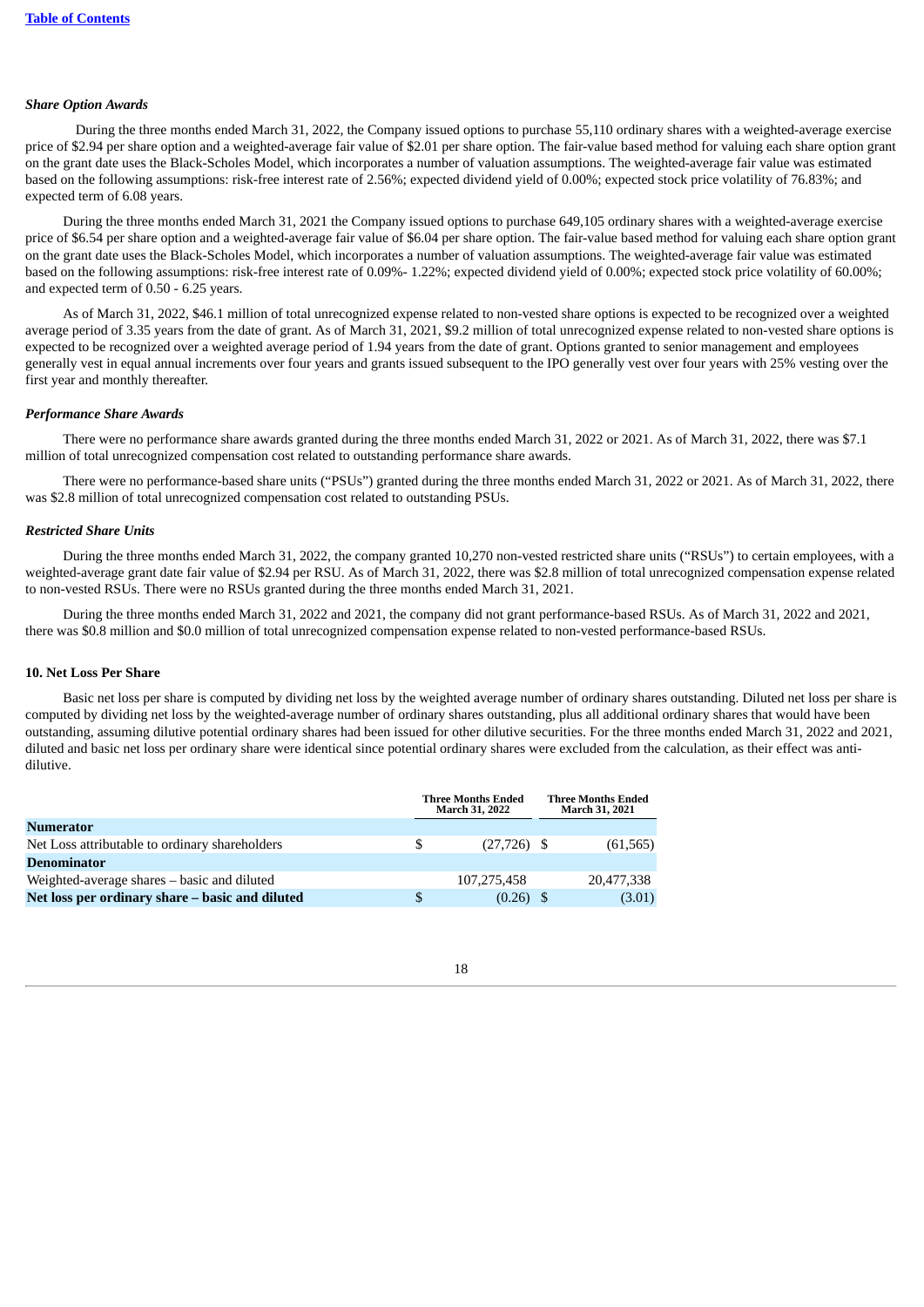***Share Option Awards***

During the three months ended March 31, 2022, the Company issued options to purchase 55,110 ordinary shares with a weighted-average exercise price of $2.94 per share option and a weighted-average fair value of $2.01 per share option. The fair-value based method for valuing each share option grant on the grant date uses the Black-Scholes Model, which incorporates a number of valuation assumptions. The weighted-average fair value was estimated based on the following assumptions: risk-free interest rate of 2.56%; expected dividend yield of 0.00%; expected stock price volatility of 76.83%; and expected term of 6.08 years.

During the three months ended March 31, 2021 the Company issued options to purchase 649,105 ordinary shares with a weighted-average exercise price of $6.54 per share option and a weighted-average fair value of $6.04 per share option. The fair-value based method for valuing each share option grant on the grant date uses the Black-Scholes Model, which incorporates a number of valuation assumptions. The weighted-average fair value was estimated based on the following assumptions: risk-free interest rate of 0.09%- 1.22%; expected dividend yield of 0.00%; expected stock price volatility of 60.00%; and expected term of 0.50 - 6.25 years.

As of March 31, 2022, $46.1 million of total unrecognized expense related to non-vested share options is expected to be recognized over a weighted average period of 3.35 years from the date of grant. As of March 31, 2021, $9.2 million of total unrecognized expense related to non-vested share options is expected to be recognized over a weighted average period of 1.94 years from the date of grant. Options granted to senior management and employees generally vest in equal annual increments over four years and grants issued subsequent to the IPO generally vest over four years with 25% vesting over the first year and monthly thereafter.

***Performance Share Awards***

There were no performance share awards granted during the three months ended March 31, 2022 or 2021. As of March 31, 2022, there was $7.1 million of total unrecognized compensation cost related to outstanding performance share awards.

There were no performance-based share units ("PSUs") granted during the three months ended March 31, 2022 or 2021. As of March 31, 2022, there was $2.8 million of total unrecognized compensation cost related to outstanding PSUs.

***Restricted Share Units***

During the three months ended March 31, 2022, the company granted 10,270 non-vested restricted share units ("RSUs") to certain employees, with a weighted-average grant date fair value of $2.94 per RSU. As of March 31, 2022, there was $2.8 million of total unrecognized compensation expense related to non-vested RSUs. There were no RSUs granted during the three months ended March 31, 2021.

During the three months ended March 31, 2022 and 2021, the company did not grant performance-based RSUs. As of March 31, 2022 and 2021, there was $0.8 million and $0.0 million of total unrecognized compensation expense related to non-vested performance-based RSUs.

**10. Net Loss Per Share**

Basic net loss per share is computed by dividing net loss by the weighted average number of ordinary shares outstanding. Diluted net loss per share is computed by dividing net loss by the weighted-average number of ordinary shares outstanding, plus all additional ordinary shares that would have been outstanding, assuming dilutive potential ordinary shares had been issued for other dilutive securities. For the three months ended March 31, 2022 and 2021, diluted and basic net loss per ordinary share were identical since potential ordinary shares were excluded from the calculation, as their effect was anti-dilutive.

| | Three Months Ended March 31, 2022 | Three Months Ended March 31, 2021 |
|---|---|---|
| **Numerator** | | |
| Net Loss attributable to ordinary shareholders | $ (27,726) | $ (61,565) |
| **Denominator** | | |
| Weighted-average shares – basic and diluted | 107,275,458 | 20,477,338 |
| **Net loss per ordinary share – basic and diluted** | $ (0.26) | $ (3.01) |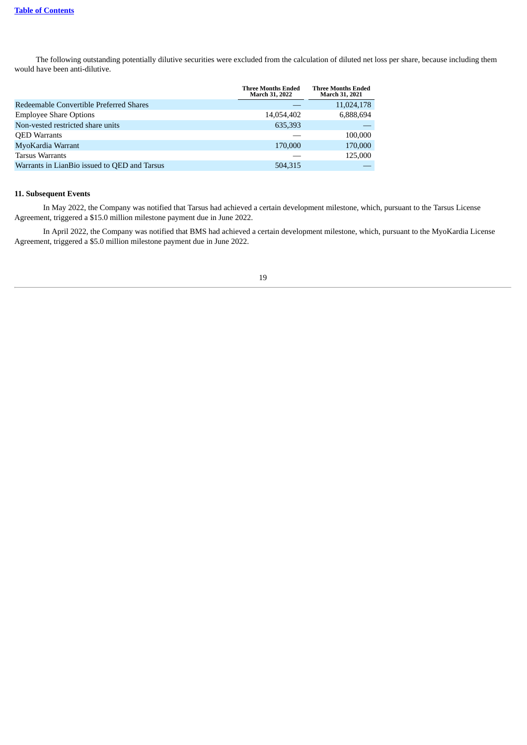The following outstanding potentially dilutive securities were excluded from the calculation of diluted net loss per share, because including them would have been anti-dilutive.

| | Three Months Ended March 31, 2022 | Three Months Ended March 31, 2021 |
|---|---|---|
| Redeemable Convertible Preferred Shares | — | 11,024,178 |
| Employee Share Options | 14,054,402 | 6,888,694 |
| Non-vested restricted share units | 635,393 | — |
| QED Warrants | — | 100,000 |
| MyoKardia Warrant | 170,000 | 170,000 |
| Tarsus Warrants | — | 125,000 |
| Warrants in LianBio issued to QED and Tarsus | 504,315 | — |

**11. Subsequent Events**

In May 2022, the Company was notified that Tarsus had achieved a certain development milestone, which, pursuant to the Tarsus License Agreement, triggered a $15.0 million milestone payment due in June 2022.

In April 2022, the Company was notified that BMS had achieved a certain development milestone, which, pursuant to the MyoKardia License Agreement, triggered a $5.0 million milestone payment due in June 2022.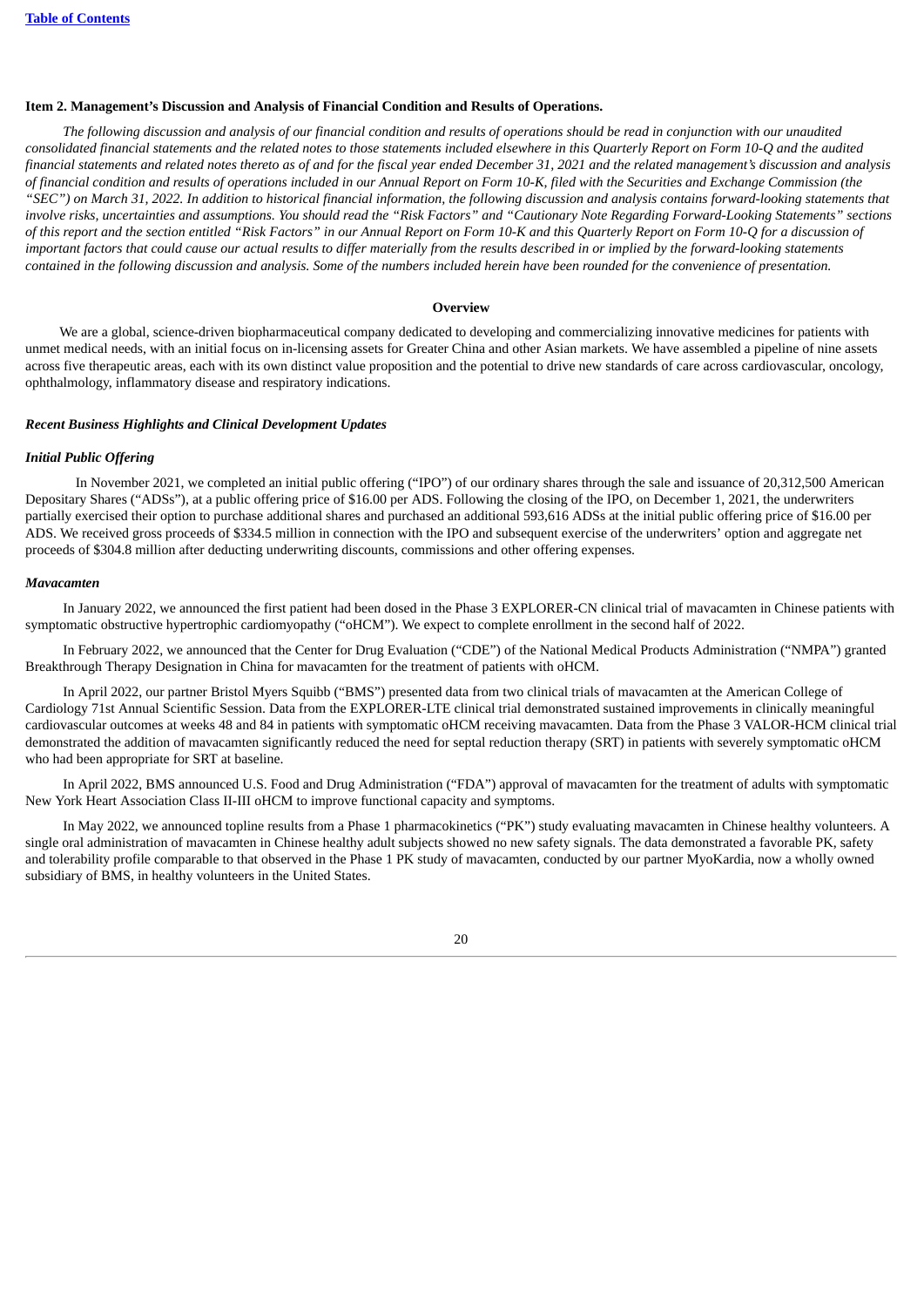## Item 2. Management's Discussion and Analysis of Financial Condition and Results of Operations.

*The following discussion and analysis of our financial condition and results of operations should be read in conjunction with our unaudited consolidated financial statements and the related notes to those statements included elsewhere in this Quarterly Report on Form 10-Q and the audited financial statements and related notes thereto as of and for the fiscal year ended December 31, 2021 and the related management's discussion and analysis of financial condition and results of operations included in our Annual Report on Form 10-K, filed with the Securities and Exchange Commission (the "SEC") on March 31, 2022. In addition to historical financial information, the following discussion and analysis contains forward-looking statements that involve risks, uncertainties and assumptions. You should read the "Risk Factors" and "Cautionary Note Regarding Forward-Looking Statements" sections of this report and the section entitled "Risk Factors" in our Annual Report on Form 10-K and this Quarterly Report on Form 10-Q for a discussion of important factors that could cause our actual results to differ materially from the results described in or implied by the forward-looking statements contained in the following discussion and analysis. Some of the numbers included herein have been rounded for the convenience of presentation.*

### Overview

We are a global, science-driven biopharmaceutical company dedicated to developing and commercializing innovative medicines for patients with unmet medical needs, with an initial focus on in-licensing assets for Greater China and other Asian markets. We have assembled a pipeline of nine assets across five therapeutic areas, each with its own distinct value proposition and the potential to drive new standards of care across cardiovascular, oncology, ophthalmology, inflammatory disease and respiratory indications.

***Recent Business Highlights and Clinical Development Updates***

***Initial Public Offering***

In November 2021, we completed an initial public offering ("IPO") of our ordinary shares through the sale and issuance of 20,312,500 American Depositary Shares ("ADSs"), at a public offering price of $16.00 per ADS. Following the closing of the IPO, on December 1, 2021, the underwriters partially exercised their option to purchase additional shares and purchased an additional 593,616 ADSs at the initial public offering price of $16.00 per ADS. We received gross proceeds of $334.5 million in connection with the IPO and subsequent exercise of the underwriters' option and aggregate net proceeds of $304.8 million after deducting underwriting discounts, commissions and other offering expenses.

***Mavacamten***

In January 2022, we announced the first patient had been dosed in the Phase 3 EXPLORER-CN clinical trial of mavacamten in Chinese patients with symptomatic obstructive hypertrophic cardiomyopathy ("oHCM"). We expect to complete enrollment in the second half of 2022.

In February 2022, we announced that the Center for Drug Evaluation ("CDE") of the National Medical Products Administration ("NMPA") granted Breakthrough Therapy Designation in China for mavacamten for the treatment of patients with oHCM.

In April 2022, our partner Bristol Myers Squibb ("BMS") presented data from two clinical trials of mavacamten at the American College of Cardiology 71st Annual Scientific Session. Data from the EXPLORER-LTE clinical trial demonstrated sustained improvements in clinically meaningful cardiovascular outcomes at weeks 48 and 84 in patients with symptomatic oHCM receiving mavacamten. Data from the Phase 3 VALOR-HCM clinical trial demonstrated the addition of mavacamten significantly reduced the need for septal reduction therapy (SRT) in patients with severely symptomatic oHCM who had been appropriate for SRT at baseline.

In April 2022, BMS announced U.S. Food and Drug Administration ("FDA") approval of mavacamten for the treatment of adults with symptomatic New York Heart Association Class II-III oHCM to improve functional capacity and symptoms.

In May 2022, we announced topline results from a Phase 1 pharmacokinetics ("PK") study evaluating mavacamten in Chinese healthy volunteers. A single oral administration of mavacamten in Chinese healthy adult subjects showed no new safety signals. The data demonstrated a favorable PK, safety and tolerability profile comparable to that observed in the Phase 1 PK study of mavacamten, conducted by our partner MyoKardia, now a wholly owned subsidiary of BMS, in healthy volunteers in the United States.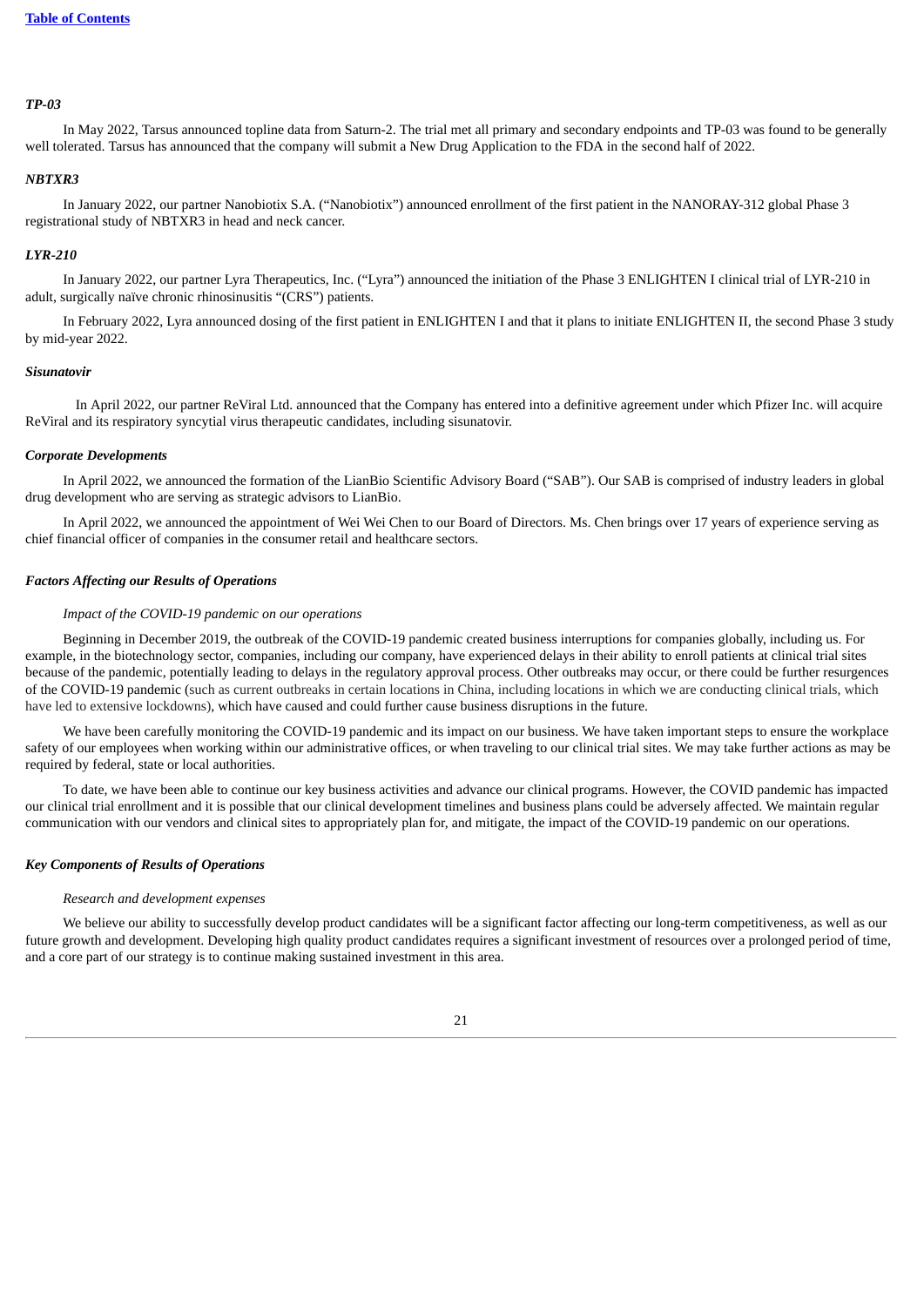*TP-03*

In May 2022, Tarsus announced topline data from Saturn-2. The trial met all primary and secondary endpoints and TP-03 was found to be generally well tolerated. Tarsus has announced that the company will submit a New Drug Application to the FDA in the second half of 2022.

*NBTXR3*

In January 2022, our partner Nanobiotix S.A. ("Nanobiotix") announced enrollment of the first patient in the NANORAY-312 global Phase 3 registrational study of NBTXR3 in head and neck cancer.

*LYR-210*

In January 2022, our partner Lyra Therapeutics, Inc. ("Lyra") announced the initiation of the Phase 3 ENLIGHTEN I clinical trial of LYR-210 in adult, surgically naïve chronic rhinosinusitis "(CRS") patients.

In February 2022, Lyra announced dosing of the first patient in ENLIGHTEN I and that it plans to initiate ENLIGHTEN II, the second Phase 3 study by mid-year 2022.

*Sisunatovir*

In April 2022, our partner ReViral Ltd. announced that the Company has entered into a definitive agreement under which Pfizer Inc. will acquire ReViral and its respiratory syncytial virus therapeutic candidates, including sisunatovir.

*Corporate Developments*

In April 2022, we announced the formation of the LianBio Scientific Advisory Board ("SAB"). Our SAB is comprised of industry leaders in global drug development who are serving as strategic advisors to LianBio.

In April 2022, we announced the appointment of Wei Wei Chen to our Board of Directors. Ms. Chen brings over 17 years of experience serving as chief financial officer of companies in the consumer retail and healthcare sectors.

***Factors Affecting our Results of Operations***

*Impact of the COVID-19 pandemic on our operations*

Beginning in December 2019, the outbreak of the COVID-19 pandemic created business interruptions for companies globally, including us. For example, in the biotechnology sector, companies, including our company, have experienced delays in their ability to enroll patients at clinical trial sites because of the pandemic, potentially leading to delays in the regulatory approval process. Other outbreaks may occur, or there could be further resurgences of the COVID-19 pandemic (such as current outbreaks in certain locations in China, including locations in which we are conducting clinical trials, which have led to extensive lockdowns), which have caused and could further cause business disruptions in the future.

We have been carefully monitoring the COVID-19 pandemic and its impact on our business. We have taken important steps to ensure the workplace safety of our employees when working within our administrative offices, or when traveling to our clinical trial sites. We may take further actions as may be required by federal, state or local authorities.

To date, we have been able to continue our key business activities and advance our clinical programs. However, the COVID pandemic has impacted our clinical trial enrollment and it is possible that our clinical development timelines and business plans could be adversely affected. We maintain regular communication with our vendors and clinical sites to appropriately plan for, and mitigate, the impact of the COVID-19 pandemic on our operations.

***Key Components of Results of Operations***

*Research and development expenses*

We believe our ability to successfully develop product candidates will be a significant factor affecting our long-term competitiveness, as well as our future growth and development. Developing high quality product candidates requires a significant investment of resources over a prolonged period of time, and a core part of our strategy is to continue making sustained investment in this area.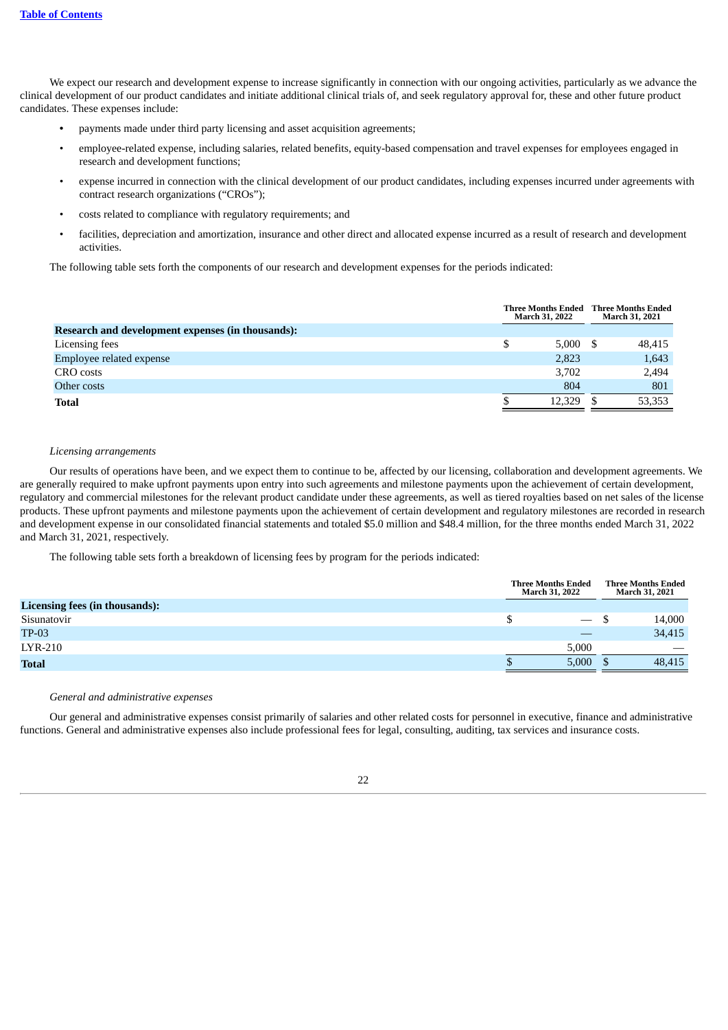We expect our research and development expense to increase significantly in connection with our ongoing activities, particularly as we advance the clinical development of our product candidates and initiate additional clinical trials of, and seek regulatory approval for, these and other future product candidates. These expenses include:

- payments made under third party licensing and asset acquisition agreements;
- employee-related expense, including salaries, related benefits, equity-based compensation and travel expenses for employees engaged in research and development functions;
- expense incurred in connection with the clinical development of our product candidates, including expenses incurred under agreements with contract research organizations ("CROs");
- costs related to compliance with regulatory requirements; and
- facilities, depreciation and amortization, insurance and other direct and allocated expense incurred as a result of research and development activities.

The following table sets forth the components of our research and development expenses for the periods indicated:

| | Three Months Ended March 31, 2022 | Three Months Ended March 31, 2021 |
|---|---|---|
| **Research and development expenses (in thousands):** | | |
| Licensing fees | $ 5,000 | $ 48,415 |
| Employee related expense | 2,823 | 1,643 |
| CRO costs | 3,702 | 2,494 |
| Other costs | 804 | 801 |
| **Total** | $ 12,329 | $ 53,353 |

*Licensing arrangements*

Our results of operations have been, and we expect them to continue to be, affected by our licensing, collaboration and development agreements. We are generally required to make upfront payments upon entry into such agreements and milestone payments upon the achievement of certain development, regulatory and commercial milestones for the relevant product candidate under these agreements, as well as tiered royalties based on net sales of the license products. These upfront payments and milestone payments upon the achievement of certain development and regulatory milestones are recorded in research and development expense in our consolidated financial statements and totaled $5.0 million and $48.4 million, for the three months ended March 31, 2022 and March 31, 2021, respectively.

The following table sets forth a breakdown of licensing fees by program for the periods indicated:

| | Three Months Ended March 31, 2022 | Three Months Ended March 31, 2021 |
|---|---|---|
| **Licensing fees (in thousands):** | | |
| Sisunatovir | $ — | $ 14,000 |
| TP-03 | — | 34,415 |
| LYR-210 | 5,000 | — |
| **Total** | $ 5,000 | $ 48,415 |

*General and administrative expenses*

Our general and administrative expenses consist primarily of salaries and other related costs for personnel in executive, finance and administrative functions. General and administrative expenses also include professional fees for legal, consulting, auditing, tax services and insurance costs.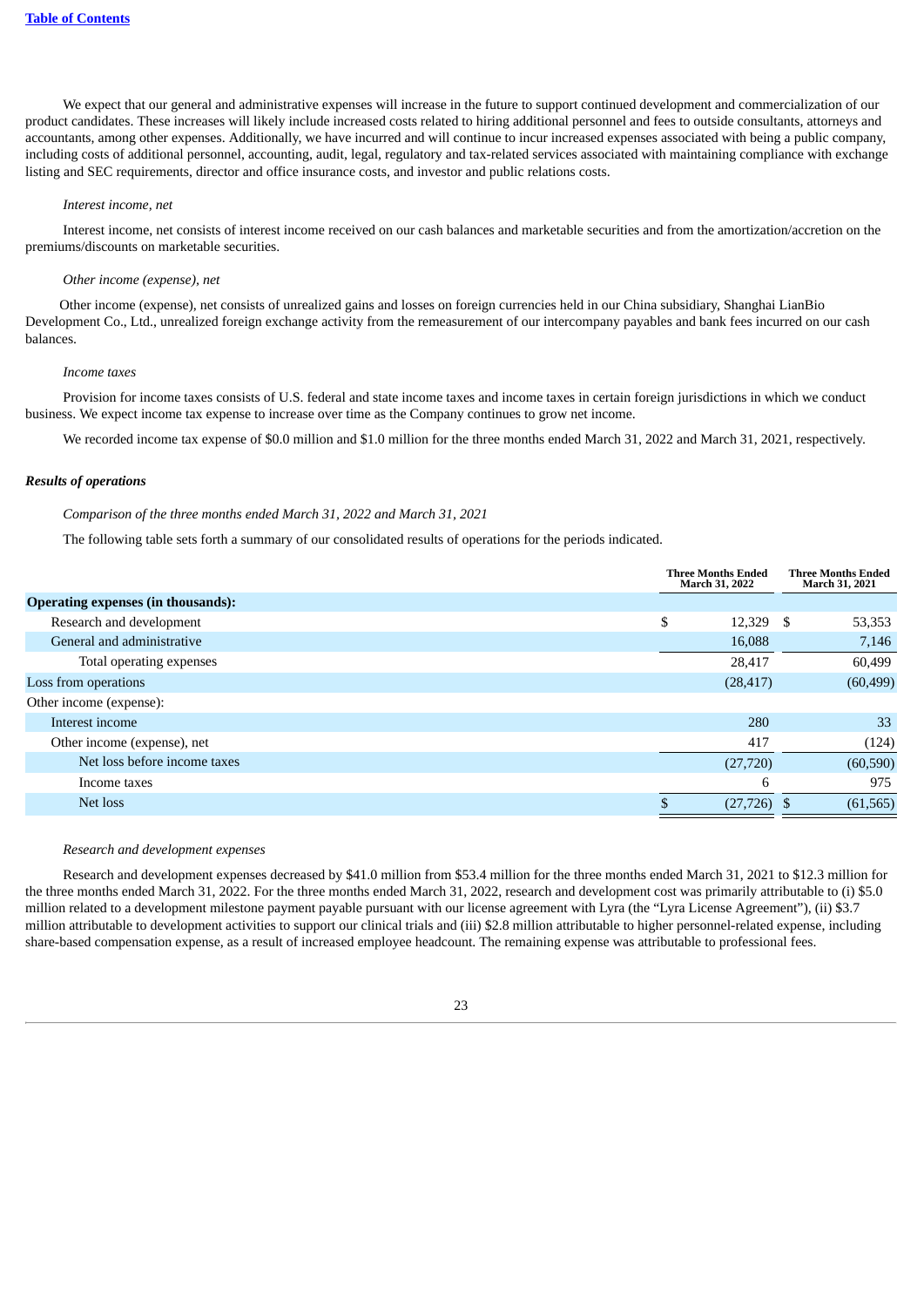We expect that our general and administrative expenses will increase in the future to support continued development and commercialization of our product candidates. These increases will likely include increased costs related to hiring additional personnel and fees to outside consultants, attorneys and accountants, among other expenses. Additionally, we have incurred and will continue to incur increased expenses associated with being a public company, including costs of additional personnel, accounting, audit, legal, regulatory and tax-related services associated with maintaining compliance with exchange listing and SEC requirements, director and office insurance costs, and investor and public relations costs.

*Interest income, net*

Interest income, net consists of interest income received on our cash balances and marketable securities and from the amortization/accretion on the premiums/discounts on marketable securities.

*Other income (expense), net*

Other income (expense), net consists of unrealized gains and losses on foreign currencies held in our China subsidiary, Shanghai LianBio Development Co., Ltd., unrealized foreign exchange activity from the remeasurement of our intercompany payables and bank fees incurred on our cash balances.

*Income taxes*

Provision for income taxes consists of U.S. federal and state income taxes and income taxes in certain foreign jurisdictions in which we conduct business. We expect income tax expense to increase over time as the Company continues to grow net income.

We recorded income tax expense of $0.0 million and $1.0 million for the three months ended March 31, 2022 and March 31, 2021, respectively.

***Results of operations***

*Comparison of the three months ended March 31, 2022 and March 31, 2021*

The following table sets forth a summary of our consolidated results of operations for the periods indicated.

| | Three Months Ended March 31, 2022 | Three Months Ended March 31, 2021 |
|---|---|---|
| **Operating expenses (in thousands):** | | |
| Research and development | $ 12,329 | $ 53,353 |
| General and administrative | 16,088 | 7,146 |
| Total operating expenses | 28,417 | 60,499 |
| Loss from operations | (28,417) | (60,499) |
| Other income (expense): | | |
| Interest income | 280 | 33 |
| Other income (expense), net | 417 | (124) |
| Net loss before income taxes | (27,720) | (60,590) |
| Income taxes | 6 | 975 |
| Net loss | $ (27,726) | $ (61,565) |

*Research and development expenses*

Research and development expenses decreased by $41.0 million from $53.4 million for the three months ended March 31, 2021 to $12.3 million for the three months ended March 31, 2022. For the three months ended March 31, 2022, research and development cost was primarily attributable to (i) $5.0 million related to a development milestone payment payable pursuant with our license agreement with Lyra (the "Lyra License Agreement"), (ii) $3.7 million attributable to development activities to support our clinical trials and (iii) $2.8 million attributable to higher personnel-related expense, including share-based compensation expense, as a result of increased employee headcount. The remaining expense was attributable to professional fees.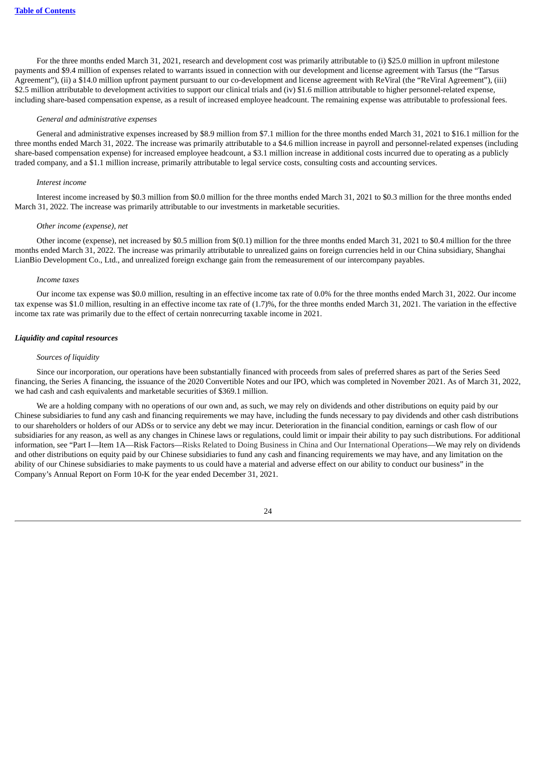For the three months ended March 31, 2021, research and development cost was primarily attributable to (i) $25.0 million in upfront milestone payments and $9.4 million of expenses related to warrants issued in connection with our development and license agreement with Tarsus (the "Tarsus Agreement"), (ii) a $14.0 million upfront payment pursuant to our co-development and license agreement with ReViral (the "ReViral Agreement"), (iii) $2.5 million attributable to development activities to support our clinical trials and (iv) $1.6 million attributable to higher personnel-related expense, including share-based compensation expense, as a result of increased employee headcount. The remaining expense was attributable to professional fees.

*General and administrative expenses*

General and administrative expenses increased by $8.9 million from $7.1 million for the three months ended March 31, 2021 to $16.1 million for the three months ended March 31, 2022. The increase was primarily attributable to a $4.6 million increase in payroll and personnel-related expenses (including share-based compensation expense) for increased employee headcount, a $3.1 million increase in additional costs incurred due to operating as a publicly traded company, and a $1.1 million increase, primarily attributable to legal service costs, consulting costs and accounting services.

*Interest income*

Interest income increased by $0.3 million from $0.0 million for the three months ended March 31, 2021 to $0.3 million for the three months ended March 31, 2022. The increase was primarily attributable to our investments in marketable securities.

*Other income (expense), net*

Other income (expense), net increased by $0.5 million from $(0.1) million for the three months ended March 31, 2021 to $0.4 million for the three months ended March 31, 2022. The increase was primarily attributable to unrealized gains on foreign currencies held in our China subsidiary, Shanghai LianBio Development Co., Ltd., and unrealized foreign exchange gain from the remeasurement of our intercompany payables.

*Income taxes*

Our income tax expense was $0.0 million, resulting in an effective income tax rate of 0.0% for the three months ended March 31, 2022. Our income tax expense was $1.0 million, resulting in an effective income tax rate of (1.7)%, for the three months ended March 31, 2021. The variation in the effective income tax rate was primarily due to the effect of certain nonrecurring taxable income in 2021.

***Liquidity and capital resources***

*Sources of liquidity*

Since our incorporation, our operations have been substantially financed with proceeds from sales of preferred shares as part of the Series Seed financing, the Series A financing, the issuance of the 2020 Convertible Notes and our IPO, which was completed in November 2021. As of March 31, 2022, we had cash and cash equivalents and marketable securities of $369.1 million.

We are a holding company with no operations of our own and, as such, we may rely on dividends and other distributions on equity paid by our Chinese subsidiaries to fund any cash and financing requirements we may have, including the funds necessary to pay dividends and other cash distributions to our shareholders or holders of our ADSs or to service any debt we may incur. Deterioration in the financial condition, earnings or cash flow of our subsidiaries for any reason, as well as any changes in Chinese laws or regulations, could limit or impair their ability to pay such distributions. For additional information, see "Part I—Item 1A—Risk Factors—Risks Related to Doing Business in China and Our International Operations—We may rely on dividends and other distributions on equity paid by our Chinese subsidiaries to fund any cash and financing requirements we may have, and any limitation on the ability of our Chinese subsidiaries to make payments to us could have a material and adverse effect on our ability to conduct our business" in the Company's Annual Report on Form 10-K for the year ended December 31, 2021.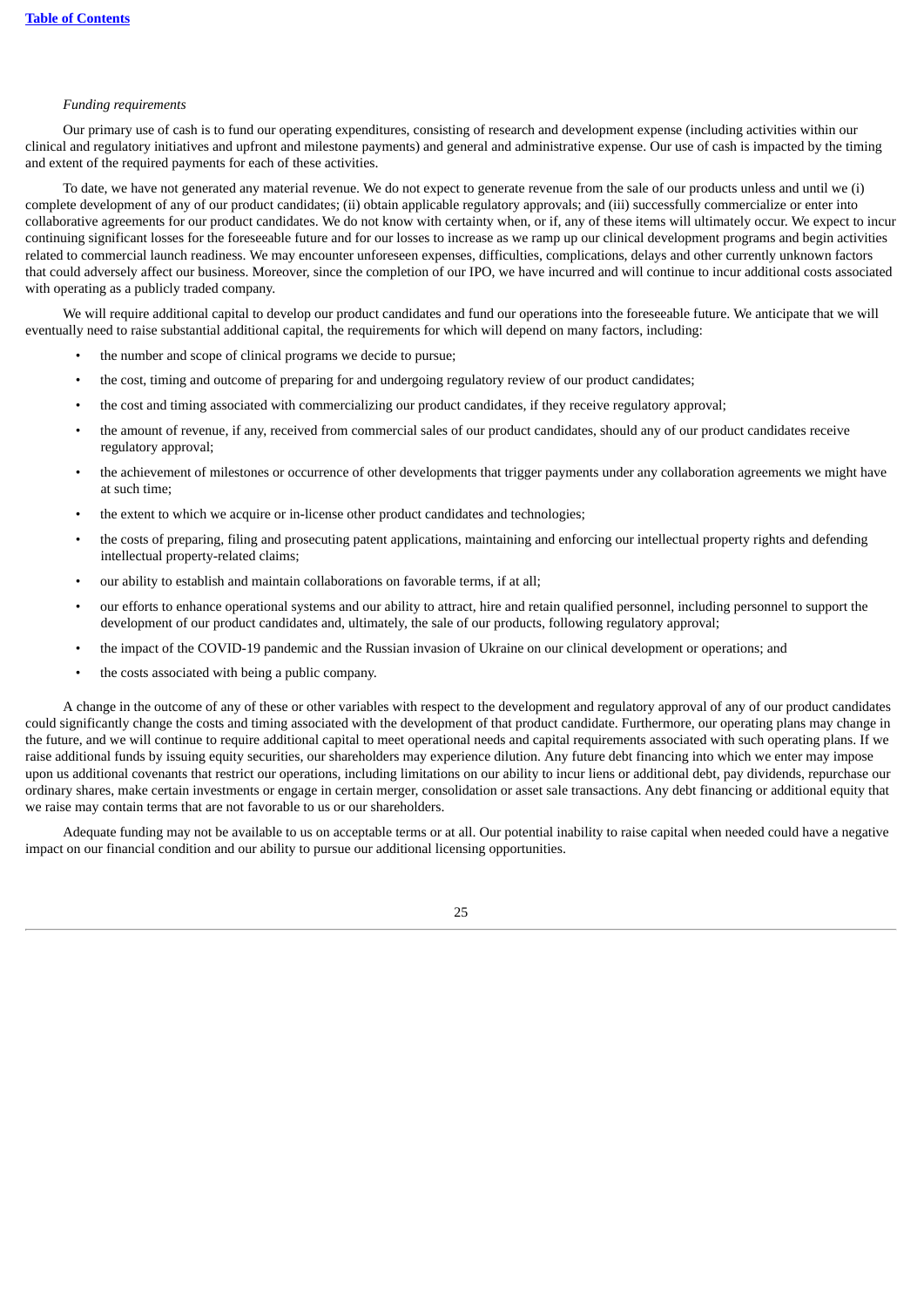*Funding requirements*

Our primary use of cash is to fund our operating expenditures, consisting of research and development expense (including activities within our clinical and regulatory initiatives and upfront and milestone payments) and general and administrative expense. Our use of cash is impacted by the timing and extent of the required payments for each of these activities.

To date, we have not generated any material revenue. We do not expect to generate revenue from the sale of our products unless and until we (i) complete development of any of our product candidates; (ii) obtain applicable regulatory approvals; and (iii) successfully commercialize or enter into collaborative agreements for our product candidates. We do not know with certainty when, or if, any of these items will ultimately occur. We expect to incur continuing significant losses for the foreseeable future and for our losses to increase as we ramp up our clinical development programs and begin activities related to commercial launch readiness. We may encounter unforeseen expenses, difficulties, complications, delays and other currently unknown factors that could adversely affect our business. Moreover, since the completion of our IPO, we have incurred and will continue to incur additional costs associated with operating as a publicly traded company.

We will require additional capital to develop our product candidates and fund our operations into the foreseeable future. We anticipate that we will eventually need to raise substantial additional capital, the requirements for which will depend on many factors, including:

- the number and scope of clinical programs we decide to pursue;
- the cost, timing and outcome of preparing for and undergoing regulatory review of our product candidates;
- the cost and timing associated with commercializing our product candidates, if they receive regulatory approval;
- the amount of revenue, if any, received from commercial sales of our product candidates, should any of our product candidates receive regulatory approval;
- the achievement of milestones or occurrence of other developments that trigger payments under any collaboration agreements we might have at such time;
- the extent to which we acquire or in-license other product candidates and technologies;
- the costs of preparing, filing and prosecuting patent applications, maintaining and enforcing our intellectual property rights and defending intellectual property-related claims;
- our ability to establish and maintain collaborations on favorable terms, if at all;
- our efforts to enhance operational systems and our ability to attract, hire and retain qualified personnel, including personnel to support the development of our product candidates and, ultimately, the sale of our products, following regulatory approval;
- the impact of the COVID-19 pandemic and the Russian invasion of Ukraine on our clinical development or operations; and
- the costs associated with being a public company.

A change in the outcome of any of these or other variables with respect to the development and regulatory approval of any of our product candidates could significantly change the costs and timing associated with the development of that product candidate. Furthermore, our operating plans may change in the future, and we will continue to require additional capital to meet operational needs and capital requirements associated with such operating plans. If we raise additional funds by issuing equity securities, our shareholders may experience dilution. Any future debt financing into which we enter may impose upon us additional covenants that restrict our operations, including limitations on our ability to incur liens or additional debt, pay dividends, repurchase our ordinary shares, make certain investments or engage in certain merger, consolidation or asset sale transactions. Any debt financing or additional equity that we raise may contain terms that are not favorable to us or our shareholders.

Adequate funding may not be available to us on acceptable terms or at all. Our potential inability to raise capital when needed could have a negative impact on our financial condition and our ability to pursue our additional licensing opportunities.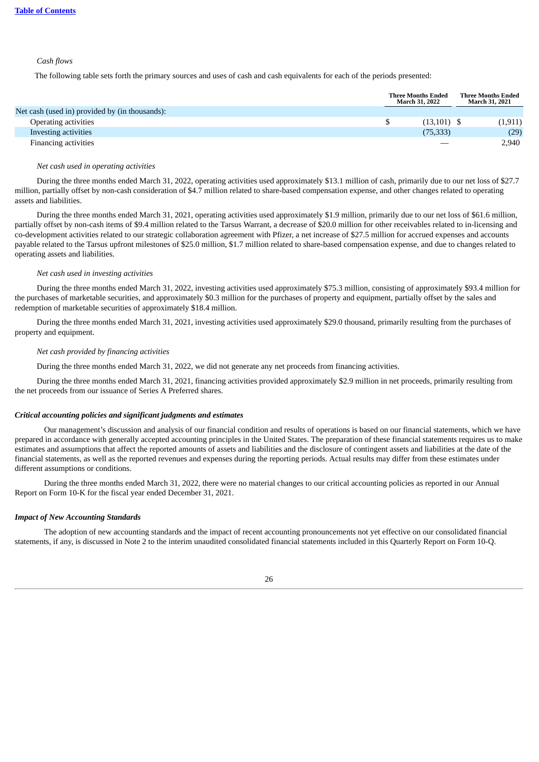*Cash flows*

The following table sets forth the primary sources and uses of cash and cash equivalents for each of the periods presented:

| | Three Months Ended March 31, 2022 | Three Months Ended March 31, 2021 |
|---|---|---|
| Net cash (used in) provided by (in thousands): | | |
| Operating activities | $ (13,101) | $ (1,911) |
| Investing activities | (75,333) | (29) |
| Financing activities | — | 2,940 |

*Net cash used in operating activities*

During the three months ended March 31, 2022, operating activities used approximately $13.1 million of cash, primarily due to our net loss of $27.7 million, partially offset by non-cash consideration of $4.7 million related to share-based compensation expense, and other changes related to operating assets and liabilities.

During the three months ended March 31, 2021, operating activities used approximately $1.9 million, primarily due to our net loss of $61.6 million, partially offset by non-cash items of $9.4 million related to the Tarsus Warrant, a decrease of $20.0 million for other receivables related to in-licensing and co-development activities related to our strategic collaboration agreement with Pfizer, a net increase of $27.5 million for accrued expenses and accounts payable related to the Tarsus upfront milestones of $25.0 million, $1.7 million related to share-based compensation expense, and due to changes related to operating assets and liabilities.

*Net cash used in investing activities*

During the three months ended March 31, 2022, investing activities used approximately $75.3 million, consisting of approximately $93.4 million for the purchases of marketable securities, and approximately $0.3 million for the purchases of property and equipment, partially offset by the sales and redemption of marketable securities of approximately $18.4 million.

During the three months ended March 31, 2021, investing activities used approximately $29.0 thousand, primarily resulting from the purchases of property and equipment.

*Net cash provided by financing activities*

During the three months ended March 31, 2022, we did not generate any net proceeds from financing activities.

During the three months ended March 31, 2021, financing activities provided approximately $2.9 million in net proceeds, primarily resulting from the net proceeds from our issuance of Series A Preferred shares.

***Critical accounting policies and significant judgments and estimates***

Our management's discussion and analysis of our financial condition and results of operations is based on our financial statements, which we have prepared in accordance with generally accepted accounting principles in the United States. The preparation of these financial statements requires us to make estimates and assumptions that affect the reported amounts of assets and liabilities and the disclosure of contingent assets and liabilities at the date of the financial statements, as well as the reported revenues and expenses during the reporting periods. Actual results may differ from these estimates under different assumptions or conditions.

During the three months ended March 31, 2022, there were no material changes to our critical accounting policies as reported in our Annual Report on Form 10-K for the fiscal year ended December 31, 2021.

***Impact of New Accounting Standards***

The adoption of new accounting standards and the impact of recent accounting pronouncements not yet effective on our consolidated financial statements, if any, is discussed in Note 2 to the interim unaudited consolidated financial statements included in this Quarterly Report on Form 10-Q.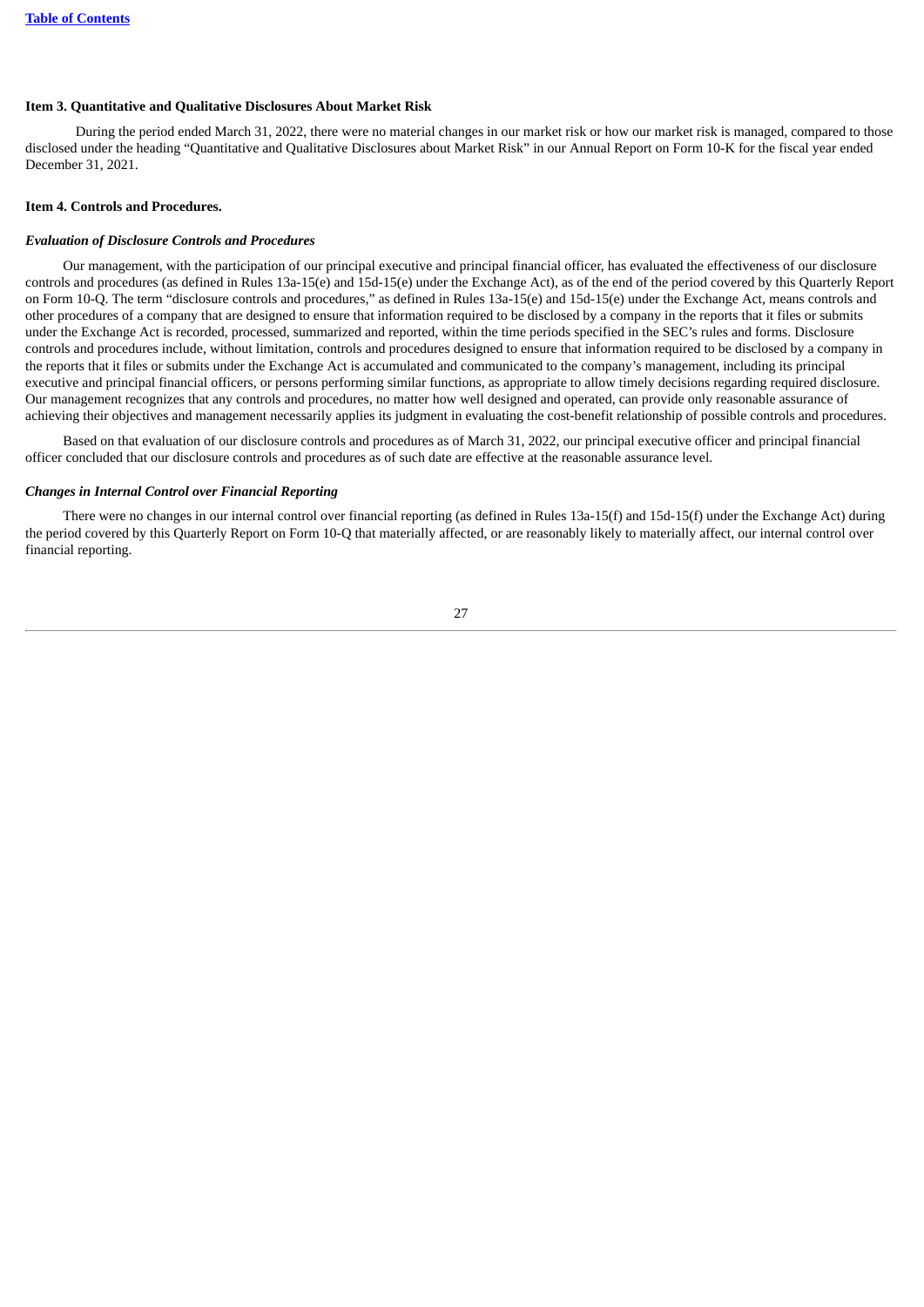## Item 3. Quantitative and Qualitative Disclosures About Market Risk

During the period ended March 31, 2022, there were no material changes in our market risk or how our market risk is managed, compared to those disclosed under the heading "Quantitative and Qualitative Disclosures about Market Risk" in our Annual Report on Form 10-K for the fiscal year ended December 31, 2021.

## Item 4. Controls and Procedures.

### *Evaluation of Disclosure Controls and Procedures*

Our management, with the participation of our principal executive and principal financial officer, has evaluated the effectiveness of our disclosure controls and procedures (as defined in Rules 13a-15(e) and 15d-15(e) under the Exchange Act), as of the end of the period covered by this Quarterly Report on Form 10-Q. The term "disclosure controls and procedures," as defined in Rules 13a-15(e) and 15d-15(e) under the Exchange Act, means controls and other procedures of a company that are designed to ensure that information required to be disclosed by a company in the reports that it files or submits under the Exchange Act is recorded, processed, summarized and reported, within the time periods specified in the SEC's rules and forms. Disclosure controls and procedures include, without limitation, controls and procedures designed to ensure that information required to be disclosed by a company in the reports that it files or submits under the Exchange Act is accumulated and communicated to the company's management, including its principal executive and principal financial officers, or persons performing similar functions, as appropriate to allow timely decisions regarding required disclosure. Our management recognizes that any controls and procedures, no matter how well designed and operated, can provide only reasonable assurance of achieving their objectives and management necessarily applies its judgment in evaluating the cost-benefit relationship of possible controls and procedures.

Based on that evaluation of our disclosure controls and procedures as of March 31, 2022, our principal executive officer and principal financial officer concluded that our disclosure controls and procedures as of such date are effective at the reasonable assurance level.

### *Changes in Internal Control over Financial Reporting*

There were no changes in our internal control over financial reporting (as defined in Rules 13a-15(f) and 15d-15(f) under the Exchange Act) during the period covered by this Quarterly Report on Form 10-Q that materially affected, or are reasonably likely to materially affect, our internal control over financial reporting.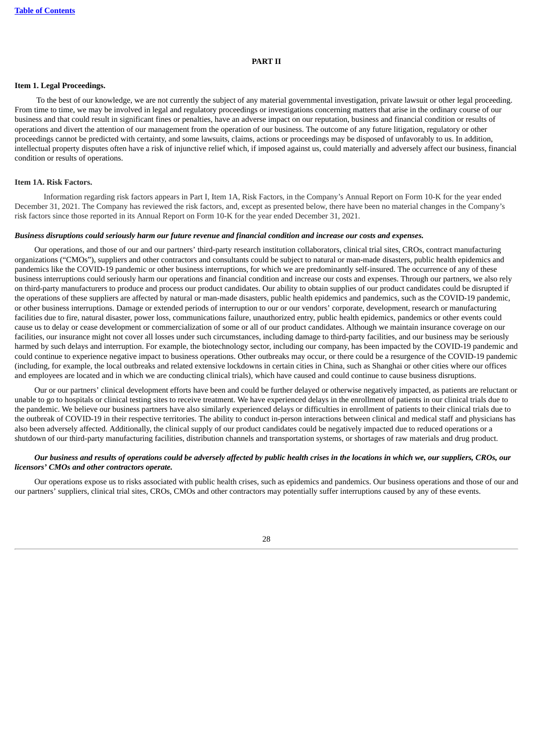## PART II

### Item 1. Legal Proceedings.

To the best of our knowledge, we are not currently the subject of any material governmental investigation, private lawsuit or other legal proceeding. From time to time, we may be involved in legal and regulatory proceedings or investigations concerning matters that arise in the ordinary course of our business and that could result in significant fines or penalties, have an adverse impact on our reputation, business and financial condition or results of operations and divert the attention of our management from the operation of our business. The outcome of any future litigation, regulatory or other proceedings cannot be predicted with certainty, and some lawsuits, claims, actions or proceedings may be disposed of unfavorably to us. In addition, intellectual property disputes often have a risk of injunctive relief which, if imposed against us, could materially and adversely affect our business, financial condition or results of operations.

### Item 1A. Risk Factors.

Information regarding risk factors appears in Part I, Item 1A, Risk Factors, in the Company's Annual Report on Form 10-K for the year ended December 31, 2021. The Company has reviewed the risk factors, and, except as presented below, there have been no material changes in the Company's risk factors since those reported in its Annual Report on Form 10-K for the year ended December 31, 2021.

***Business disruptions could seriously harm our future revenue and financial condition and increase our costs and expenses.***

Our operations, and those of our and our partners' third-party research institution collaborators, clinical trial sites, CROs, contract manufacturing organizations ("CMOs"), suppliers and other contractors and consultants could be subject to natural or man-made disasters, public health epidemics and pandemics like the COVID-19 pandemic or other business interruptions, for which we are predominantly self-insured. The occurrence of any of these business interruptions could seriously harm our operations and financial condition and increase our costs and expenses. Through our partners, we also rely on third-party manufacturers to produce and process our product candidates. Our ability to obtain supplies of our product candidates could be disrupted if the operations of these suppliers are affected by natural or man-made disasters, public health epidemics and pandemics, such as the COVID-19 pandemic, or other business interruptions. Damage or extended periods of interruption to our or our vendors' corporate, development, research or manufacturing facilities due to fire, natural disaster, power loss, communications failure, unauthorized entry, public health epidemics, pandemics or other events could cause us to delay or cease development or commercialization of some or all of our product candidates. Although we maintain insurance coverage on our facilities, our insurance might not cover all losses under such circumstances, including damage to third-party facilities, and our business may be seriously harmed by such delays and interruption. For example, the biotechnology sector, including our company, has been impacted by the COVID-19 pandemic and could continue to experience negative impact to business operations. Other outbreaks may occur, or there could be a resurgence of the COVID-19 pandemic (including, for example, the local outbreaks and related extensive lockdowns in certain cities in China, such as Shanghai or other cities where our offices and employees are located and in which we are conducting clinical trials), which have caused and could continue to cause business disruptions.

Our or our partners' clinical development efforts have been and could be further delayed or otherwise negatively impacted, as patients are reluctant or unable to go to hospitals or clinical testing sites to receive treatment. We have experienced delays in the enrollment of patients in our clinical trials due to the pandemic. We believe our business partners have also similarly experienced delays or difficulties in enrollment of patients to their clinical trials due to the outbreak of COVID-19 in their respective territories. The ability to conduct in-person interactions between clinical and medical staff and physicians has also been adversely affected. Additionally, the clinical supply of our product candidates could be negatively impacted due to reduced operations or a shutdown of our third-party manufacturing facilities, distribution channels and transportation systems, or shortages of raw materials and drug product.

***Our business and results of operations could be adversely affected by public health crises in the locations in which we, our suppliers, CROs, our licensors' CMOs and other contractors operate.***

Our operations expose us to risks associated with public health crises, such as epidemics and pandemics. Our business operations and those of our and our partners' suppliers, clinical trial sites, CROs, CMOs and other contractors may potentially suffer interruptions caused by any of these events.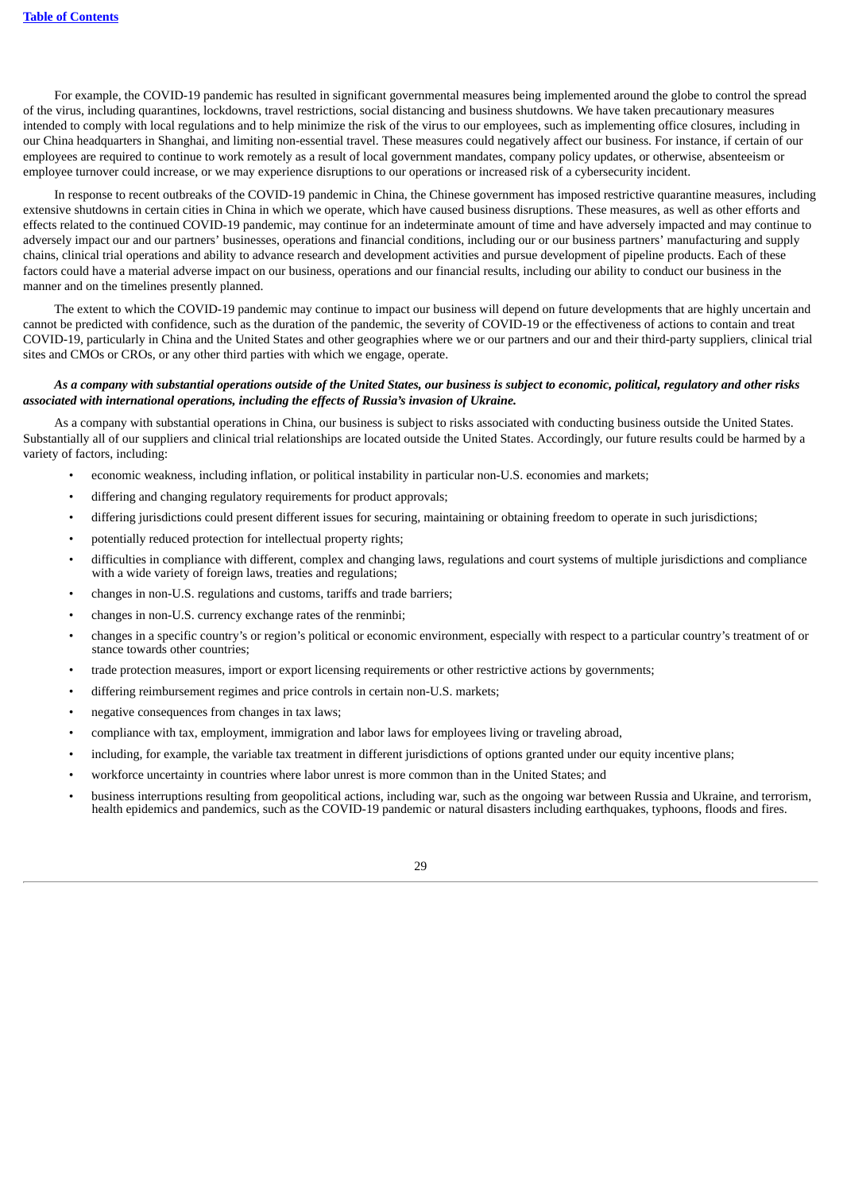For example, the COVID-19 pandemic has resulted in significant governmental measures being implemented around the globe to control the spread of the virus, including quarantines, lockdowns, travel restrictions, social distancing and business shutdowns. We have taken precautionary measures intended to comply with local regulations and to help minimize the risk of the virus to our employees, such as implementing office closures, including in our China headquarters in Shanghai, and limiting non-essential travel. These measures could negatively affect our business. For instance, if certain of our employees are required to continue to work remotely as a result of local government mandates, company policy updates, or otherwise, absenteeism or employee turnover could increase, or we may experience disruptions to our operations or increased risk of a cybersecurity incident.

In response to recent outbreaks of the COVID-19 pandemic in China, the Chinese government has imposed restrictive quarantine measures, including extensive shutdowns in certain cities in China in which we operate, which have caused business disruptions. These measures, as well as other efforts and effects related to the continued COVID-19 pandemic, may continue for an indeterminate amount of time and have adversely impacted and may continue to adversely impact our and our partners' businesses, operations and financial conditions, including our or our business partners' manufacturing and supply chains, clinical trial operations and ability to advance research and development activities and pursue development of pipeline products. Each of these factors could have a material adverse impact on our business, operations and our financial results, including our ability to conduct our business in the manner and on the timelines presently planned.

The extent to which the COVID-19 pandemic may continue to impact our business will depend on future developments that are highly uncertain and cannot be predicted with confidence, such as the duration of the pandemic, the severity of COVID-19 or the effectiveness of actions to contain and treat COVID-19, particularly in China and the United States and other geographies where we or our partners and our and their third-party suppliers, clinical trial sites and CMOs or CROs, or any other third parties with which we engage, operate.

***As a company with substantial operations outside of the United States, our business is subject to economic, political, regulatory and other risks associated with international operations, including the effects of Russia's invasion of Ukraine.***

As a company with substantial operations in China, our business is subject to risks associated with conducting business outside the United States. Substantially all of our suppliers and clinical trial relationships are located outside the United States. Accordingly, our future results could be harmed by a variety of factors, including:

- economic weakness, including inflation, or political instability in particular non-U.S. economies and markets;
- differing and changing regulatory requirements for product approvals;
- differing jurisdictions could present different issues for securing, maintaining or obtaining freedom to operate in such jurisdictions;
- potentially reduced protection for intellectual property rights;
- difficulties in compliance with different, complex and changing laws, regulations and court systems of multiple jurisdictions and compliance with a wide variety of foreign laws, treaties and regulations;
- changes in non-U.S. regulations and customs, tariffs and trade barriers;
- changes in non-U.S. currency exchange rates of the renminbi;
- changes in a specific country's or region's political or economic environment, especially with respect to a particular country's treatment of or stance towards other countries;
- trade protection measures, import or export licensing requirements or other restrictive actions by governments;
- differing reimbursement regimes and price controls in certain non-U.S. markets;
- negative consequences from changes in tax laws;
- compliance with tax, employment, immigration and labor laws for employees living or traveling abroad,
- including, for example, the variable tax treatment in different jurisdictions of options granted under our equity incentive plans;
- workforce uncertainty in countries where labor unrest is more common than in the United States; and
- business interruptions resulting from geopolitical actions, including war, such as the ongoing war between Russia and Ukraine, and terrorism, health epidemics and pandemics, such as the COVID-19 pandemic or natural disasters including earthquakes, typhoons, floods and fires.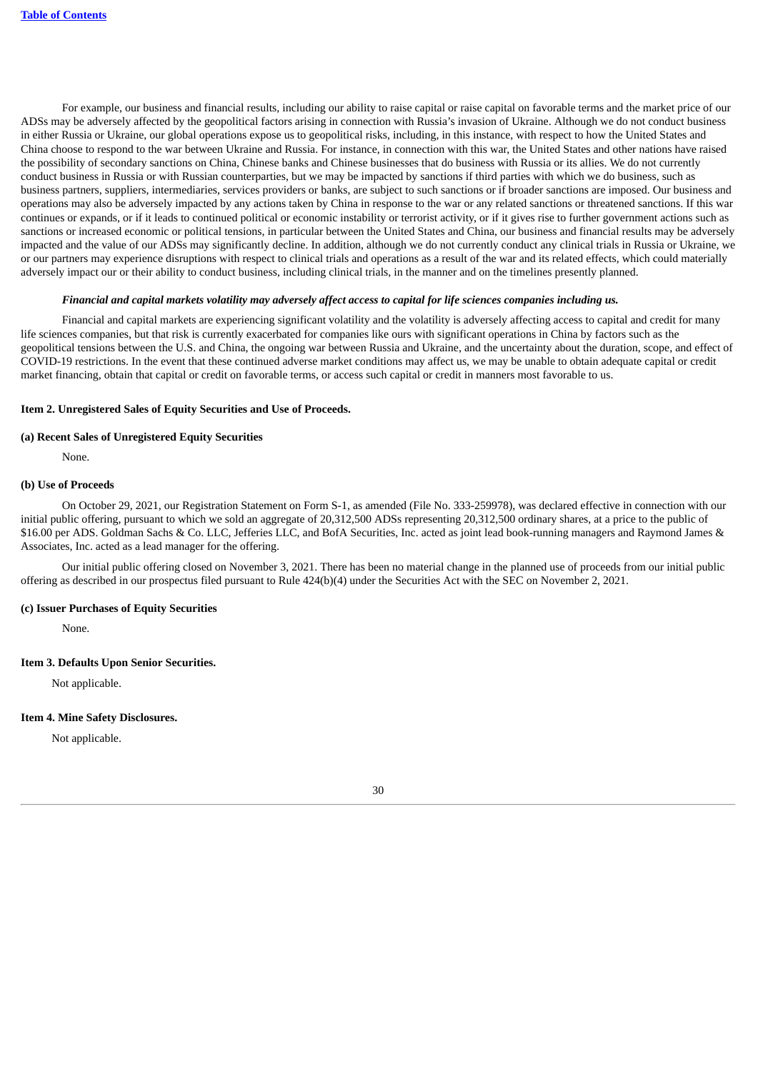For example, our business and financial results, including our ability to raise capital or raise capital on favorable terms and the market price of our ADSs may be adversely affected by the geopolitical factors arising in connection with Russia's invasion of Ukraine. Although we do not conduct business in either Russia or Ukraine, our global operations expose us to geopolitical risks, including, in this instance, with respect to how the United States and China choose to respond to the war between Ukraine and Russia. For instance, in connection with this war, the United States and other nations have raised the possibility of secondary sanctions on China, Chinese banks and Chinese businesses that do business with Russia or its allies. We do not currently conduct business in Russia or with Russian counterparties, but we may be impacted by sanctions if third parties with which we do business, such as business partners, suppliers, intermediaries, services providers or banks, are subject to such sanctions or if broader sanctions are imposed. Our business and operations may also be adversely impacted by any actions taken by China in response to the war or any related sanctions or threatened sanctions. If this war continues or expands, or if it leads to continued political or economic instability or terrorist activity, or if it gives rise to further government actions such as sanctions or increased economic or political tensions, in particular between the United States and China, our business and financial results may be adversely impacted and the value of our ADSs may significantly decline. In addition, although we do not currently conduct any clinical trials in Russia or Ukraine, we or our partners may experience disruptions with respect to clinical trials and operations as a result of the war and its related effects, which could materially adversely impact our or their ability to conduct business, including clinical trials, in the manner and on the timelines presently planned.

***Financial and capital markets volatility may adversely affect access to capital for life sciences companies including us.***

Financial and capital markets are experiencing significant volatility and the volatility is adversely affecting access to capital and credit for many life sciences companies, but that risk is currently exacerbated for companies like ours with significant operations in China by factors such as the geopolitical tensions between the U.S. and China, the ongoing war between Russia and Ukraine, and the uncertainty about the duration, scope, and effect of COVID-19 restrictions. In the event that these continued adverse market conditions may affect us, we may be unable to obtain adequate capital or credit market financing, obtain that capital or credit on favorable terms, or access such capital or credit in manners most favorable to us.

### Item 2. Unregistered Sales of Equity Securities and Use of Proceeds.

**(a) Recent Sales of Unregistered Equity Securities**

None.

**(b) Use of Proceeds**

On October 29, 2021, our Registration Statement on Form S-1, as amended (File No. 333-259978), was declared effective in connection with our initial public offering, pursuant to which we sold an aggregate of 20,312,500 ADSs representing 20,312,500 ordinary shares, at a price to the public of $16.00 per ADS. Goldman Sachs & Co. LLC, Jefferies LLC, and BofA Securities, Inc. acted as joint lead book-running managers and Raymond James & Associates, Inc. acted as a lead manager for the offering.

Our initial public offering closed on November 3, 2021. There has been no material change in the planned use of proceeds from our initial public offering as described in our prospectus filed pursuant to Rule 424(b)(4) under the Securities Act with the SEC on November 2, 2021.

**(c) Issuer Purchases of Equity Securities**

None.

### Item 3. Defaults Upon Senior Securities.

Not applicable.

### Item 4. Mine Safety Disclosures.

Not applicable.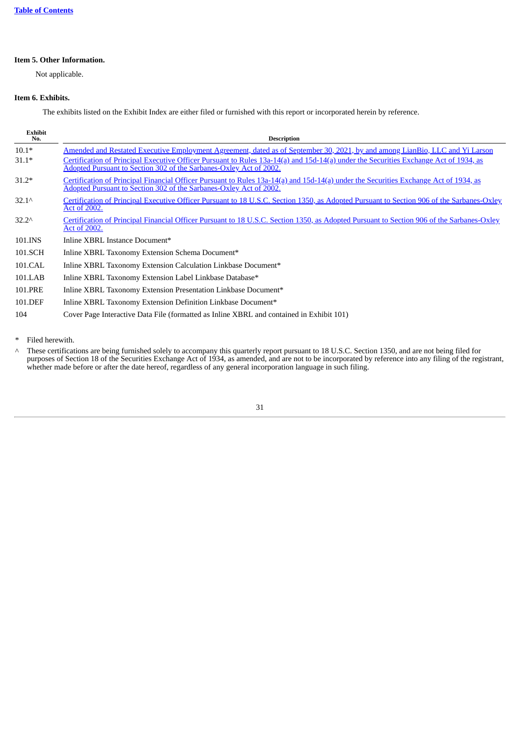**Item 5. Other Information.**

Not applicable.

**Item 6. Exhibits.**

The exhibits listed on the Exhibit Index are either filed or furnished with this report or incorporated herein by reference.

| Exhibit No. | Description |
|---|---|
| 10.1* | Amended and Restated Executive Employment Agreement, dated as of September 30, 2021, by and among LianBio, LLC and Yi Larson |
| 31.1* | Certification of Principal Executive Officer Pursuant to Rules 13a-14(a) and 15d-14(a) under the Securities Exchange Act of 1934, as Adopted Pursuant to Section 302 of the Sarbanes-Oxley Act of 2002. |
| 31.2* | Certification of Principal Financial Officer Pursuant to Rules 13a-14(a) and 15d-14(a) under the Securities Exchange Act of 1934, as Adopted Pursuant to Section 302 of the Sarbanes-Oxley Act of 2002. |
| 32.1^ | Certification of Principal Executive Officer Pursuant to 18 U.S.C. Section 1350, as Adopted Pursuant to Section 906 of the Sarbanes-Oxley Act of 2002. |
| 32.2^ | Certification of Principal Financial Officer Pursuant to 18 U.S.C. Section 1350, as Adopted Pursuant to Section 906 of the Sarbanes-Oxley Act of 2002. |
| 101.INS | Inline XBRL Instance Document* |
| 101.SCH | Inline XBRL Taxonomy Extension Schema Document* |
| 101.CAL | Inline XBRL Taxonomy Extension Calculation Linkbase Document* |
| 101.LAB | Inline XBRL Taxonomy Extension Label Linkbase Database* |
| 101.PRE | Inline XBRL Taxonomy Extension Presentation Linkbase Document* |
| 101.DEF | Inline XBRL Taxonomy Extension Definition Linkbase Document* |
| 104 | Cover Page Interactive Data File (formatted as Inline XBRL and contained in Exhibit 101) |

\* Filed herewith.

^ These certifications are being furnished solely to accompany this quarterly report pursuant to 18 U.S.C. Section 1350, and are not being filed for purposes of Section 18 of the Securities Exchange Act of 1934, as amended, and are not to be incorporated by reference into any filing of the registrant, whether made before or after the date hereof, regardless of any general incorporation language in such filing.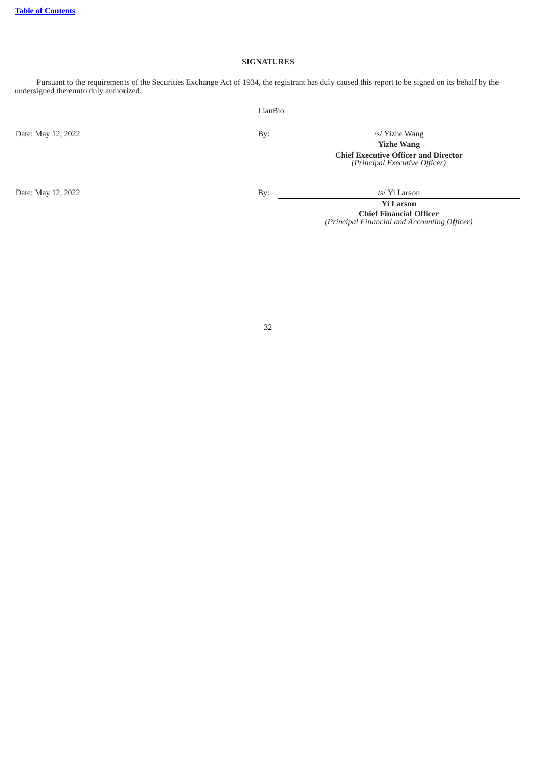## SIGNATURES

Pursuant to the requirements of the Securities Exchange Act of 1934, the registrant has duly caused this report to be signed on its behalf by the undersigned thereunto duly authorized.

LianBio

| | | |
|---|---|---|
| Date: May 12, 2022 | By: | /s/ Yizhe Wang |
| | | **Yizhe Wang** |
| | | **Chief Executive Officer and Director** |
| | | *(Principal Executive Officer)* |
| Date: May 12, 2022 | By: | /s/ Yi Larson |
| | | **Yi Larson** |
| | | **Chief Financial Officer** |
| | | *(Principal Financial and Accounting Officer)* |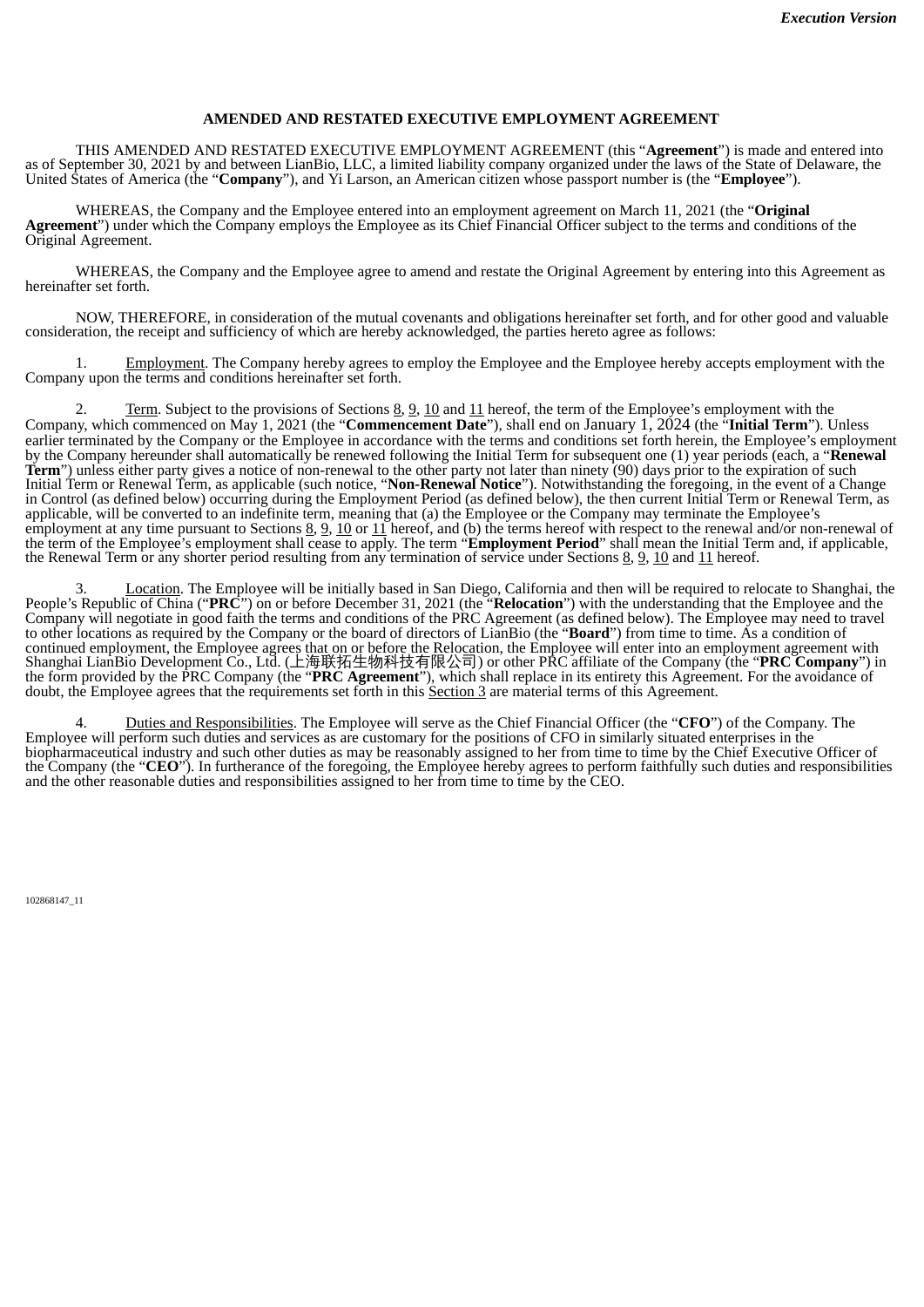*Execution Version*

**AMENDED AND RESTATED EXECUTIVE EMPLOYMENT AGREEMENT**

THIS AMENDED AND RESTATED EXECUTIVE EMPLOYMENT AGREEMENT (this "**Agreement**") is made and entered into as of September 30, 2021 by and between LianBio, LLC, a limited liability company organized under the laws of the State of Delaware, the United States of America (the "**Company**"), and Yi Larson, an American citizen whose passport number is (the "**Employee**").

WHEREAS, the Company and the Employee entered into an employment agreement on March 11, 2021 (the "**Original Agreement**") under which the Company employs the Employee as its Chief Financial Officer subject to the terms and conditions of the Original Agreement.

WHEREAS, the Company and the Employee agree to amend and restate the Original Agreement by entering into this Agreement as hereinafter set forth.

NOW, THEREFORE, in consideration of the mutual covenants and obligations hereinafter set forth, and for other good and valuable consideration, the receipt and sufficiency of which are hereby acknowledged, the parties hereto agree as follows:

1. Employment. The Company hereby agrees to employ the Employee and the Employee hereby accepts employment with the Company upon the terms and conditions hereinafter set forth.

2. Term. Subject to the provisions of Sections 8, 9, 10 and 11 hereof, the term of the Employee's employment with the Company, which commenced on May 1, 2021 (the "**Commencement Date**"), shall end on January 1, 2024 (the "**Initial Term**"). Unless earlier terminated by the Company or the Employee in accordance with the terms and conditions set forth herein, the Employee's employment by the Company hereunder shall automatically be renewed following the Initial Term for subsequent one (1) year periods (each, a "**Renewal Term**") unless either party gives a notice of non-renewal to the other party not later than ninety (90) days prior to the expiration of such Initial Term or Renewal Term, as applicable (such notice, "**Non-Renewal Notice**"). Notwithstanding the foregoing, in the event of a Change in Control (as defined below) occurring during the Employment Period (as defined below), the then current Initial Term or Renewal Term, as applicable, will be converted to an indefinite term, meaning that (a) the Employee or the Company may terminate the Employee's employment at any time pursuant to Sections 8, 9, 10 or 11 hereof, and (b) the terms hereof with respect to the renewal and/or non-renewal of the term of the Employee's employment shall cease to apply. The term "**Employment Period**" shall mean the Initial Term and, if applicable, the Renewal Term or any shorter period resulting from any termination of service under Sections 8, 9, 10 and 11 hereof.

3. Location. The Employee will be initially based in San Diego, California and then will be required to relocate to Shanghai, the People's Republic of China ("**PRC**") on or before December 31, 2021 (the "**Relocation**") with the understanding that the Employee and the Company will negotiate in good faith the terms and conditions of the PRC Agreement (as defined below). The Employee may need to travel to other locations as required by the Company or the board of directors of LianBio (the "**Board**") from time to time. As a condition of continued employment, the Employee agrees that on or before the Relocation, the Employee will enter into an employment agreement with Shanghai LianBio Development Co., Ltd. (上海联拓生物科技有限公司) or other PRC affiliate of the Company (the "**PRC Company**") in the form provided by the PRC Company (the "**PRC Agreement**"), which shall replace in its entirety this Agreement. For the avoidance of doubt, the Employee agrees that the requirements set forth in this Section 3 are material terms of this Agreement.

4. Duties and Responsibilities. The Employee will serve as the Chief Financial Officer (the "**CFO**") of the Company. The Employee will perform such duties and services as are customary for the positions of CFO in similarly situated enterprises in the biopharmaceutical industry and such other duties as may be reasonably assigned to her from time to time by the Chief Executive Officer of the Company (the "**CEO**"). In furtherance of the foregoing, the Employee hereby agrees to perform faithfully such duties and responsibilities and the other reasonable duties and responsibilities assigned to her from time to time by the CEO.

102868147_11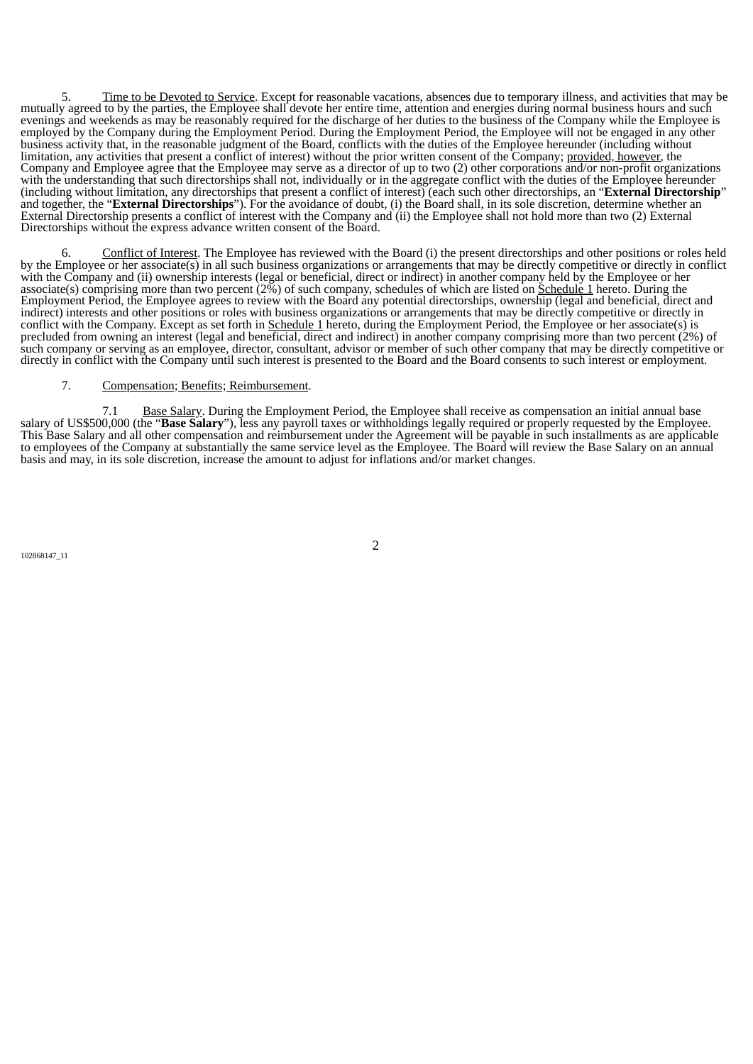5. Time to be Devoted to Service. Except for reasonable vacations, absences due to temporary illness, and activities that may be mutually agreed to by the parties, the Employee shall devote her entire time, attention and energies during normal business hours and such evenings and weekends as may be reasonably required for the discharge of her duties to the business of the Company while the Employee is employed by the Company during the Employment Period. During the Employment Period, the Employee will not be engaged in any other business activity that, in the reasonable judgment of the Board, conflicts with the duties of the Employee hereunder (including without limitation, any activities that present a conflict of interest) without the prior written consent of the Company; provided, however, the Company and Employee agree that the Employee may serve as a director of up to two (2) other corporations and/or non-profit organizations with the understanding that such directorships shall not, individually or in the aggregate conflict with the duties of the Employee hereunder (including without limitation, any directorships that present a conflict of interest) (each such other directorships, an "**External Directorship**" and together, the "**External Directorships**"). For the avoidance of doubt, (i) the Board shall, in its sole discretion, determine whether an External Directorship presents a conflict of interest with the Company and (ii) the Employee shall not hold more than two (2) External Directorships without the express advance written consent of the Board.

6. Conflict of Interest. The Employee has reviewed with the Board (i) the present directorships and other positions or roles held by the Employee or her associate(s) in all such business organizations or arrangements that may be directly competitive or directly in conflict with the Company and (ii) ownership interests (legal or beneficial, direct or indirect) in another company held by the Employee or her associate(s) comprising more than two percent (2%) of such company, schedules of which are listed on Schedule 1 hereto. During the Employment Period, the Employee agrees to review with the Board any potential directorships, ownership (legal and beneficial, direct and indirect) interests and other positions or roles with business organizations or arrangements that may be directly competitive or directly in conflict with the Company. Except as set forth in Schedule 1 hereto, during the Employment Period, the Employee or her associate(s) is precluded from owning an interest (legal and beneficial, direct and indirect) in another company comprising more than two percent (2%) of such company or serving as an employee, director, consultant, advisor or member of such other company that may be directly competitive or directly in conflict with the Company until such interest is presented to the Board and the Board consents to such interest or employment.

7. Compensation; Benefits; Reimbursement.

7.1 Base Salary. During the Employment Period, the Employee shall receive as compensation an initial annual base salary of US$500,000 (the "**Base Salary**"), less any payroll taxes or withholdings legally required or properly requested by the Employee. This Base Salary and all other compensation and reimbursement under the Agreement will be payable in such installments as are applicable to employees of the Company at substantially the same service level as the Employee. The Board will review the Base Salary on an annual basis and may, in its sole discretion, increase the amount to adjust for inflations and/or market changes.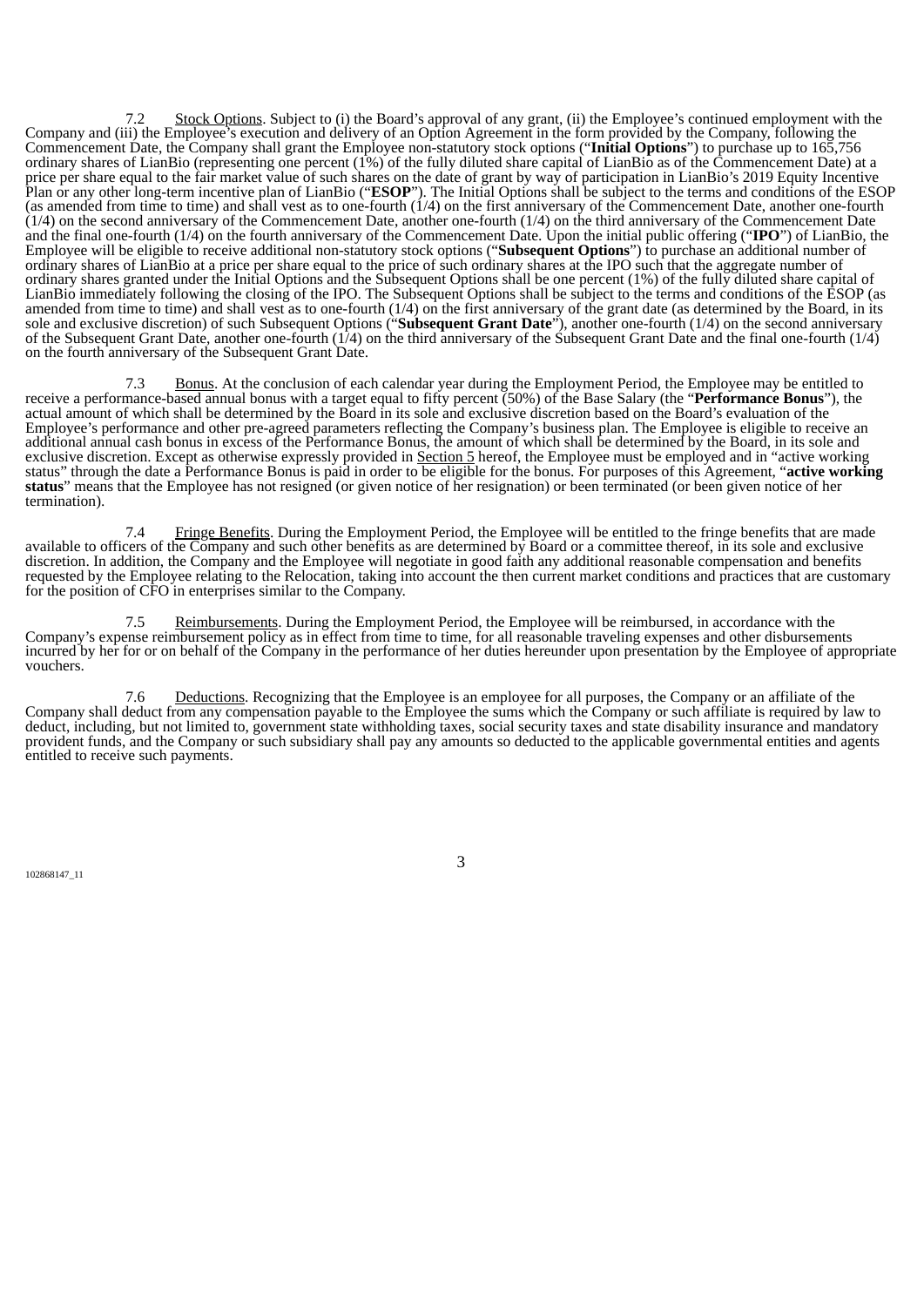7.2 Stock Options. Subject to (i) the Board's approval of any grant, (ii) the Employee's continued employment with the Company and (iii) the Employee's execution and delivery of an Option Agreement in the form provided by the Company, following the Commencement Date, the Company shall grant the Employee non-statutory stock options ("**Initial Options**") to purchase up to 165,756 ordinary shares of LianBio (representing one percent (1%) of the fully diluted share capital of LianBio as of the Commencement Date) at a price per share equal to the fair market value of such shares on the date of grant by way of participation in LianBio's 2019 Equity Incentive Plan or any other long-term incentive plan of LianBio ("**ESOP**"). The Initial Options shall be subject to the terms and conditions of the ESOP (as amended from time to time) and shall vest as to one-fourth (1/4) on the first anniversary of the Commencement Date, another one-fourth (1/4) on the second anniversary of the Commencement Date, another one-fourth (1/4) on the third anniversary of the Commencement Date and the final one-fourth (1/4) on the fourth anniversary of the Commencement Date. Upon the initial public offering ("**IPO**") of LianBio, the Employee will be eligible to receive additional non-statutory stock options ("**Subsequent Options**") to purchase an additional number of ordinary shares of LianBio at a price per share equal to the price of such ordinary shares at the IPO such that the aggregate number of ordinary shares granted under the Initial Options and the Subsequent Options shall be one percent (1%) of the fully diluted share capital of LianBio immediately following the closing of the IPO. The Subsequent Options shall be subject to the terms and conditions of the ESOP (as amended from time to time) and shall vest as to one-fourth (1/4) on the first anniversary of the grant date (as determined by the Board, in its sole and exclusive discretion) of such Subsequent Options ("**Subsequent Grant Date**"), another one-fourth (1/4) on the second anniversary of the Subsequent Grant Date, another one-fourth (1/4) on the third anniversary of the Subsequent Grant Date and the final one-fourth (1/4) on the fourth anniversary of the Subsequent Grant Date.

7.3 Bonus. At the conclusion of each calendar year during the Employment Period, the Employee may be entitled to receive a performance-based annual bonus with a target equal to fifty percent (50%) of the Base Salary (the "**Performance Bonus**"), the actual amount of which shall be determined by the Board in its sole and exclusive discretion based on the Board's evaluation of the Employee's performance and other pre-agreed parameters reflecting the Company's business plan. The Employee is eligible to receive an additional annual cash bonus in excess of the Performance Bonus, the amount of which shall be determined by the Board, in its sole and exclusive discretion. Except as otherwise expressly provided in Section 5 hereof, the Employee must be employed and in "active working status" through the date a Performance Bonus is paid in order to be eligible for the bonus. For purposes of this Agreement, "**active working status**" means that the Employee has not resigned (or given notice of her resignation) or been terminated (or been given notice of her termination).

7.4 Fringe Benefits. During the Employment Period, the Employee will be entitled to the fringe benefits that are made available to officers of the Company and such other benefits as are determined by Board or a committee thereof, in its sole and exclusive discretion. In addition, the Company and the Employee will negotiate in good faith any additional reasonable compensation and benefits requested by the Employee relating to the Relocation, taking into account the then current market conditions and practices that are customary for the position of CFO in enterprises similar to the Company.

7.5 Reimbursements. During the Employment Period, the Employee will be reimbursed, in accordance with the Company's expense reimbursement policy as in effect from time to time, for all reasonable traveling expenses and other disbursements incurred by her for or on behalf of the Company in the performance of her duties hereunder upon presentation by the Employee of appropriate vouchers.

7.6 Deductions. Recognizing that the Employee is an employee for all purposes, the Company or an affiliate of the Company shall deduct from any compensation payable to the Employee the sums which the Company or such affiliate is required by law to deduct, including, but not limited to, government state withholding taxes, social security taxes and state disability insurance and mandatory provident funds, and the Company or such subsidiary shall pay any amounts so deducted to the applicable governmental entities and agents entitled to receive such payments.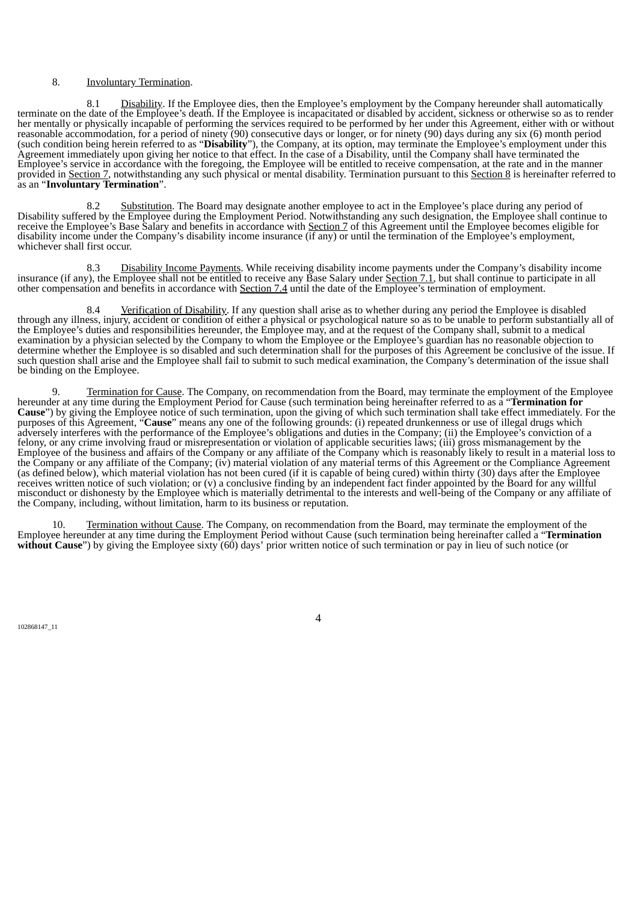8. Involuntary Termination.

8.1 Disability. If the Employee dies, then the Employee's employment by the Company hereunder shall automatically terminate on the date of the Employee's death. If the Employee is incapacitated or disabled by accident, sickness or otherwise so as to render her mentally or physically incapable of performing the services required to be performed by her under this Agreement, either with or without reasonable accommodation, for a period of ninety (90) consecutive days or longer, or for ninety (90) days during any six (6) month period (such condition being herein referred to as "**Disability**"), the Company, at its option, may terminate the Employee's employment under this Agreement immediately upon giving her notice to that effect. In the case of a Disability, until the Company shall have terminated the Employee's service in accordance with the foregoing, the Employee will be entitled to receive compensation, at the rate and in the manner provided in Section 7, notwithstanding any such physical or mental disability. Termination pursuant to this Section 8 is hereinafter referred to as an "**Involuntary Termination**".

8.2 Substitution. The Board may designate another employee to act in the Employee's place during any period of Disability suffered by the Employee during the Employment Period. Notwithstanding any such designation, the Employee shall continue to receive the Employee's Base Salary and benefits in accordance with Section 7 of this Agreement until the Employee becomes eligible for disability income under the Company's disability income insurance (if any) or until the termination of the Employee's employment, whichever shall first occur.

8.3 Disability Income Payments. While receiving disability income payments under the Company's disability income insurance (if any), the Employee shall not be entitled to receive any Base Salary under Section 7.1, but shall continue to participate in all other compensation and benefits in accordance with Section 7.4 until the date of the Employee's termination of employment.

8.4 Verification of Disability. If any question shall arise as to whether during any period the Employee is disabled through any illness, injury, accident or condition of either a physical or psychological nature so as to be unable to perform substantially all of the Employee's duties and responsibilities hereunder, the Employee may, and at the request of the Company shall, submit to a medical examination by a physician selected by the Company to whom the Employee or the Employee's guardian has no reasonable objection to determine whether the Employee is so disabled and such determination shall for the purposes of this Agreement be conclusive of the issue. If such question shall arise and the Employee shall fail to submit to such medical examination, the Company's determination of the issue shall be binding on the Employee.

9. Termination for Cause. The Company, on recommendation from the Board, may terminate the employment of the Employee hereunder at any time during the Employment Period for Cause (such termination being hereinafter referred to as a "**Termination for Cause**") by giving the Employee notice of such termination, upon the giving of which such termination shall take effect immediately. For the purposes of this Agreement, "**Cause**" means any one of the following grounds: (i) repeated drunkenness or use of illegal drugs which adversely interferes with the performance of the Employee's obligations and duties in the Company; (ii) the Employee's conviction of a felony, or any crime involving fraud or misrepresentation or violation of applicable securities laws; (iii) gross mismanagement by the Employee of the business and affairs of the Company or any affiliate of the Company which is reasonably likely to result in a material loss to the Company or any affiliate of the Company; (iv) material violation of any material terms of this Agreement or the Compliance Agreement (as defined below), which material violation has not been cured (if it is capable of being cured) within thirty (30) days after the Employee receives written notice of such violation; or (v) a conclusive finding by an independent fact finder appointed by the Board for any willful misconduct or dishonesty by the Employee which is materially detrimental to the interests and well-being of the Company or any affiliate of the Company, including, without limitation, harm to its business or reputation.

10. Termination without Cause. The Company, on recommendation from the Board, may terminate the employment of the Employee hereunder at any time during the Employment Period without Cause (such termination being hereinafter called a "**Termination without Cause**") by giving the Employee sixty (60) days' prior written notice of such termination or pay in lieu of such notice (or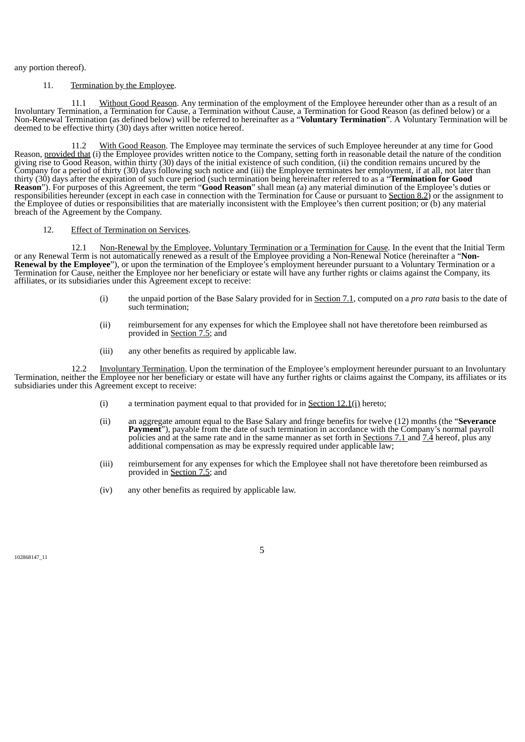any portion thereof).

11. Termination by the Employee.

11.1 Without Good Reason. Any termination of the employment of the Employee hereunder other than as a result of an Involuntary Termination, a Termination for Cause, a Termination without Cause, a Termination for Good Reason (as defined below) or a Non-Renewal Termination (as defined below) will be referred to hereinafter as a "**Voluntary Termination**". A Voluntary Termination will be deemed to be effective thirty (30) days after written notice hereof.

11.2 With Good Reason. The Employee may terminate the services of such Employee hereunder at any time for Good Reason, provided that (i) the Employee provides written notice to the Company, setting forth in reasonable detail the nature of the condition giving rise to Good Reason, within thirty (30) days of the initial existence of such condition, (ii) the condition remains uncured by the Company for a period of thirty (30) days following such notice and (iii) the Employee terminates her employment, if at all, not later than thirty (30) days after the expiration of such cure period (such termination being hereinafter referred to as a "**Termination for Good Reason**"). For purposes of this Agreement, the term "**Good Reason**" shall mean (a) any material diminution of the Employee's duties or responsibilities hereunder (except in each case in connection with the Termination for Cause or pursuant to Section 8.2) or the assignment to the Employee of duties or responsibilities that are materially inconsistent with the Employee's then current position; or (b) any material breach of the Agreement by the Company.

12. Effect of Termination on Services.

12.1 Non-Renewal by the Employee, Voluntary Termination or a Termination for Cause. In the event that the Initial Term or any Renewal Term is not automatically renewed as a result of the Employee providing a Non-Renewal Notice (hereinafter a "**Non-Renewal by the Employee**"), or upon the termination of the Employee's employment hereunder pursuant to a Voluntary Termination or a Termination for Cause, neither the Employee nor her beneficiary or estate will have any further rights or claims against the Company, its affiliates, or its subsidiaries under this Agreement except to receive:

(i) the unpaid portion of the Base Salary provided for in Section 7.1, computed on a *pro rata* basis to the date of such termination;

(ii) reimbursement for any expenses for which the Employee shall not have theretofore been reimbursed as provided in Section 7.5; and

(iii) any other benefits as required by applicable law.

12.2 Involuntary Termination. Upon the termination of the Employee's employment hereunder pursuant to an Involuntary Termination, neither the Employee nor her beneficiary or estate will have any further rights or claims against the Company, its affiliates or its subsidiaries under this Agreement except to receive:

(i) a termination payment equal to that provided for in Section 12.1(i) hereto;

(ii) an aggregate amount equal to the Base Salary and fringe benefits for twelve (12) months (the "**Severance Payment**"), payable from the date of such termination in accordance with the Company's normal payroll policies and at the same rate and in the same manner as set forth in Sections 7.1 and 7.4 hereof, plus any additional compensation as may be expressly required under applicable law;

(iii) reimbursement for any expenses for which the Employee shall not have theretofore been reimbursed as provided in Section 7.5; and

(iv) any other benefits as required by applicable law.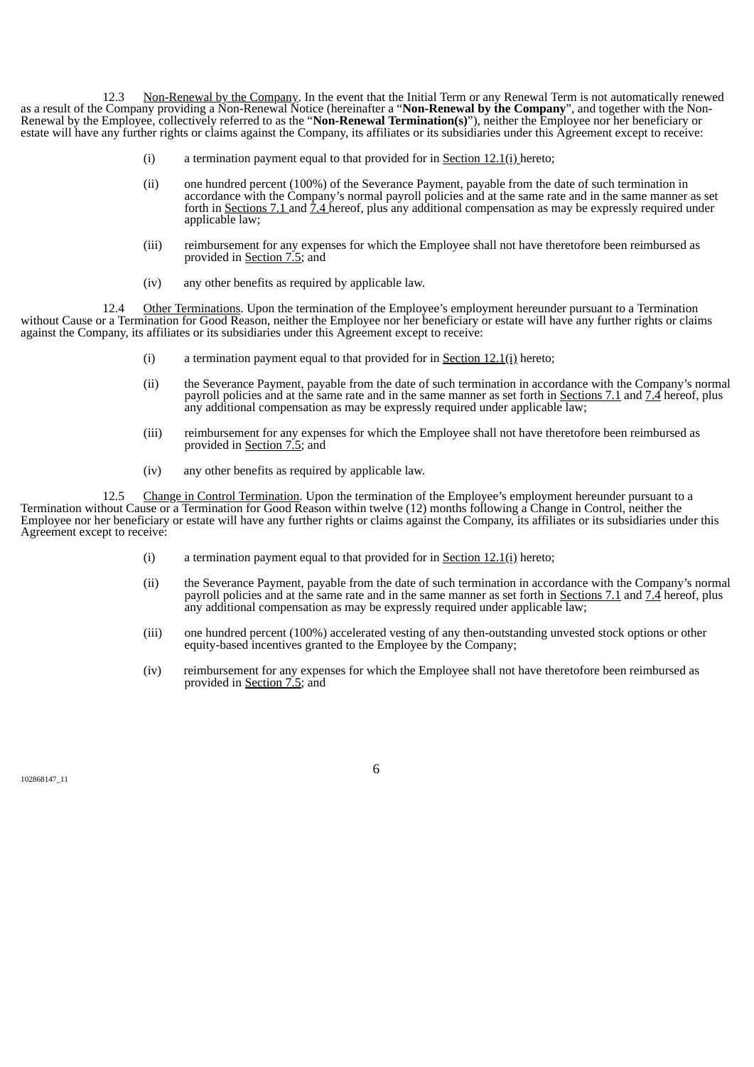12.3 Non-Renewal by the Company. In the event that the Initial Term or any Renewal Term is not automatically renewed as a result of the Company providing a Non-Renewal Notice (hereinafter a "**Non-Renewal by the Company**", and together with the Non-Renewal by the Employee, collectively referred to as the "**Non-Renewal Termination(s)**"), neither the Employee nor her beneficiary or estate will have any further rights or claims against the Company, its affiliates or its subsidiaries under this Agreement except to receive:

(i) a termination payment equal to that provided for in Section 12.1(i) hereto;

(ii) one hundred percent (100%) of the Severance Payment, payable from the date of such termination in accordance with the Company's normal payroll policies and at the same rate and in the same manner as set forth in Sections 7.1 and 7.4 hereof, plus any additional compensation as may be expressly required under applicable law;

(iii) reimbursement for any expenses for which the Employee shall not have theretofore been reimbursed as provided in Section 7.5; and

(iv) any other benefits as required by applicable law.

12.4 Other Terminations. Upon the termination of the Employee's employment hereunder pursuant to a Termination without Cause or a Termination for Good Reason, neither the Employee nor her beneficiary or estate will have any further rights or claims against the Company, its affiliates or its subsidiaries under this Agreement except to receive:

(i) a termination payment equal to that provided for in Section 12.1(i) hereto;

(ii) the Severance Payment, payable from the date of such termination in accordance with the Company's normal payroll policies and at the same rate and in the same manner as set forth in Sections 7.1 and 7.4 hereof, plus any additional compensation as may be expressly required under applicable law;

(iii) reimbursement for any expenses for which the Employee shall not have theretofore been reimbursed as provided in Section 7.5; and

(iv) any other benefits as required by applicable law.

12.5 Change in Control Termination. Upon the termination of the Employee's employment hereunder pursuant to a Termination without Cause or a Termination for Good Reason within twelve (12) months following a Change in Control, neither the Employee nor her beneficiary or estate will have any further rights or claims against the Company, its affiliates or its subsidiaries under this Agreement except to receive:

(i) a termination payment equal to that provided for in Section 12.1(i) hereto;

(ii) the Severance Payment, payable from the date of such termination in accordance with the Company's normal payroll policies and at the same rate and in the same manner as set forth in Sections 7.1 and 7.4 hereof, plus any additional compensation as may be expressly required under applicable law;

(iii) one hundred percent (100%) accelerated vesting of any then-outstanding unvested stock options or other equity-based incentives granted to the Employee by the Company;

(iv) reimbursement for any expenses for which the Employee shall not have theretofore been reimbursed as provided in Section 7.5; and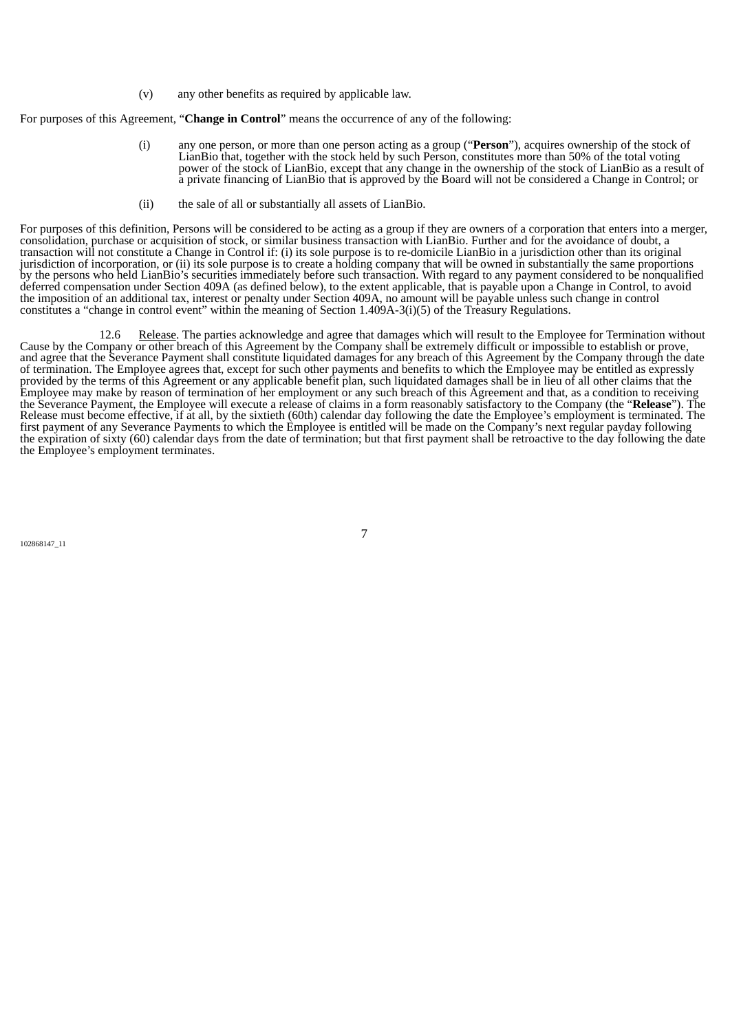(v) any other benefits as required by applicable law.

For purposes of this Agreement, "**Change in Control**" means the occurrence of any of the following:

(i) any one person, or more than one person acting as a group ("**Person**"), acquires ownership of the stock of LianBio that, together with the stock held by such Person, constitutes more than 50% of the total voting power of the stock of LianBio, except that any change in the ownership of the stock of LianBio as a result of a private financing of LianBio that is approved by the Board will not be considered a Change in Control; or

(ii) the sale of all or substantially all assets of LianBio.

For purposes of this definition, Persons will be considered to be acting as a group if they are owners of a corporation that enters into a merger, consolidation, purchase or acquisition of stock, or similar business transaction with LianBio. Further and for the avoidance of doubt, a transaction will not constitute a Change in Control if: (i) its sole purpose is to re-domicile LianBio in a jurisdiction other than its original jurisdiction of incorporation, or (ii) its sole purpose is to create a holding company that will be owned in substantially the same proportions by the persons who held LianBio's securities immediately before such transaction. With regard to any payment considered to be nonqualified deferred compensation under Section 409A (as defined below), to the extent applicable, that is payable upon a Change in Control, to avoid the imposition of an additional tax, interest or penalty under Section 409A, no amount will be payable unless such change in control constitutes a "change in control event" within the meaning of Section 1.409A-3(i)(5) of the Treasury Regulations.

12.6 Release. The parties acknowledge and agree that damages which will result to the Employee for Termination without Cause by the Company or other breach of this Agreement by the Company shall be extremely difficult or impossible to establish or prove, and agree that the Severance Payment shall constitute liquidated damages for any breach of this Agreement by the Company through the date of termination. The Employee agrees that, except for such other payments and benefits to which the Employee may be entitled as expressly provided by the terms of this Agreement or any applicable benefit plan, such liquidated damages shall be in lieu of all other claims that the Employee may make by reason of termination of her employment or any such breach of this Agreement and that, as a condition to receiving the Severance Payment, the Employee will execute a release of claims in a form reasonably satisfactory to the Company (the "**Release**"). The Release must become effective, if at all, by the sixtieth (60th) calendar day following the date the Employee's employment is terminated. The first payment of any Severance Payments to which the Employee is entitled will be made on the Company's next regular payday following the expiration of sixty (60) calendar days from the date of termination; but that first payment shall be retroactive to the day following the date the Employee's employment terminates.

102868147_11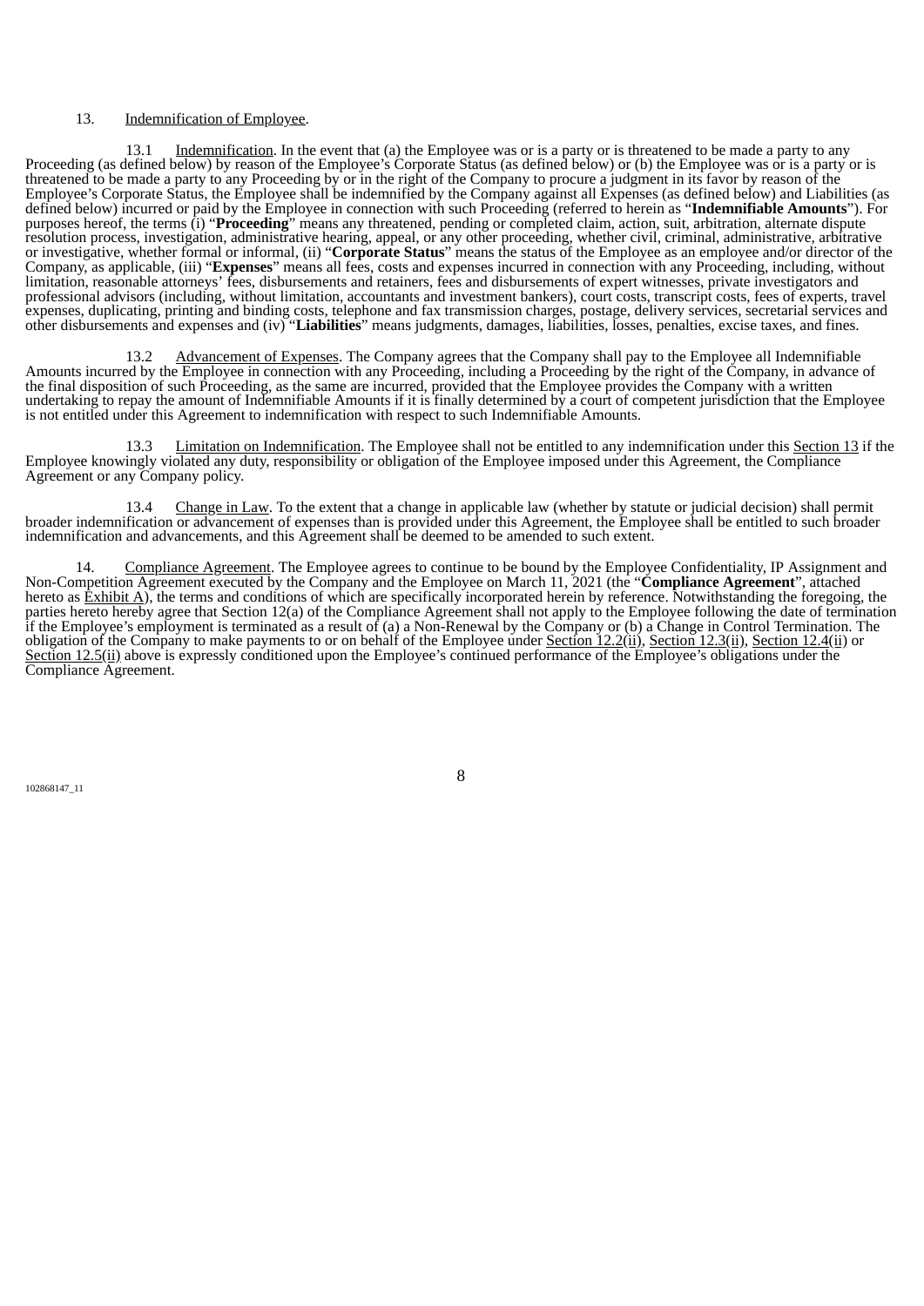13. Indemnification of Employee.

13.1 Indemnification. In the event that (a) the Employee was or is a party or is threatened to be made a party to any Proceeding (as defined below) by reason of the Employee's Corporate Status (as defined below) or (b) the Employee was or is a party or is threatened to be made a party to any Proceeding by or in the right of the Company to procure a judgment in its favor by reason of the Employee's Corporate Status, the Employee shall be indemnified by the Company against all Expenses (as defined below) and Liabilities (as defined below) incurred or paid by the Employee in connection with such Proceeding (referred to herein as "**Indemnifiable Amounts**"). For purposes hereof, the terms (i) "**Proceeding**" means any threatened, pending or completed claim, action, suit, arbitration, alternate dispute resolution process, investigation, administrative hearing, appeal, or any other proceeding, whether civil, criminal, administrative, arbitrative or investigative, whether formal or informal, (ii) "**Corporate Status**" means the status of the Employee as an employee and/or director of the Company, as applicable, (iii) "**Expenses**" means all fees, costs and expenses incurred in connection with any Proceeding, including, without limitation, reasonable attorneys' fees, disbursements and retainers, fees and disbursements of expert witnesses, private investigators and professional advisors (including, without limitation, accountants and investment bankers), court costs, transcript costs, fees of experts, travel expenses, duplicating, printing and binding costs, telephone and fax transmission charges, postage, delivery services, secretarial services and other disbursements and expenses and (iv) "**Liabilities**" means judgments, damages, liabilities, losses, penalties, excise taxes, and fines.

13.2 Advancement of Expenses. The Company agrees that the Company shall pay to the Employee all Indemnifiable Amounts incurred by the Employee in connection with any Proceeding, including a Proceeding by the right of the Company, in advance of the final disposition of such Proceeding, as the same are incurred, provided that the Employee provides the Company with a written undertaking to repay the amount of Indemnifiable Amounts if it is finally determined by a court of competent jurisdiction that the Employee is not entitled under this Agreement to indemnification with respect to such Indemnifiable Amounts.

13.3 Limitation on Indemnification. The Employee shall not be entitled to any indemnification under this Section 13 if the Employee knowingly violated any duty, responsibility or obligation of the Employee imposed under this Agreement, the Compliance Agreement or any Company policy.

13.4 Change in Law. To the extent that a change in applicable law (whether by statute or judicial decision) shall permit broader indemnification or advancement of expenses than is provided under this Agreement, the Employee shall be entitled to such broader indemnification and advancements, and this Agreement shall be deemed to be amended to such extent.

14. Compliance Agreement. The Employee agrees to continue to be bound by the Employee Confidentiality, IP Assignment and Non-Competition Agreement executed by the Company and the Employee on March 11, 2021 (the "**Compliance Agreement**", attached hereto as Exhibit A), the terms and conditions of which are specifically incorporated herein by reference. Notwithstanding the foregoing, the parties hereto hereby agree that Section 12(a) of the Compliance Agreement shall not apply to the Employee following the date of termination if the Employee's employment is terminated as a result of (a) a Non-Renewal by the Company or (b) a Change in Control Termination. The obligation of the Company to make payments to or on behalf of the Employee under Section 12.2(ii), Section 12.3(ii), Section 12.4(ii) or Section 12.5(ii) above is expressly conditioned upon the Employee's continued performance of the Employee's obligations under the Compliance Agreement.

102868147_11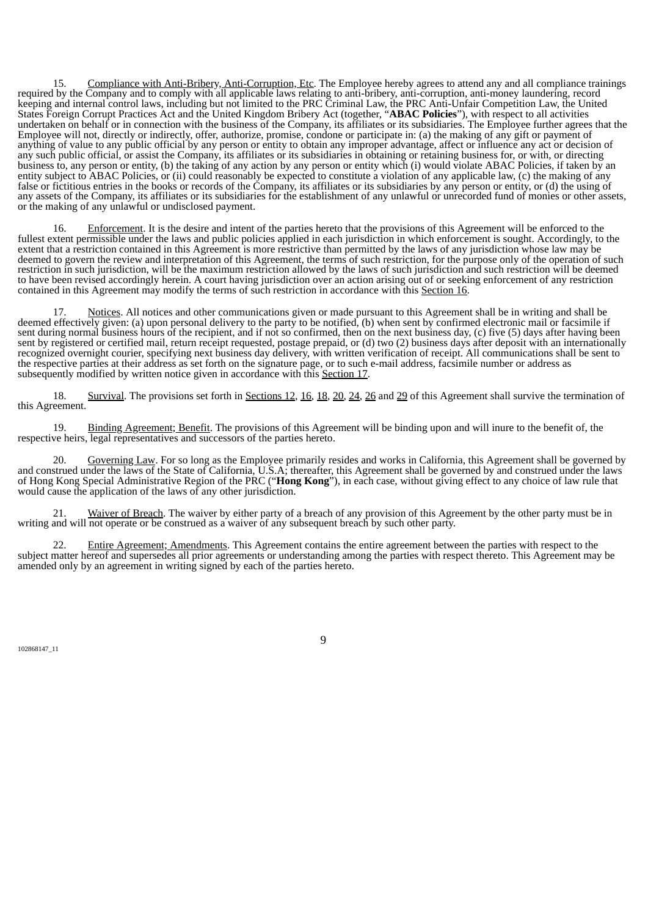15. Compliance with Anti-Bribery, Anti-Corruption, Etc. The Employee hereby agrees to attend any and all compliance trainings required by the Company and to comply with all applicable laws relating to anti-bribery, anti-corruption, anti-money laundering, record keeping and internal control laws, including but not limited to the PRC Criminal Law, the PRC Anti-Unfair Competition Law, the United States Foreign Corrupt Practices Act and the United Kingdom Bribery Act (together, "**ABAC Policies**"), with respect to all activities undertaken on behalf or in connection with the business of the Company, its affiliates or its subsidiaries. The Employee further agrees that the Employee will not, directly or indirectly, offer, authorize, promise, condone or participate in: (a) the making of any gift or payment of anything of value to any public official by any person or entity to obtain any improper advantage, affect or influence any act or decision of any such public official, or assist the Company, its affiliates or its subsidiaries in obtaining or retaining business for, or with, or directing business to, any person or entity, (b) the taking of any action by any person or entity which (i) would violate ABAC Policies, if taken by an entity subject to ABAC Policies, or (ii) could reasonably be expected to constitute a violation of any applicable law, (c) the making of any false or fictitious entries in the books or records of the Company, its affiliates or its subsidiaries by any person or entity, or (d) the using of any assets of the Company, its affiliates or its subsidiaries for the establishment of any unlawful or unrecorded fund of monies or other assets, or the making of any unlawful or undisclosed payment.

16. Enforcement. It is the desire and intent of the parties hereto that the provisions of this Agreement will be enforced to the fullest extent permissible under the laws and public policies applied in each jurisdiction in which enforcement is sought. Accordingly, to the extent that a restriction contained in this Agreement is more restrictive than permitted by the laws of any jurisdiction whose law may be deemed to govern the review and interpretation of this Agreement, the terms of such restriction, for the purpose only of the operation of such restriction in such jurisdiction, will be the maximum restriction allowed by the laws of such jurisdiction and such restriction will be deemed to have been revised accordingly herein. A court having jurisdiction over an action arising out of or seeking enforcement of any restriction contained in this Agreement may modify the terms of such restriction in accordance with this Section 16.

17. Notices. All notices and other communications given or made pursuant to this Agreement shall be in writing and shall be deemed effectively given: (a) upon personal delivery to the party to be notified, (b) when sent by confirmed electronic mail or facsimile if sent during normal business hours of the recipient, and if not so confirmed, then on the next business day, (c) five (5) days after having been sent by registered or certified mail, return receipt requested, postage prepaid, or (d) two (2) business days after deposit with an internationally recognized overnight courier, specifying next business day delivery, with written verification of receipt. All communications shall be sent to the respective parties at their address as set forth on the signature page, or to such e-mail address, facsimile number or address as subsequently modified by written notice given in accordance with this Section 17.

18. Survival. The provisions set forth in Sections 12, 16, 18, 20, 24, 26 and 29 of this Agreement shall survive the termination of this Agreement.

19. Binding Agreement; Benefit. The provisions of this Agreement will be binding upon and will inure to the benefit of, the respective heirs, legal representatives and successors of the parties hereto.

20. Governing Law. For so long as the Employee primarily resides and works in California, this Agreement shall be governed by and construed under the laws of the State of California, U.S.A; thereafter, this Agreement shall be governed by and construed under the laws of Hong Kong Special Administrative Region of the PRC ("**Hong Kong**"), in each case, without giving effect to any choice of law rule that would cause the application of the laws of any other jurisdiction.

21. Waiver of Breach. The waiver by either party of a breach of any provision of this Agreement by the other party must be in writing and will not operate or be construed as a waiver of any subsequent breach by such other party.

22. Entire Agreement; Amendments. This Agreement contains the entire agreement between the parties with respect to the subject matter hereof and supersedes all prior agreements or understanding among the parties with respect thereto. This Agreement may be amended only by an agreement in writing signed by each of the parties hereto.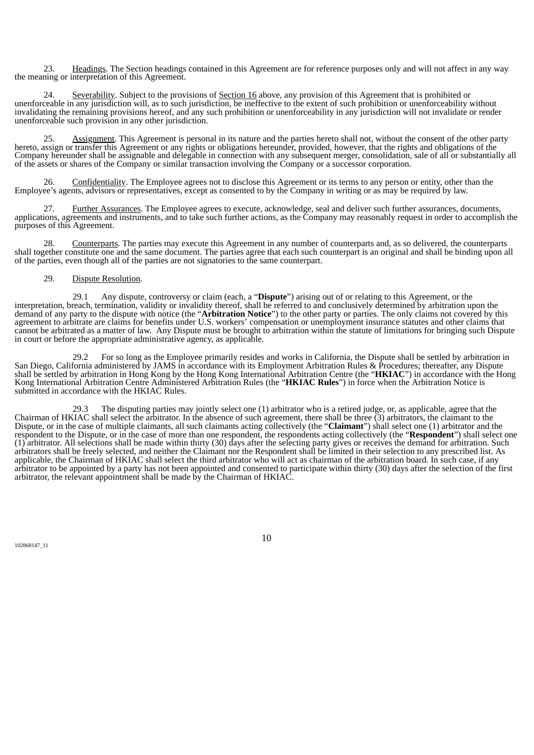23. Headings. The Section headings contained in this Agreement are for reference purposes only and will not affect in any way the meaning or interpretation of this Agreement.

24. Severability. Subject to the provisions of Section 16 above, any provision of this Agreement that is prohibited or unenforceable in any jurisdiction will, as to such jurisdiction, be ineffective to the extent of such prohibition or unenforceability without invalidating the remaining provisions hereof, and any such prohibition or unenforceability in any jurisdiction will not invalidate or render unenforceable such provision in any other jurisdiction.

25. Assignment. This Agreement is personal in its nature and the parties hereto shall not, without the consent of the other party hereto, assign or transfer this Agreement or any rights or obligations hereunder, provided, however, that the rights and obligations of the Company hereunder shall be assignable and delegable in connection with any subsequent merger, consolidation, sale of all or substantially all of the assets or shares of the Company or similar transaction involving the Company or a successor corporation.

26. Confidentiality. The Employee agrees not to disclose this Agreement or its terms to any person or entity, other than the Employee's agents, advisors or representatives, except as consented to by the Company in writing or as may be required by law.

27. Further Assurances. The Employee agrees to execute, acknowledge, seal and deliver such further assurances, documents, applications, agreements and instruments, and to take such further actions, as the Company may reasonably request in order to accomplish the purposes of this Agreement.

28. Counterparts. The parties may execute this Agreement in any number of counterparts and, as so delivered, the counterparts shall together constitute one and the same document. The parties agree that each such counterpart is an original and shall be binding upon all of the parties, even though all of the parties are not signatories to the same counterpart.

29. Dispute Resolution.

29.1 Any dispute, controversy or claim (each, a "**Dispute**") arising out of or relating to this Agreement, or the interpretation, breach, termination, validity or invalidity thereof, shall be referred to and conclusively determined by arbitration upon the demand of any party to the dispute with notice (the "**Arbitration Notice**") to the other party or parties. The only claims not covered by this agreement to arbitrate are claims for benefits under U.S. workers' compensation or unemployment insurance statutes and other claims that cannot be arbitrated as a matter of law. Any Dispute must be brought to arbitration within the statute of limitations for bringing such Dispute in court or before the appropriate administrative agency, as applicable.

29.2 For so long as the Employee primarily resides and works in California, the Dispute shall be settled by arbitration in San Diego, California administered by JAMS in accordance with its Employment Arbitration Rules & Procedures; thereafter, any Dispute shall be settled by arbitration in Hong Kong by the Hong Kong International Arbitration Centre (the "**HKIAC**") in accordance with the Hong Kong International Arbitration Centre Administered Arbitration Rules (the "**HKIAC Rules**") in force when the Arbitration Notice is submitted in accordance with the HKIAC Rules.

29.3 The disputing parties may jointly select one (1) arbitrator who is a retired judge, or, as applicable, agree that the Chairman of HKIAC shall select the arbitrator. In the absence of such agreement, there shall be three (3) arbitrators, the claimant to the Dispute, or in the case of multiple claimants, all such claimants acting collectively (the "**Claimant**") shall select one (1) arbitrator and the respondent to the Dispute, or in the case of more than one respondent, the respondents acting collectively (the "**Respondent**") shall select one (1) arbitrator. All selections shall be made within thirty (30) days after the selecting party gives or receives the demand for arbitration. Such arbitrators shall be freely selected, and neither the Claimant nor the Respondent shall be limited in their selection to any prescribed list. As applicable, the Chairman of HKIAC shall select the third arbitrator who will act as chairman of the arbitration board. In such case, if any arbitrator to be appointed by a party has not been appointed and consented to participate within thirty (30) days after the selection of the first arbitrator, the relevant appointment shall be made by the Chairman of HKIAC.

102868147_11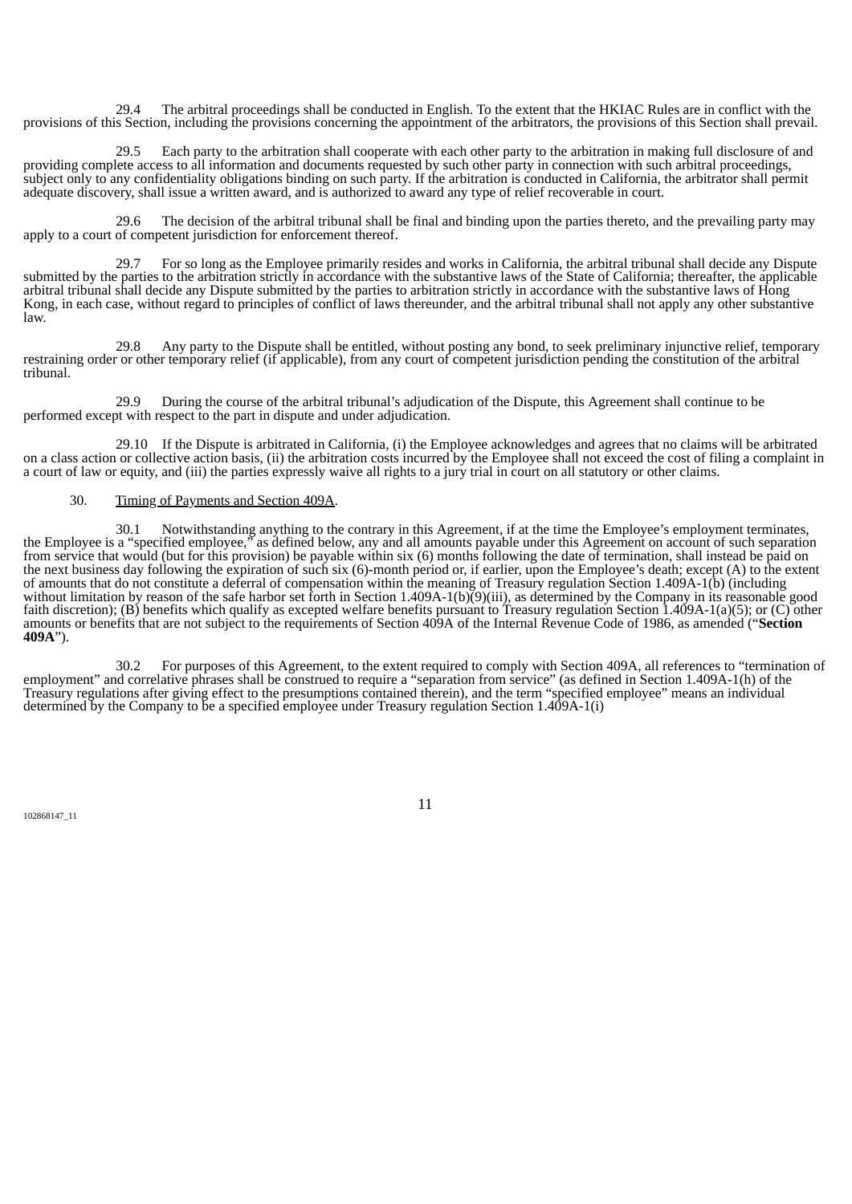29.4 The arbitral proceedings shall be conducted in English. To the extent that the HKIAC Rules are in conflict with the provisions of this Section, including the provisions concerning the appointment of the arbitrators, the provisions of this Section shall prevail.

29.5 Each party to the arbitration shall cooperate with each other party to the arbitration in making full disclosure of and providing complete access to all information and documents requested by such other party in connection with such arbitral proceedings, subject only to any confidentiality obligations binding on such party. If the arbitration is conducted in California, the arbitrator shall permit adequate discovery, shall issue a written award, and is authorized to award any type of relief recoverable in court.

29.6 The decision of the arbitral tribunal shall be final and binding upon the parties thereto, and the prevailing party may apply to a court of competent jurisdiction for enforcement thereof.

29.7 For so long as the Employee primarily resides and works in California, the arbitral tribunal shall decide any Dispute submitted by the parties to the arbitration strictly in accordance with the substantive laws of the State of California; thereafter, the applicable arbitral tribunal shall decide any Dispute submitted by the parties to arbitration strictly in accordance with the substantive laws of Hong Kong, in each case, without regard to principles of conflict of laws thereunder, and the arbitral tribunal shall not apply any other substantive law.

29.8 Any party to the Dispute shall be entitled, without posting any bond, to seek preliminary injunctive relief, temporary restraining order or other temporary relief (if applicable), from any court of competent jurisdiction pending the constitution of the arbitral tribunal.

29.9 During the course of the arbitral tribunal's adjudication of the Dispute, this Agreement shall continue to be performed except with respect to the part in dispute and under adjudication.

29.10 If the Dispute is arbitrated in California, (i) the Employee acknowledges and agrees that no claims will be arbitrated on a class action or collective action basis, (ii) the arbitration costs incurred by the Employee shall not exceed the cost of filing a complaint in a court of law or equity, and (iii) the parties expressly waive all rights to a jury trial in court on all statutory or other claims.

30. Timing of Payments and Section 409A.

30.1 Notwithstanding anything to the contrary in this Agreement, if at the time the Employee's employment terminates, the Employee is a "specified employee," as defined below, any and all amounts payable under this Agreement on account of such separation from service that would (but for this provision) be payable within six (6) months following the date of termination, shall instead be paid on the next business day following the expiration of such six (6)-month period or, if earlier, upon the Employee's death; except (A) to the extent of amounts that do not constitute a deferral of compensation within the meaning of Treasury regulation Section 1.409A-1(b) (including without limitation by reason of the safe harbor set forth in Section 1.409A-1(b)(9)(iii), as determined by the Company in its reasonable good faith discretion); (B) benefits which qualify as excepted welfare benefits pursuant to Treasury regulation Section 1.409A-1(a)(5); or (C) other amounts or benefits that are not subject to the requirements of Section 409A of the Internal Revenue Code of 1986, as amended ("**Section 409A**").

30.2 For purposes of this Agreement, to the extent required to comply with Section 409A, all references to "termination of employment" and correlative phrases shall be construed to require a "separation from service" (as defined in Section 1.409A-1(h) of the Treasury regulations after giving effect to the presumptions contained therein), and the term "specified employee" means an individual determined by the Company to be a specified employee under Treasury regulation Section 1.409A-1(i)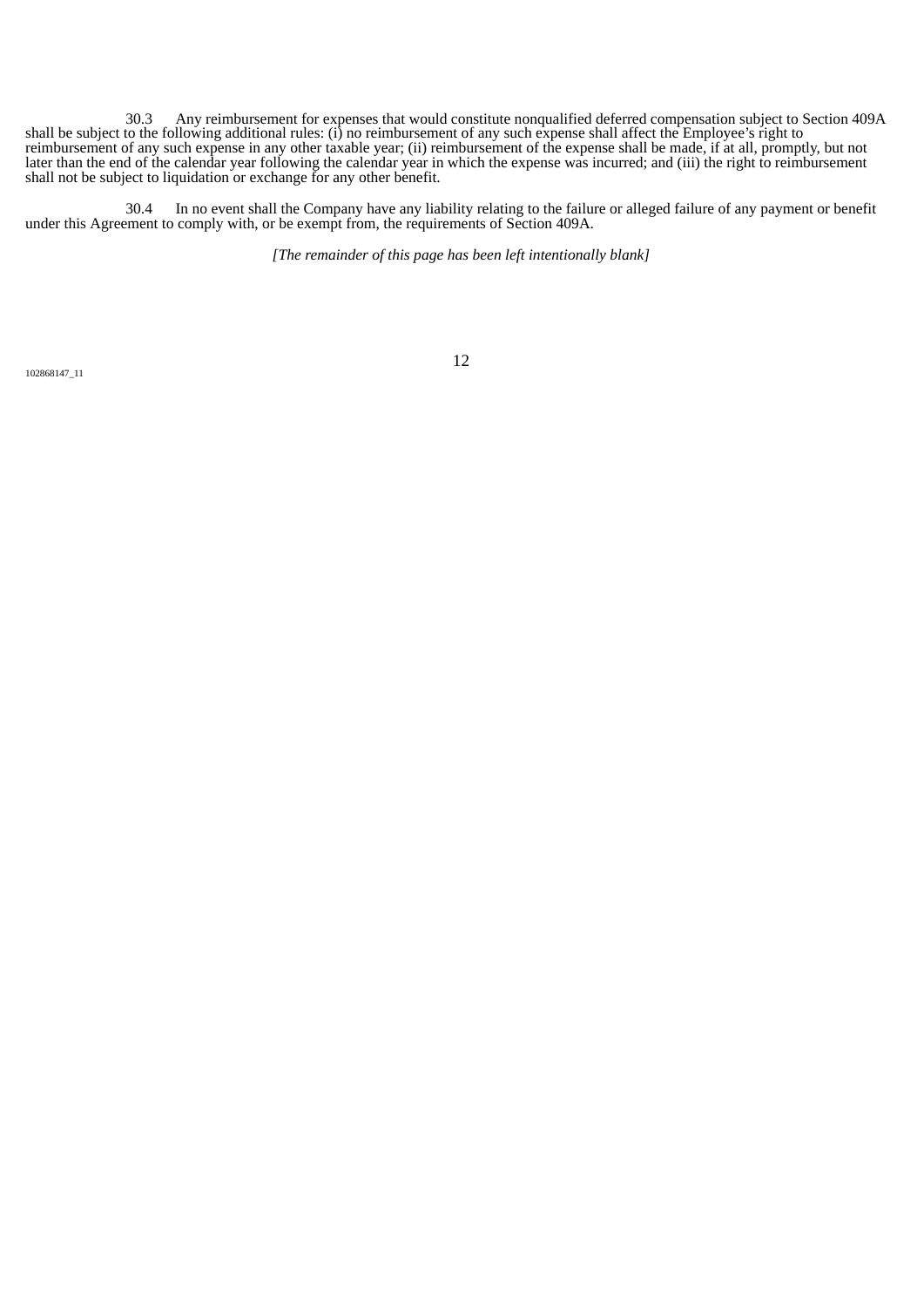30.3 Any reimbursement for expenses that would constitute nonqualified deferred compensation subject to Section 409A shall be subject to the following additional rules: (i) no reimbursement of any such expense shall affect the Employee's right to reimbursement of any such expense in any other taxable year; (ii) reimbursement of the expense shall be made, if at all, promptly, but not later than the end of the calendar year following the calendar year in which the expense was incurred; and (iii) the right to reimbursement shall not be subject to liquidation or exchange for any other benefit.

30.4 In no event shall the Company have any liability relating to the failure or alleged failure of any payment or benefit under this Agreement to comply with, or be exempt from, the requirements of Section 409A.

*[The remainder of this page has been left intentionally blank]*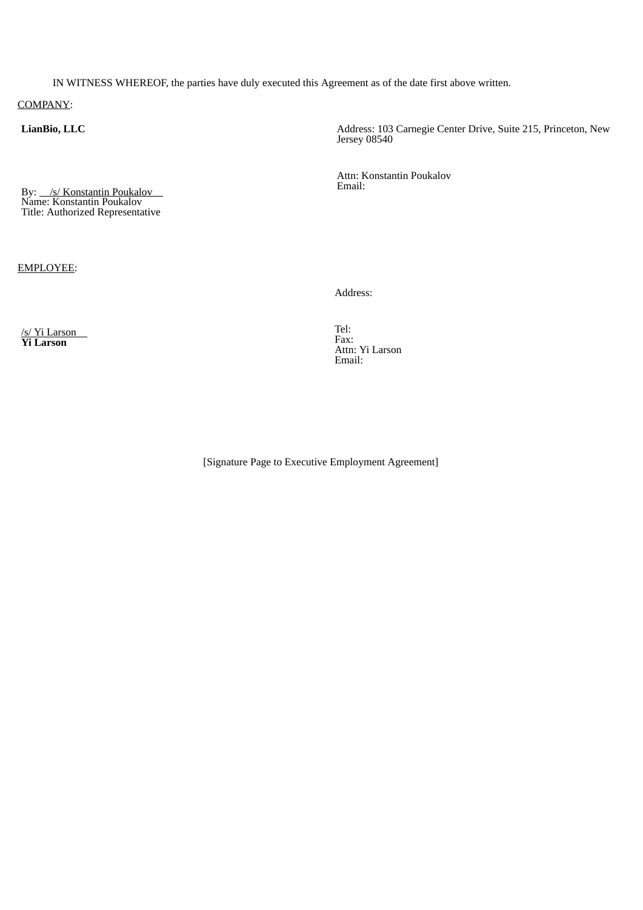IN WITNESS WHEREOF, the parties have duly executed this Agreement as of the date first above written.

COMPANY:

**LianBio, LLC**

By: /s/ Konstantin Poukalov
Name: Konstantin Poukalov
Title: Authorized Representative

Address: 103 Carnegie Center Drive, Suite 215, Princeton, New Jersey 08540

Attn: Konstantin Poukalov
Email:

EMPLOYEE:

/s/ Yi Larson
**Yi Larson**

Address:

Tel:
Fax:
Attn: Yi Larson
Email:

[Signature Page to Executive Employment Agreement]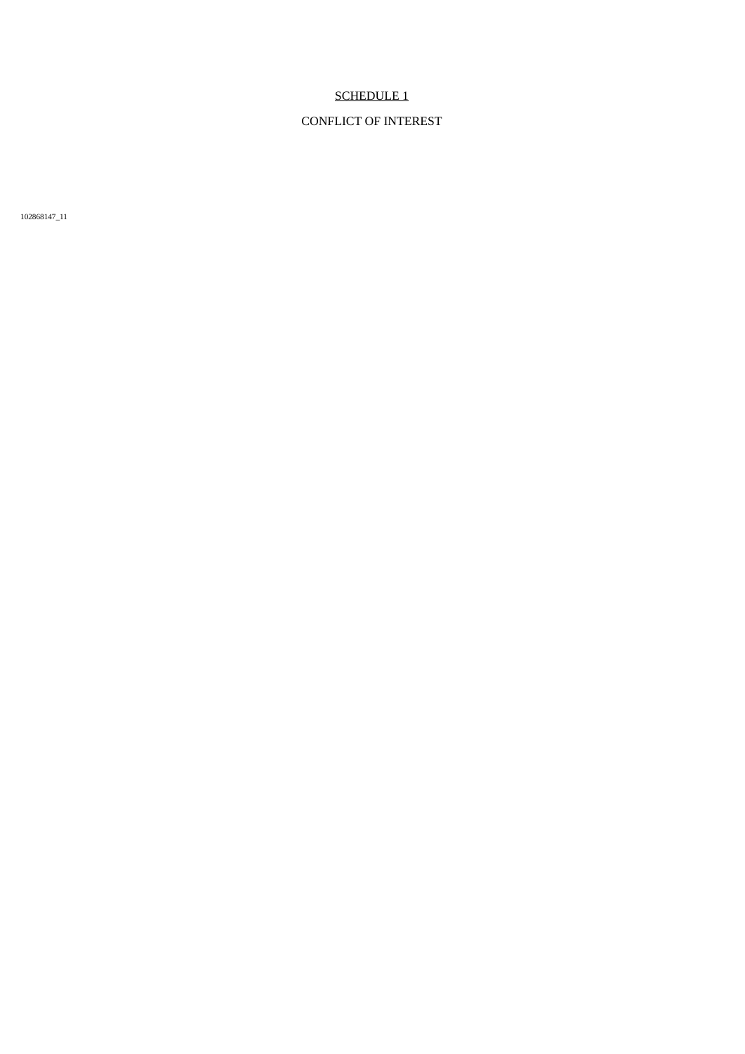# SCHEDULE 1

## CONFLICT OF INTEREST

102868147_11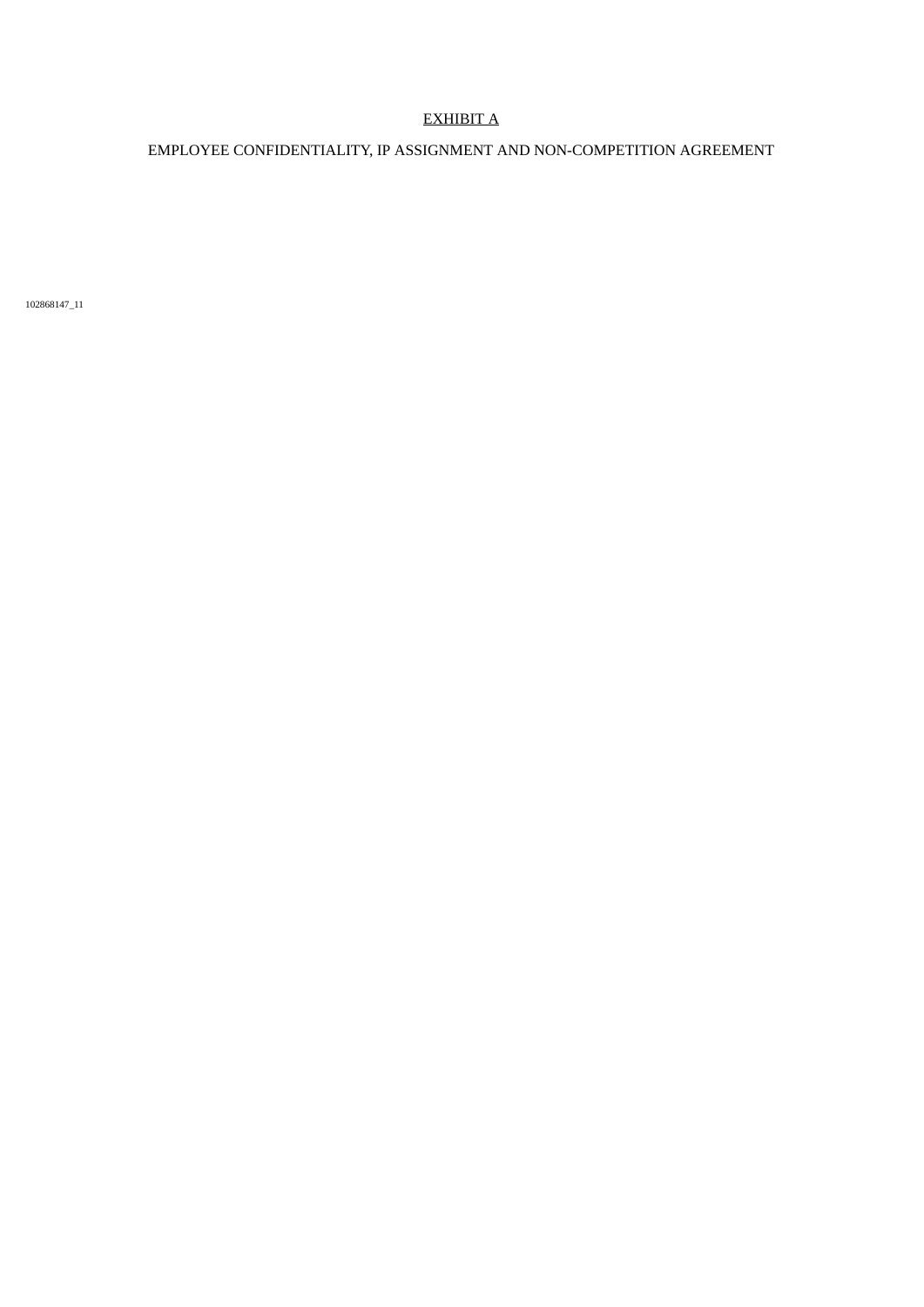# EXHIBIT A

## EMPLOYEE CONFIDENTIALITY, IP ASSIGNMENT AND NON-COMPETITION AGREEMENT

102868147_11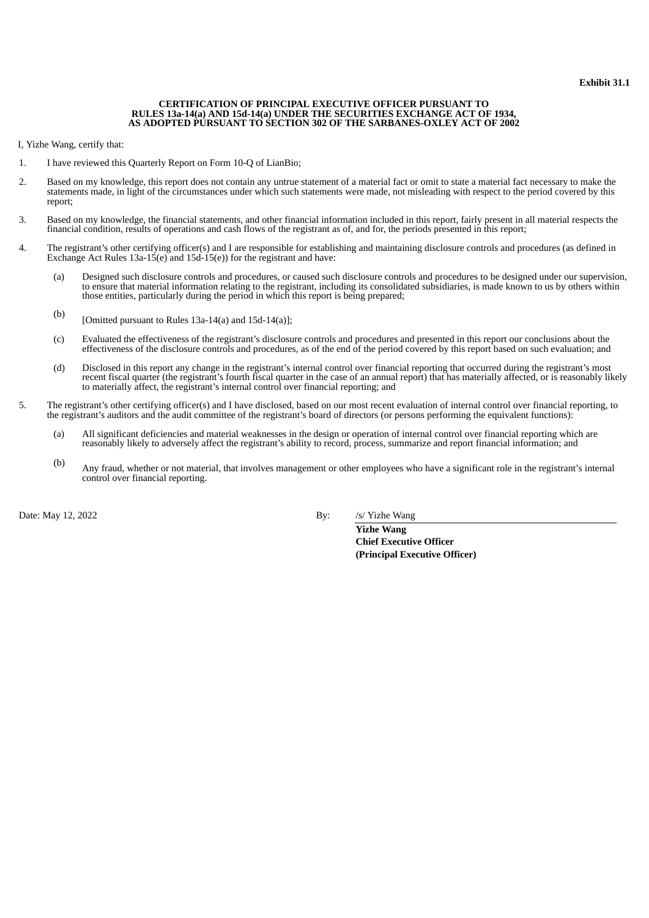**Exhibit 31.1**

**CERTIFICATION OF PRINCIPAL EXECUTIVE OFFICER PURSUANT TO RULES 13a-14(a) AND 15d-14(a) UNDER THE SECURITIES EXCHANGE ACT OF 1934, AS ADOPTED PURSUANT TO SECTION 302 OF THE SARBANES-OXLEY ACT OF 2002**

I, Yizhe Wang, certify that:

1. I have reviewed this Quarterly Report on Form 10-Q of LianBio;

2. Based on my knowledge, this report does not contain any untrue statement of a material fact or omit to state a material fact necessary to make the statements made, in light of the circumstances under which such statements were made, not misleading with respect to the period covered by this report;

3. Based on my knowledge, the financial statements, and other financial information included in this report, fairly present in all material respects the financial condition, results of operations and cash flows of the registrant as of, and for, the periods presented in this report;

4. The registrant's other certifying officer(s) and I are responsible for establishing and maintaining disclosure controls and procedures (as defined in Exchange Act Rules 13a-15(e) and 15d-15(e)) for the registrant and have:

   (a) Designed such disclosure controls and procedures, or caused such disclosure controls and procedures to be designed under our supervision, to ensure that material information relating to the registrant, including its consolidated subsidiaries, is made known to us by others within those entities, particularly during the period in which this report is being prepared;

   (b) [Omitted pursuant to Rules 13a-14(a) and 15d-14(a)];

   (c) Evaluated the effectiveness of the registrant's disclosure controls and procedures and presented in this report our conclusions about the effectiveness of the disclosure controls and procedures, as of the end of the period covered by this report based on such evaluation; and

   (d) Disclosed in this report any change in the registrant's internal control over financial reporting that occurred during the registrant's most recent fiscal quarter (the registrant's fourth fiscal quarter in the case of an annual report) that has materially affected, or is reasonably likely to materially affect, the registrant's internal control over financial reporting; and

5. The registrant's other certifying officer(s) and I have disclosed, based on our most recent evaluation of internal control over financial reporting, to the registrant's auditors and the audit committee of the registrant's board of directors (or persons performing the equivalent functions):

   (a) All significant deficiencies and material weaknesses in the design or operation of internal control over financial reporting which are reasonably likely to adversely affect the registrant's ability to record, process, summarize and report financial information; and

   (b) Any fraud, whether or not material, that involves management or other employees who have a significant role in the registrant's internal control over financial reporting.

Date: May 12, 2022

By: /s/ Yizhe Wang

**Yizhe Wang**
**Chief Executive Officer**
**(Principal Executive Officer)**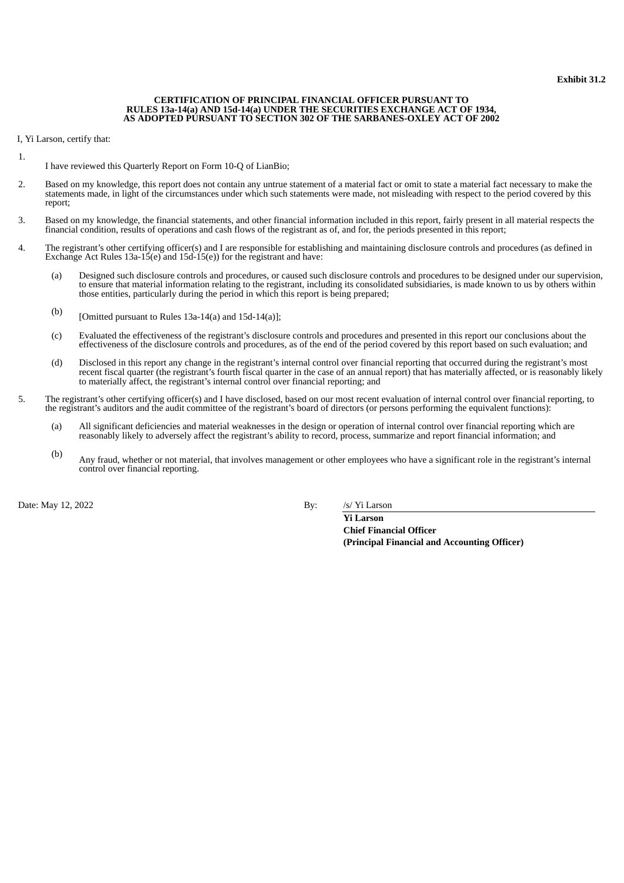**Exhibit 31.2**

**CERTIFICATION OF PRINCIPAL FINANCIAL OFFICER PURSUANT TO RULES 13a-14(a) AND 15d-14(a) UNDER THE SECURITIES EXCHANGE ACT OF 1934, AS ADOPTED PURSUANT TO SECTION 302 OF THE SARBANES-OXLEY ACT OF 2002**

I, Yi Larson, certify that:

1. I have reviewed this Quarterly Report on Form 10-Q of LianBio;

2. Based on my knowledge, this report does not contain any untrue statement of a material fact or omit to state a material fact necessary to make the statements made, in light of the circumstances under which such statements were made, not misleading with respect to the period covered by this report;

3. Based on my knowledge, the financial statements, and other financial information included in this report, fairly present in all material respects the financial condition, results of operations and cash flows of the registrant as of, and for, the periods presented in this report;

4. The registrant's other certifying officer(s) and I are responsible for establishing and maintaining disclosure controls and procedures (as defined in Exchange Act Rules 13a-15(e) and 15d-15(e)) for the registrant and have:

   (a) Designed such disclosure controls and procedures, or caused such disclosure controls and procedures to be designed under our supervision, to ensure that material information relating to the registrant, including its consolidated subsidiaries, is made known to us by others within those entities, particularly during the period in which this report is being prepared;

   (b) [Omitted pursuant to Rules 13a-14(a) and 15d-14(a)];

   (c) Evaluated the effectiveness of the registrant's disclosure controls and procedures and presented in this report our conclusions about the effectiveness of the disclosure controls and procedures, as of the end of the period covered by this report based on such evaluation; and

   (d) Disclosed in this report any change in the registrant's internal control over financial reporting that occurred during the registrant's most recent fiscal quarter (the registrant's fourth fiscal quarter in the case of an annual report) that has materially affected, or is reasonably likely to materially affect, the registrant's internal control over financial reporting; and

5. The registrant's other certifying officer(s) and I have disclosed, based on our most recent evaluation of internal control over financial reporting, to the registrant's auditors and the audit committee of the registrant's board of directors (or persons performing the equivalent functions):

   (a) All significant deficiencies and material weaknesses in the design or operation of internal control over financial reporting which are reasonably likely to adversely affect the registrant's ability to record, process, summarize and report financial information; and

   (b) Any fraud, whether or not material, that involves management or other employees who have a significant role in the registrant's internal control over financial reporting.

Date: May 12, 2022

By: /s/ Yi Larson

**Yi Larson**
**Chief Financial Officer**
**(Principal Financial and Accounting Officer)**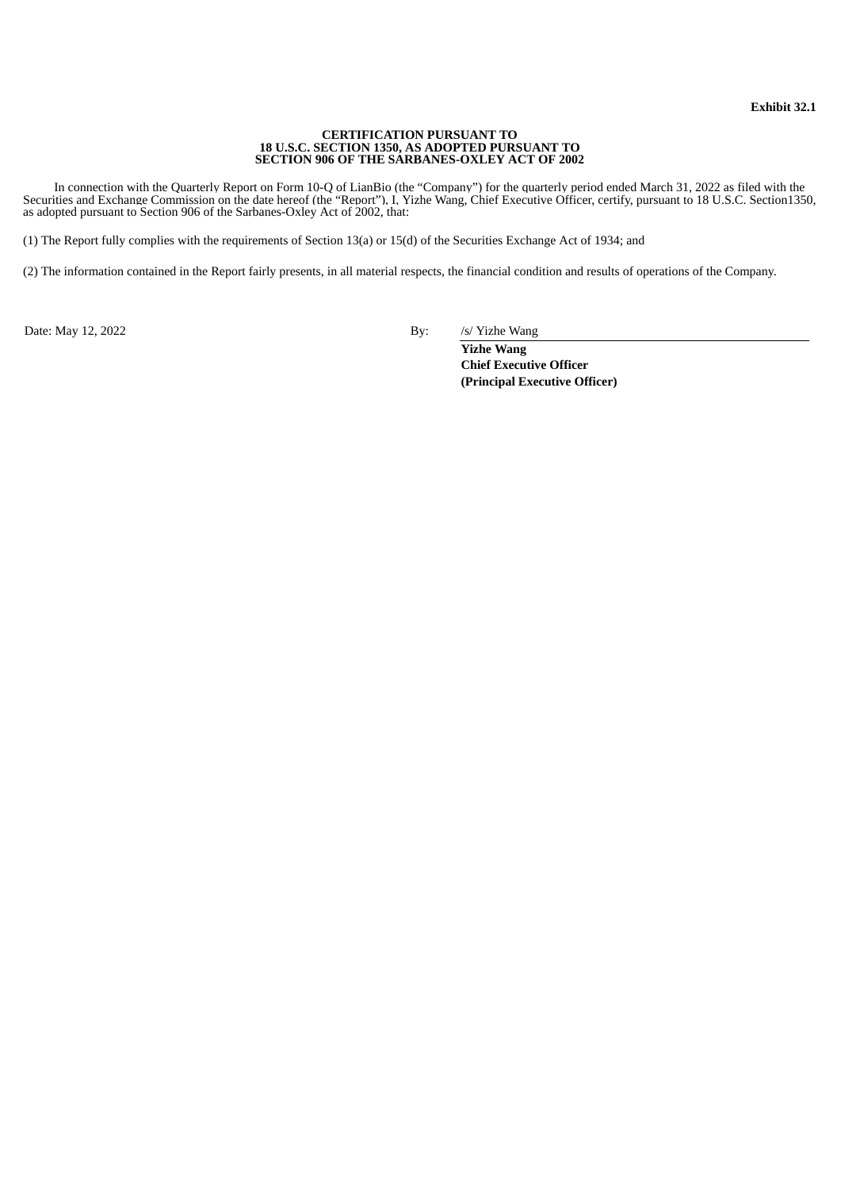**Exhibit 32.1**

**CERTIFICATION PURSUANT TO**
**18 U.S.C. SECTION 1350, AS ADOPTED PURSUANT TO**
**SECTION 906 OF THE SARBANES-OXLEY ACT OF 2002**

In connection with the Quarterly Report on Form 10-Q of LianBio (the "Company") for the quarterly period ended March 31, 2022 as filed with the Securities and Exchange Commission on the date hereof (the "Report"), I, Yizhe Wang, Chief Executive Officer, certify, pursuant to 18 U.S.C. Section1350, as adopted pursuant to Section 906 of the Sarbanes-Oxley Act of 2002, that:

(1) The Report fully complies with the requirements of Section 13(a) or 15(d) of the Securities Exchange Act of 1934; and

(2) The information contained in the Report fairly presents, in all material respects, the financial condition and results of operations of the Company.

Date: May 12, 2022

By: /s/ Yizhe Wang

**Yizhe Wang**
**Chief Executive Officer**
**(Principal Executive Officer)**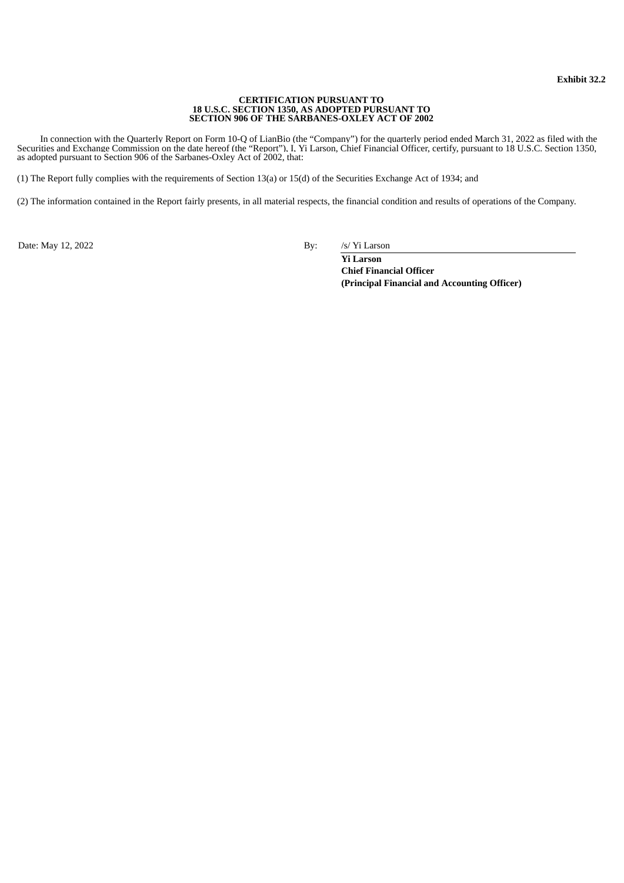**Exhibit 32.2**

**CERTIFICATION PURSUANT TO 18 U.S.C. SECTION 1350, AS ADOPTED PURSUANT TO SECTION 906 OF THE SARBANES-OXLEY ACT OF 2002**

In connection with the Quarterly Report on Form 10-Q of LianBio (the "Company") for the quarterly period ended March 31, 2022 as filed with the Securities and Exchange Commission on the date hereof (the "Report"), I, Yi Larson, Chief Financial Officer, certify, pursuant to 18 U.S.C. Section 1350, as adopted pursuant to Section 906 of the Sarbanes-Oxley Act of 2002, that:

(1) The Report fully complies with the requirements of Section 13(a) or 15(d) of the Securities Exchange Act of 1934; and

(2) The information contained in the Report fairly presents, in all material respects, the financial condition and results of operations of the Company.

Date: May 12, 2022

By: /s/ Yi Larson

**Yi Larson**
**Chief Financial Officer**
**(Principal Financial and Accounting Officer)**